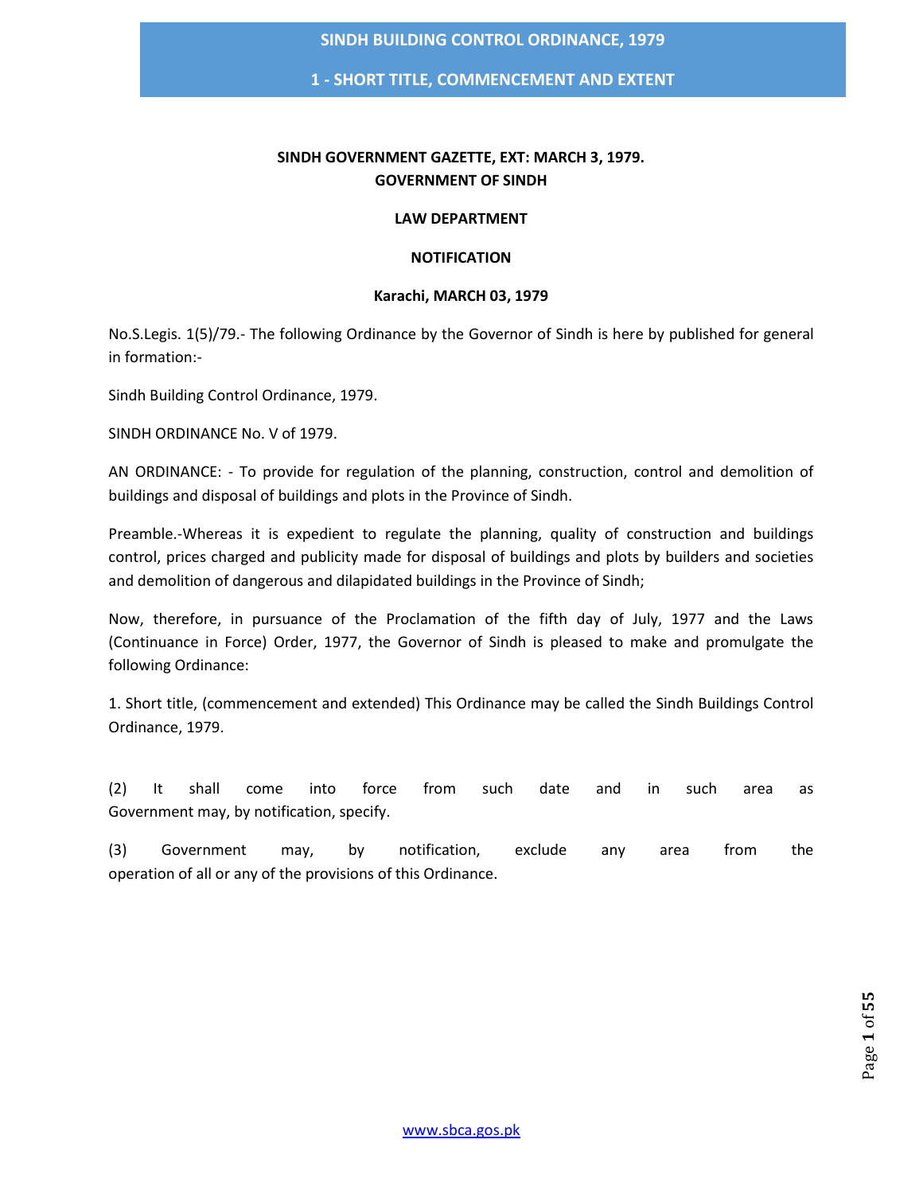**SINDH GOVERNMENT GAZETTE, EXT: MARCH 3, 1979.**
**GOVERNMENT OF SINDH**

**LAW DEPARTMENT**

**NOTIFICATION**

**Karachi, MARCH 03, 1979**

No.S.Legis. 1(5)/79.- The following Ordinance by the Governor of Sindh is here by published for general in formation:-

Sindh Building Control Ordinance, 1979.

SINDH ORDINANCE No. V of 1979.

AN ORDINANCE: - To provide for regulation of the planning, construction, control and demolition of buildings and disposal of buildings and plots in the Province of Sindh.

Preamble.-Whereas it is expedient to regulate the planning, quality of construction and buildings control, prices charged and publicity made for disposal of buildings and plots by builders and societies and demolition of dangerous and dilapidated buildings in the Province of Sindh;

Now, therefore, in pursuance of the Proclamation of the fifth day of July, 1977 and the Laws (Continuance in Force) Order, 1977, the Governor of Sindh is pleased to make and promulgate the following Ordinance:

1. Short title, (commencement and extended) This Ordinance may be called the Sindh Buildings Control Ordinance, 1979.

(2) It shall come into force from such date and in such area as Government may, by notification, specify.

(3) Government may, by notification, exclude any area from the operation of all or any of the provisions of this Ordinance.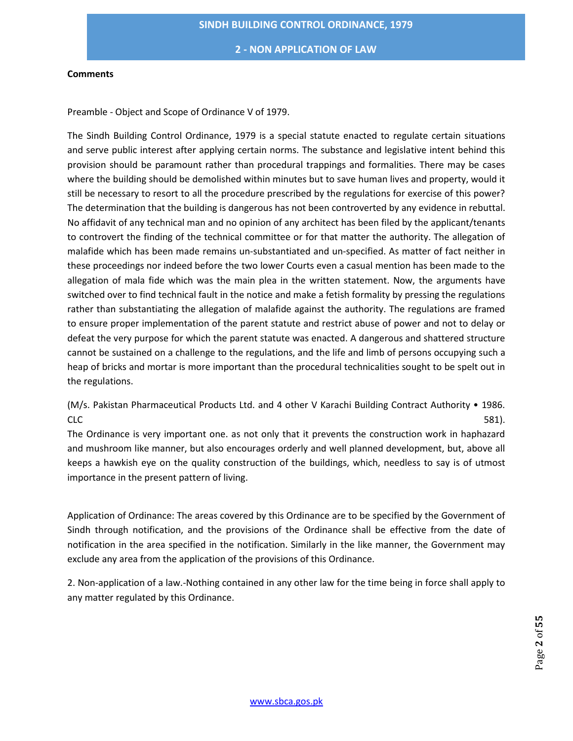**Comments**

Preamble - Object and Scope of Ordinance V of 1979.

The Sindh Building Control Ordinance, 1979 is a special statute enacted to regulate certain situations and serve public interest after applying certain norms. The substance and legislative intent behind this provision should be paramount rather than procedural trappings and formalities. There may be cases where the building should be demolished within minutes but to save human lives and property, would it still be necessary to resort to all the procedure prescribed by the regulations for exercise of this power? The determination that the building is dangerous has not been controverted by any evidence in rebuttal. No affidavit of any technical man and no opinion of any architect has been filed by the applicant/tenants to controvert the finding of the technical committee or for that matter the authority. The allegation of malafide which has been made remains un-substantiated and un-specified. As matter of fact neither in these proceedings nor indeed before the two lower Courts even a casual mention has been made to the allegation of mala fide which was the main plea in the written statement. Now, the arguments have switched over to find technical fault in the notice and make a fetish formality by pressing the regulations rather than substantiating the allegation of malafide against the authority. The regulations are framed to ensure proper implementation of the parent statute and restrict abuse of power and not to delay or defeat the very purpose for which the parent statute was enacted. A dangerous and shattered structure cannot be sustained on a challenge to the regulations, and the life and limb of persons occupying such a heap of bricks and mortar is more important than the procedural technicalities sought to be spelt out in the regulations.

(M/s. Pakistan Pharmaceutical Products Ltd. and 4 other V Karachi Building Contract Authority • 1986. CLC 581).

The Ordinance is very important one. as not only that it prevents the construction work in haphazard and mushroom like manner, but also encourages orderly and well planned development, but, above all keeps a hawkish eye on the quality construction of the buildings, which, needless to say is of utmost importance in the present pattern of living.

Application of Ordinance: The areas covered by this Ordinance are to be specified by the Government of Sindh through notification, and the provisions of the Ordinance shall be effective from the date of notification in the area specified in the notification. Similarly in the like manner, the Government may exclude any area from the application of the provisions of this Ordinance.

2. Non-application of a law.-Nothing contained in any other law for the time being in force shall apply to any matter regulated by this Ordinance.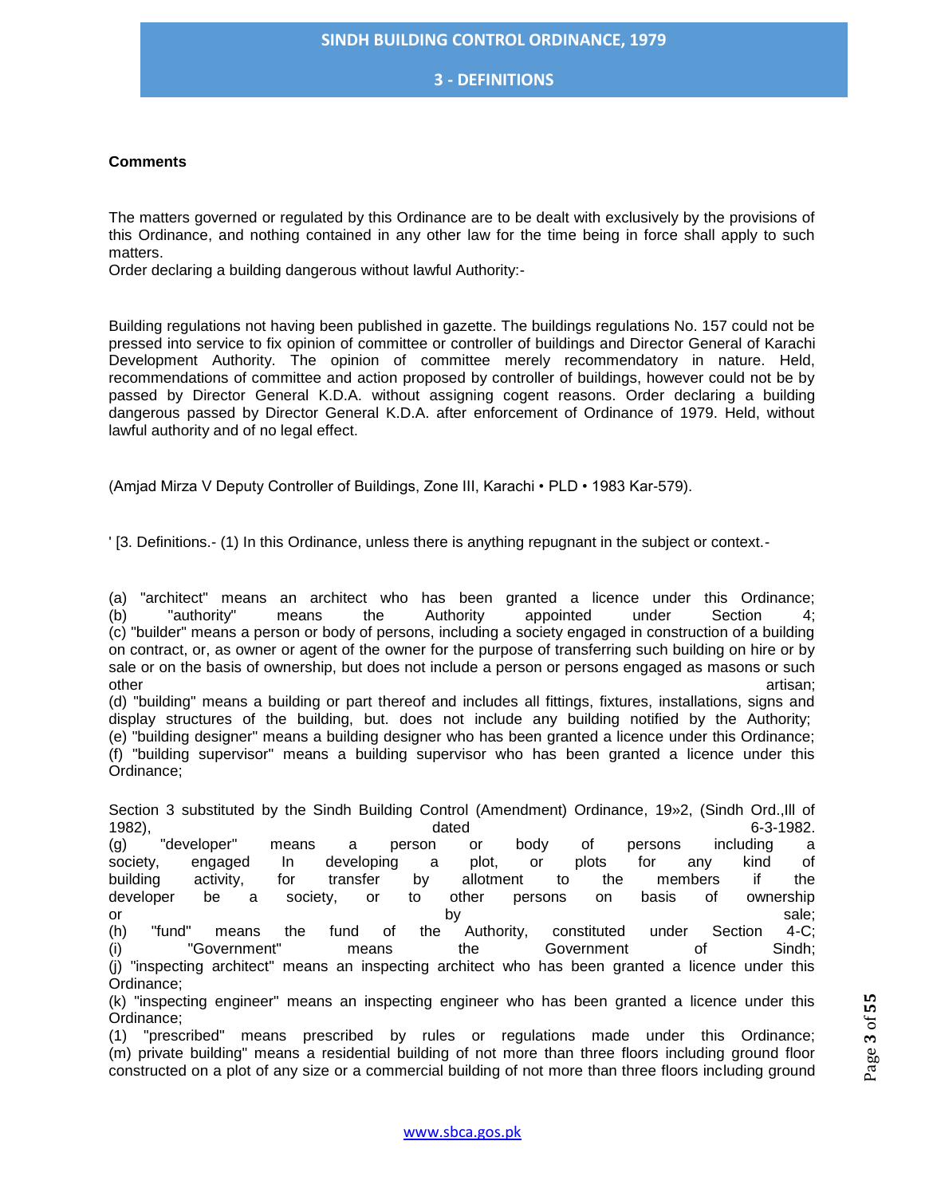**Comments**

The matters governed or regulated by this Ordinance are to be dealt with exclusively by the provisions of this Ordinance, and nothing contained in any other law for the time being in force shall apply to such matters.

Order declaring a building dangerous without lawful Authority:-

Building regulations not having been published in gazette. The buildings regulations No. 157 could not be pressed into service to fix opinion of committee or controller of buildings and Director General of Karachi Development Authority. The opinion of committee merely recommendatory in nature. Held, recommendations of committee and action proposed by controller of buildings, however could not be by passed by Director General K.D.A. without assigning cogent reasons. Order declaring a building dangerous passed by Director General K.D.A. after enforcement of Ordinance of 1979. Held, without lawful authority and of no legal effect.

(Amjad Mirza V Deputy Controller of Buildings, Zone III, Karachi • PLD • 1983 Kar-579).

' [3. Definitions.- (1) In this Ordinance, unless there is anything repugnant in the subject or context.-

(a) "architect" means an architect who has been granted a licence under this Ordinance;
(b) "authority" means the Authority appointed under Section 4;
(c) "builder" means a person or body of persons, including a society engaged in construction of a building on contract, or, as owner or agent of the owner for the purpose of transferring such building on hire or by sale or on the basis of ownership, but does not include a person or persons engaged as masons or such other artisan;
(d) "building" means a building or part thereof and includes all fittings, fixtures, installations, signs and display structures of the building, but. does not include any building notified by the Authority;
(e) "building designer" means a building designer who has been granted a licence under this Ordinance;
(f) "building supervisor" means a building supervisor who has been granted a licence under this Ordinance;

Section 3 substituted by the Sindh Building Control (Amendment) Ordinance, 19»2, (Sindh Ord.,Ill of 1982), dated 6-3-1982.

(g) "developer" means a person or body of persons including a society, engaged In developing a plot, or plots for any kind of building activity, for transfer by allotment to the members if the developer be a society, or to other persons on basis of ownership or by sale;
(h) "fund" means the fund of the Authority, constituted under Section 4-C;
(i) "Government" means the Government of Sindh;
(j) "inspecting architect" means an inspecting architect who has been granted a licence under this Ordinance;
(k) "inspecting engineer" means an inspecting engineer who has been granted a licence under this Ordinance;
(1) "prescribed" means prescribed by rules or regulations made under this Ordinance;
(m) private building" means a residential building of not more than three floors including ground floor constructed on a plot of any size or a commercial building of not more than three floors including ground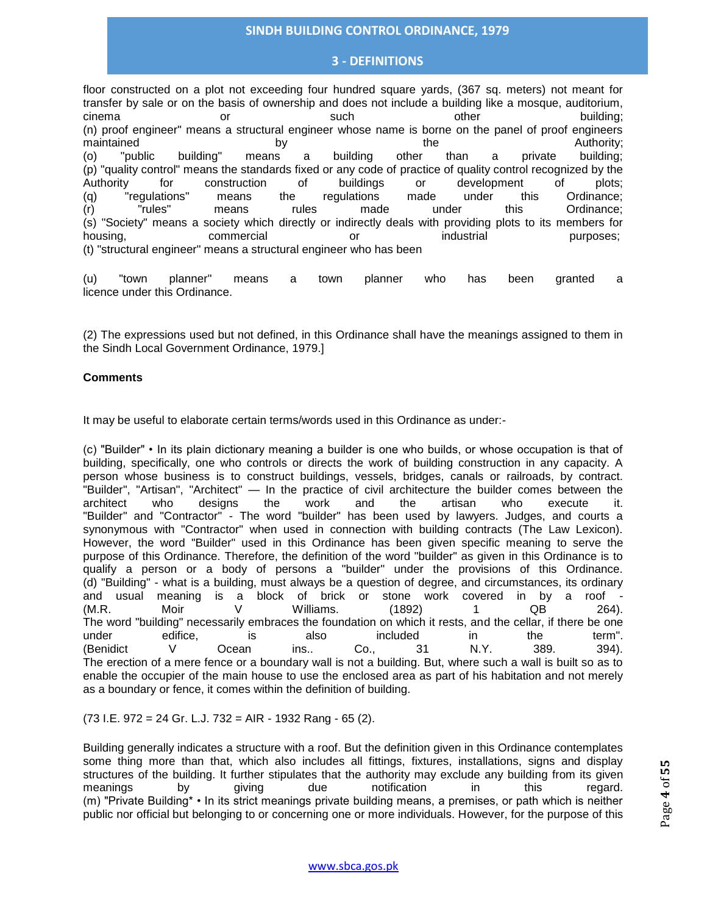floor constructed on a plot not exceeding four hundred square yards, (367 sq. meters) not meant for transfer by sale or on the basis of ownership and does not include a building like a mosque, auditorium, cinema or such other building;
(n) proof engineer" means a structural engineer whose name is borne on the panel of proof engineers maintained by the Authority;
(o) "public building" means a building other than a private building;
(p) "quality control" means the standards fixed or any code of practice of quality control recognized by the Authority for construction of buildings or development of plots;
(q) "regulations" means the regulations made under this Ordinance;
(r) "rules" means rules made under this Ordinance;
(s) "Society" means a society which directly or indirectly deals with providing plots to its members for housing, commercial or industrial purposes;
(t) "structural engineer" means a structural engineer who has been

(u) "town planner" means a town planner who has been granted a licence under this Ordinance.

(2) The expressions used but not defined, in this Ordinance shall have the meanings assigned to them in the Sindh Local Government Ordinance, 1979.]

**Comments**

It may be useful to elaborate certain terms/words used in this Ordinance as under:-

(c) "Builder" • In its plain dictionary meaning a builder is one who builds, or whose occupation is that of building, specifically, one who controls or directs the work of building construction in any capacity. A person whose business is to construct buildings, vessels, bridges, canals or railroads, by contract. "Builder", "Artisan", "Architect" — In the practice of civil architecture the builder comes between the architect who designs the work and the artisan who execute it. "Builder" and "Contractor" - The word "builder" has been used by lawyers. Judges, and courts a synonymous with "Contractor" when used in connection with building contracts (The Law Lexicon). However, the word "Builder" used in this Ordinance has been given specific meaning to serve the purpose of this Ordinance. Therefore, the definition of the word "builder" as given in this Ordinance is to qualify a person or a body of persons a "builder" under the provisions of this Ordinance.
(d) "Building" - what is a building, must always be a question of degree, and circumstances, its ordinary and usual meaning is a block of brick or stone work covered in by a roof - (M.R. Moir V Williams. (1892) 1 QB 264).
The word "building" necessarily embraces the foundation on which it rests, and the cellar, if there be one under edifice, is also included in the term". (Benidict V Ocean ins.. Co., 31 N.Y. 389. 394).
The erection of a mere fence or a boundary wall is not a building. But, where such a wall is built so as to enable the occupier of the main house to use the enclosed area as part of his habitation and not merely as a boundary or fence, it comes within the definition of building.

(73 I.E. 972 = 24 Gr. L.J. 732 = AIR - 1932 Rang - 65 (2).

Building generally indicates a structure with a roof. But the definition given in this Ordinance contemplates some thing more than that, which also includes all fittings, fixtures, installations, signs and display structures of the building. It further stipulates that the authority may exclude any building from its given meanings by giving due notification in this regard.
(m) "Private Building* • In its strict meanings private building means, a premises, or path which is neither public nor official but belonging to or concerning one or more individuals. However, for the purpose of this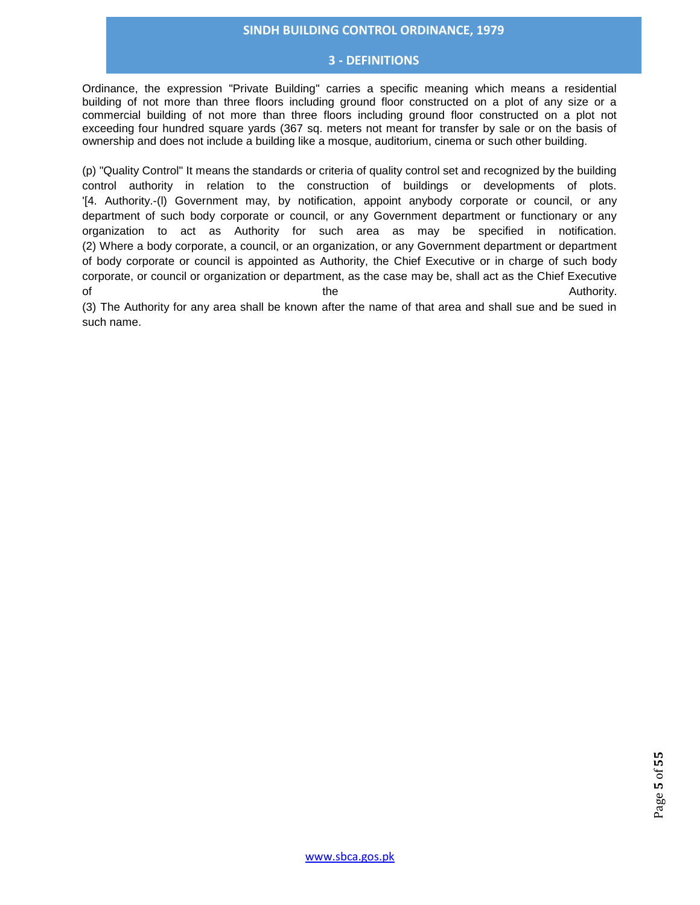Ordinance, the expression "Private Building" carries a specific meaning which means a residential building of not more than three floors including ground floor constructed on a plot of any size or a commercial building of not more than three floors including ground floor constructed on a plot not exceeding four hundred square yards (367 sq. meters not meant for transfer by sale or on the basis of ownership and does not include a building like a mosque, auditorium, cinema or such other building.

(p) "Quality Control" It means the standards or criteria of quality control set and recognized by the building control authority in relation to the construction of buildings or developments of plots.
'[4. Authority.-(l) Government may, by notification, appoint anybody corporate or council, or any department of such body corporate or council, or any Government department or functionary or any organization to act as Authority for such area as may be specified in notification.
(2) Where a body corporate, a council, or an organization, or any Government department or department of body corporate or council is appointed as Authority, the Chief Executive or in charge of such body corporate, or council or organization or department, as the case may be, shall act as the Chief Executive of the Authority.
(3) The Authority for any area shall be known after the name of that area and shall sue and be sued in such name.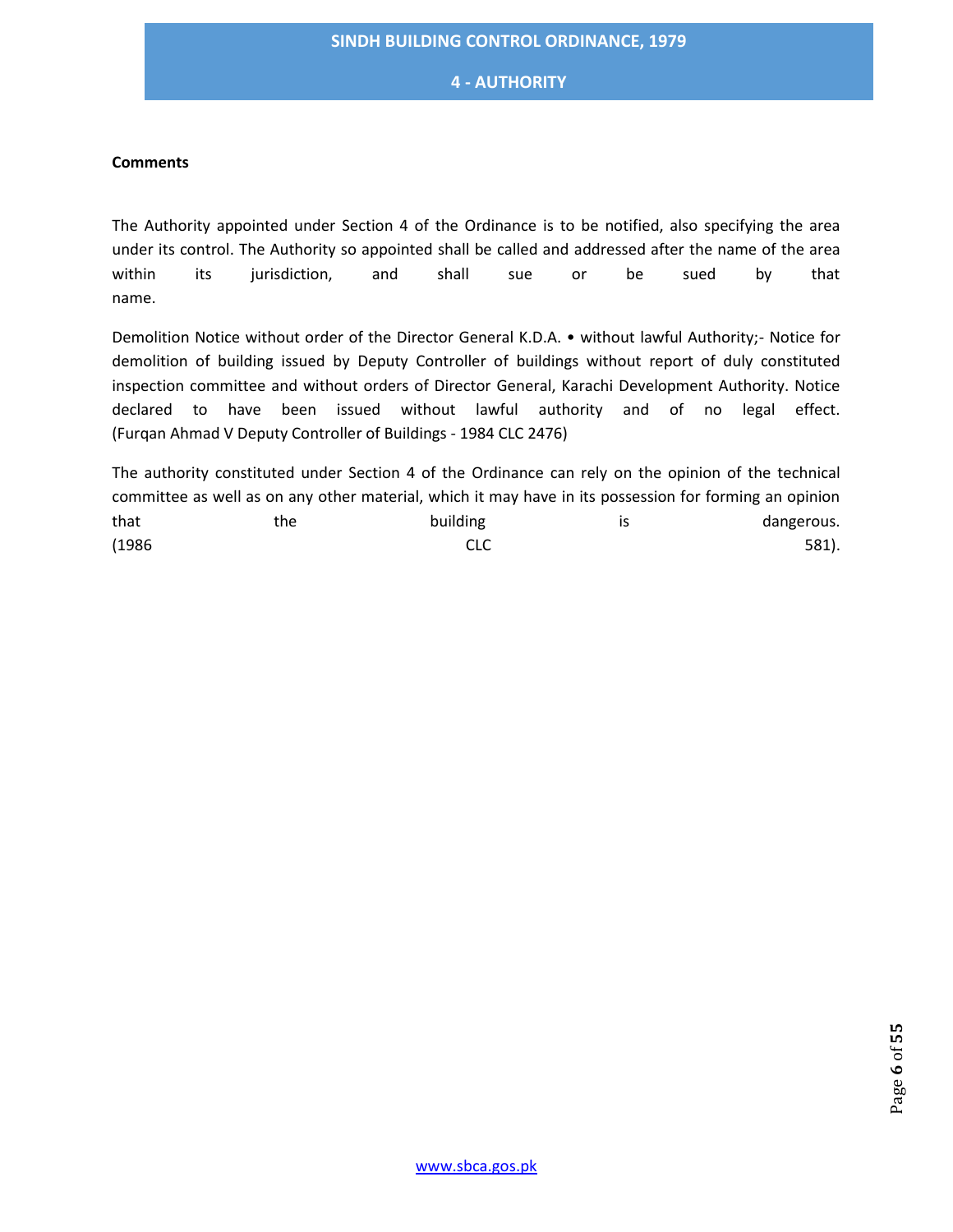**Comments**

The Authority appointed under Section 4 of the Ordinance is to be notified, also specifying the area under its control. The Authority so appointed shall be called and addressed after the name of the area within its jurisdiction, and shall sue or be sued by that name.

Demolition Notice without order of the Director General K.D.A. • without lawful Authority;- Notice for demolition of building issued by Deputy Controller of buildings without report of duly constituted inspection committee and without orders of Director General, Karachi Development Authority. Notice declared to have been issued without lawful authority and of no legal effect. (Furqan Ahmad V Deputy Controller of Buildings - 1984 CLC 2476)

The authority constituted under Section 4 of the Ordinance can rely on the opinion of the technical committee as well as on any other material, which it may have in its possession for forming an opinion that the building is dangerous. (1986 CLC 581).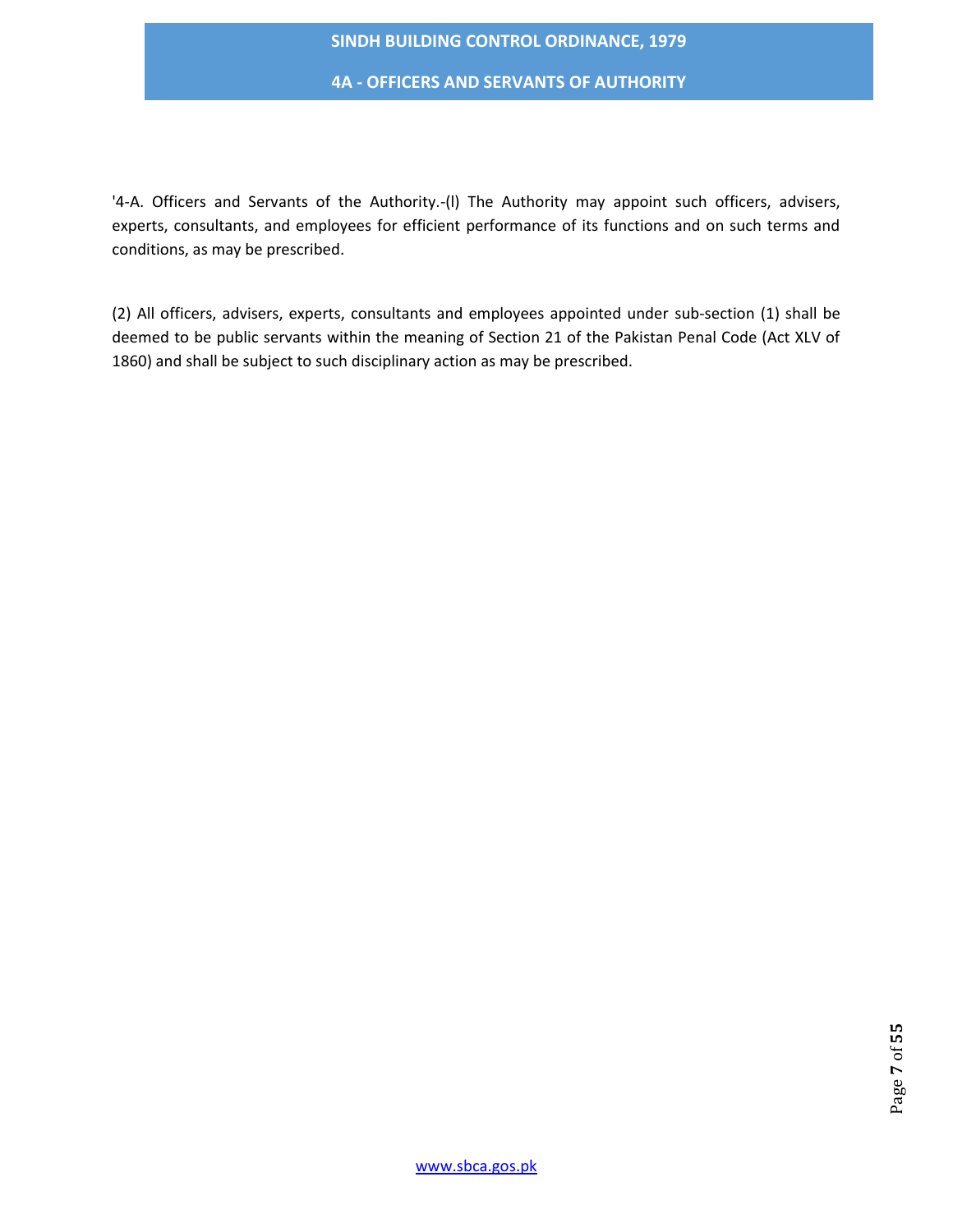'4-A. Officers and Servants of the Authority.-(l) The Authority may appoint such officers, advisers, experts, consultants, and employees for efficient performance of its functions and on such terms and conditions, as may be prescribed.

(2) All officers, advisers, experts, consultants and employees appointed under sub-section (1) shall be deemed to be public servants within the meaning of Section 21 of the Pakistan Penal Code (Act XLV of 1860) and shall be subject to such disciplinary action as may be prescribed.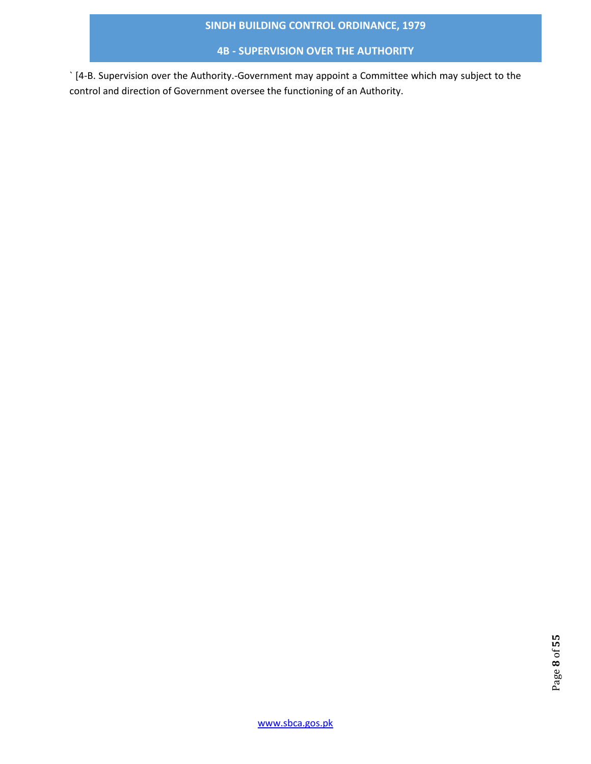` [4-B. Supervision over the Authority.-Government may appoint a Committee which may subject to the control and direction of Government oversee the functioning of an Authority.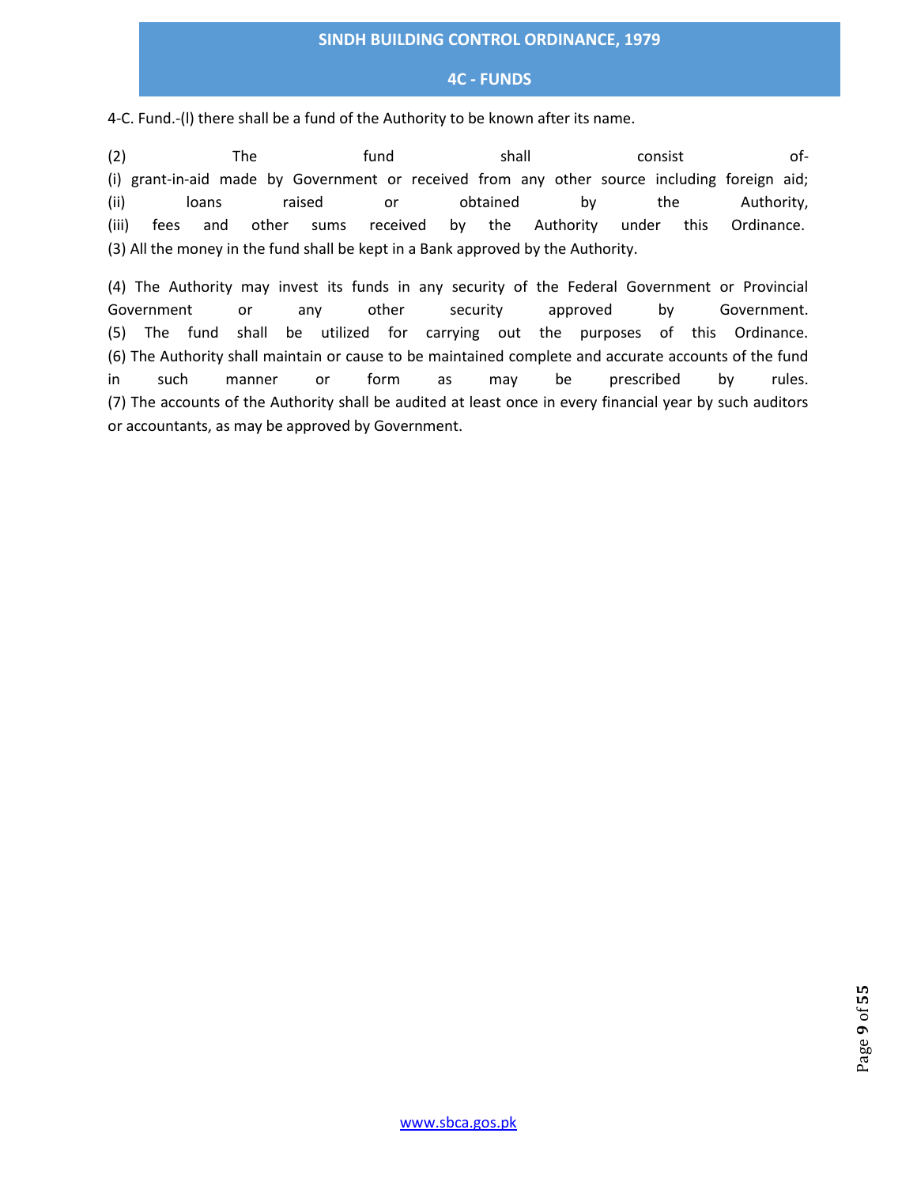4-C. Fund.-(l) there shall be a fund of the Authority to be known after its name.

(2) The fund shall consist of-
(i) grant-in-aid made by Government or received from any other source including foreign aid;
(ii) loans raised or obtained by the Authority,
(iii) fees and other sums received by the Authority under this Ordinance.
(3) All the money in the fund shall be kept in a Bank approved by the Authority.

(4) The Authority may invest its funds in any security of the Federal Government or Provincial Government or any other security approved by Government.
(5) The fund shall be utilized for carrying out the purposes of this Ordinance.
(6) The Authority shall maintain or cause to be maintained complete and accurate accounts of the fund in such manner or form as may be prescribed by rules.
(7) The accounts of the Authority shall be audited at least once in every financial year by such auditors or accountants, as may be approved by Government.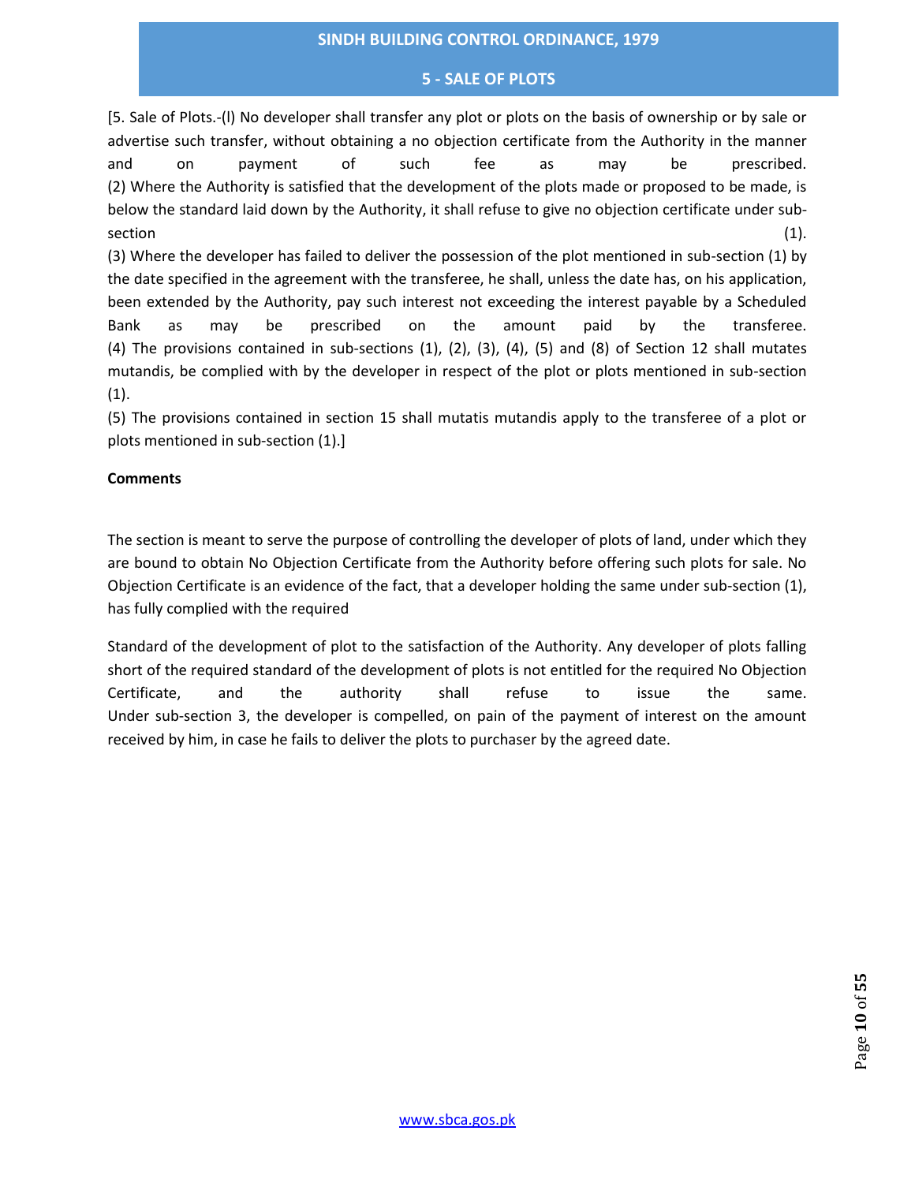[5. Sale of Plots.-(l) No developer shall transfer any plot or plots on the basis of ownership or by sale or advertise such transfer, without obtaining a no objection certificate from the Authority in the manner and on payment of such fee as may be prescribed.

(2) Where the Authority is satisfied that the development of the plots made or proposed to be made, is below the standard laid down by the Authority, it shall refuse to give no objection certificate under sub-section (1).

(3) Where the developer has failed to deliver the possession of the plot mentioned in sub-section (1) by the date specified in the agreement with the transferee, he shall, unless the date has, on his application, been extended by the Authority, pay such interest not exceeding the interest payable by a Scheduled Bank as may be prescribed on the amount paid by the transferee.

(4) The provisions contained in sub-sections (1), (2), (3), (4), (5) and (8) of Section 12 shall mutates mutandis, be complied with by the developer in respect of the plot or plots mentioned in sub-section (1).

(5) The provisions contained in section 15 shall mutatis mutandis apply to the transferee of a plot or plots mentioned in sub-section (1).]

**Comments**

The section is meant to serve the purpose of controlling the developer of plots of land, under which they are bound to obtain No Objection Certificate from the Authority before offering such plots for sale. No Objection Certificate is an evidence of the fact, that a developer holding the same under sub-section (1), has fully complied with the required

Standard of the development of plot to the satisfaction of the Authority. Any developer of plots falling short of the required standard of the development of plots is not entitled for the required No Objection Certificate, and the authority shall refuse to issue the same.

Under sub-section 3, the developer is compelled, on pain of the payment of interest on the amount received by him, in case he fails to deliver the plots to purchaser by the agreed date.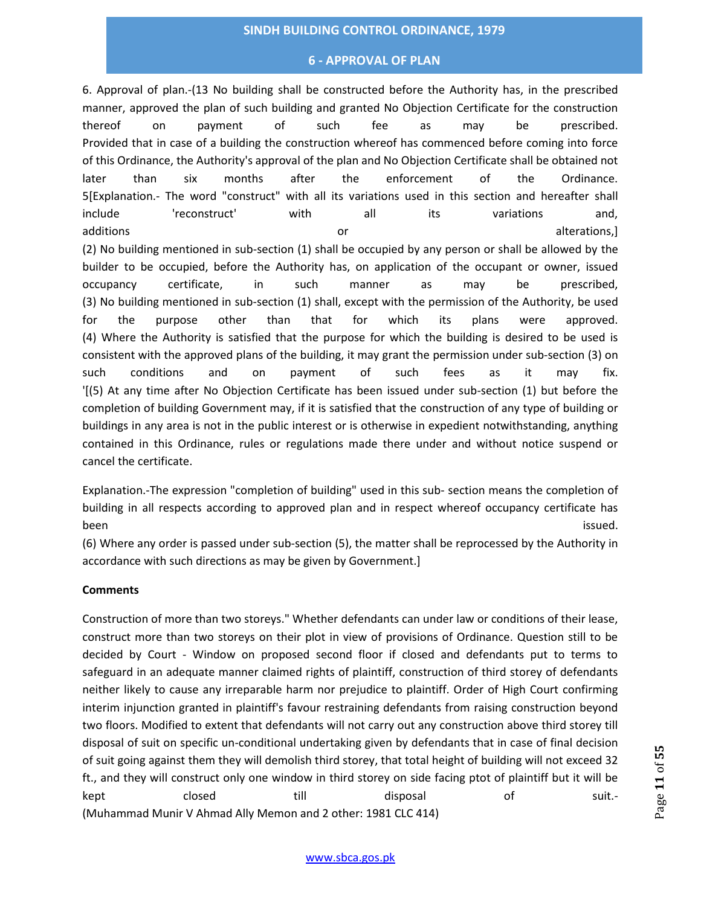6. Approval of plan.-(13 No building shall be constructed before the Authority has, in the prescribed manner, approved the plan of such building and granted No Objection Certificate for the construction thereof on payment of such fee as may be prescribed. Provided that in case of a building the construction whereof has commenced before coming into force of this Ordinance, the Authority's approval of the plan and No Objection Certificate shall be obtained not later than six months after the enforcement of the Ordinance. 5[Explanation.- The word "construct" with all its variations used in this section and hereafter shall include 'reconstruct' with all its variations and, additions or alterations,]

(2) No building mentioned in sub-section (1) shall be occupied by any person or shall be allowed by the builder to be occupied, before the Authority has, on application of the occupant or owner, issued occupancy certificate, in such manner as may be prescribed,

(3) No building mentioned in sub-section (1) shall, except with the permission of the Authority, be used for the purpose other than that for which its plans were approved.

(4) Where the Authority is satisfied that the purpose for which the building is desired to be used is consistent with the approved plans of the building, it may grant the permission under sub-section (3) on such conditions and on payment of such fees as it may fix.

'[(5) At any time after No Objection Certificate has been issued under sub-section (1) but before the completion of building Government may, if it is satisfied that the construction of any type of building or buildings in any area is not in the public interest or is otherwise in expedient notwithstanding, anything contained in this Ordinance, rules or regulations made there under and without notice suspend or cancel the certificate.

Explanation.-The expression "completion of building" used in this sub- section means the completion of building in all respects according to approved plan and in respect whereof occupancy certificate has been issued.

(6) Where any order is passed under sub-section (5), the matter shall be reprocessed by the Authority in accordance with such directions as may be given by Government.]

**Comments**

Construction of more than two storeys." Whether defendants can under law or conditions of their lease, construct more than two storeys on their plot in view of provisions of Ordinance. Question still to be decided by Court - Window on proposed second floor if closed and defendants put to terms to safeguard in an adequate manner claimed rights of plaintiff, construction of third storey of defendants neither likely to cause any irreparable harm nor prejudice to plaintiff. Order of High Court confirming interim injunction granted in plaintiff's favour restraining defendants from raising construction beyond two floors. Modified to extent that defendants will not carry out any construction above third storey till disposal of suit on specific un-conditional undertaking given by defendants that in case of final decision of suit going against them they will demolish third storey, that total height of building will not exceed 32 ft., and they will construct only one window in third storey on side facing ptot of plaintiff but it will be kept closed till disposal of suit.-

(Muhammad Munir V Ahmad Ally Memon and 2 other: 1981 CLC 414)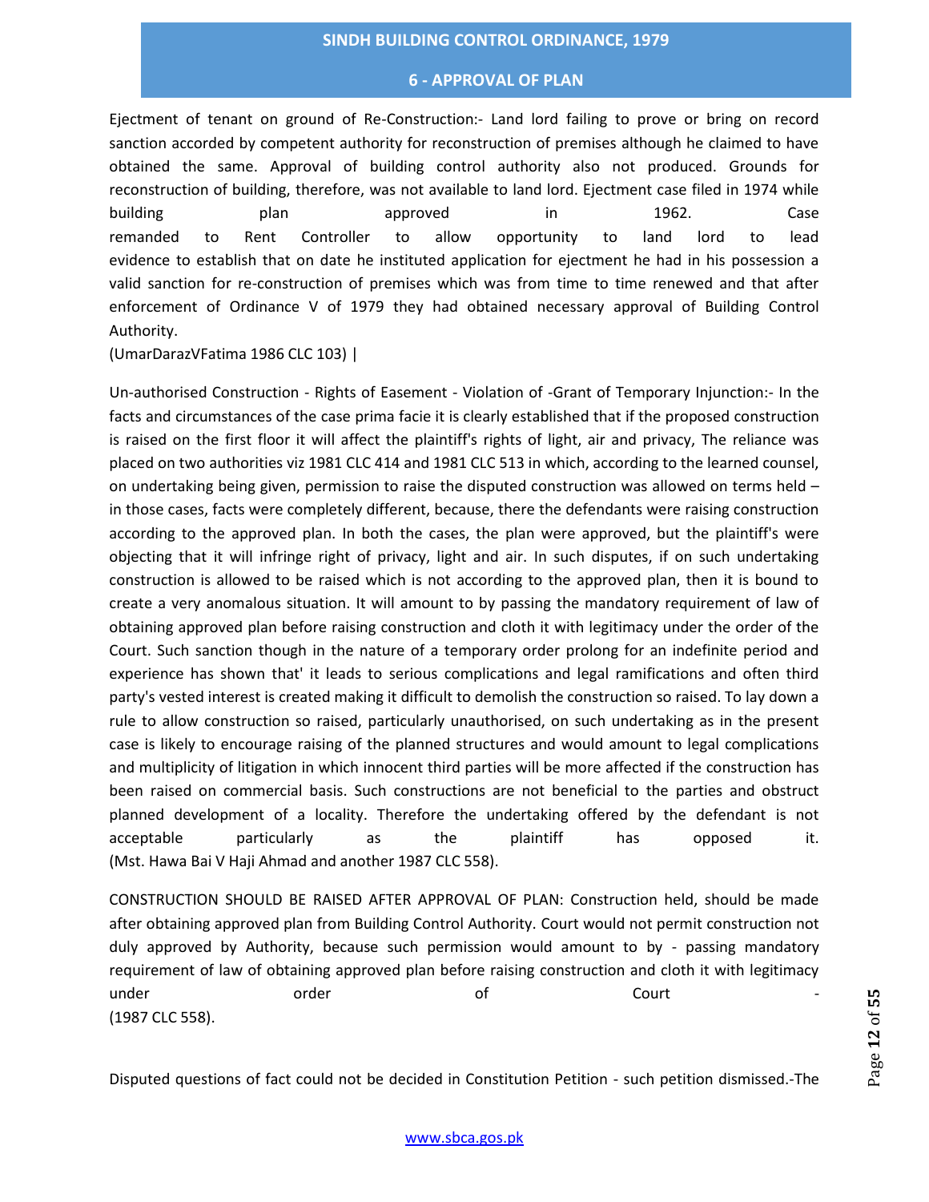Ejectment of tenant on ground of Re-Construction:- Land lord failing to prove or bring on record sanction accorded by competent authority for reconstruction of premises although he claimed to have obtained the same. Approval of building control authority also not produced. Grounds for reconstruction of building, therefore, was not available to land lord. Ejectment case filed in 1974 while building plan approved in 1962. Case remanded to Rent Controller to allow opportunity to land lord to lead evidence to establish that on date he instituted application for ejectment he had in his possession a valid sanction for re-construction of premises which was from time to time renewed and that after enforcement of Ordinance V of 1979 they had obtained necessary approval of Building Control Authority.
(UmarDarazVFatima 1986 CLC 103) |

Un-authorised Construction - Rights of Easement - Violation of -Grant of Temporary Injunction:- In the facts and circumstances of the case prima facie it is clearly established that if the proposed construction is raised on the first floor it will affect the plaintiff's rights of light, air and privacy, The reliance was placed on two authorities viz 1981 CLC 414 and 1981 CLC 513 in which, according to the learned counsel, on undertaking being given, permission to raise the disputed construction was allowed on terms held – in those cases, facts were completely different, because, there the defendants were raising construction according to the approved plan. In both the cases, the plan were approved, but the plaintiff's were objecting that it will infringe right of privacy, light and air. In such disputes, if on such undertaking construction is allowed to be raised which is not according to the approved plan, then it is bound to create a very anomalous situation. It will amount to by passing the mandatory requirement of law of obtaining approved plan before raising construction and cloth it with legitimacy under the order of the Court. Such sanction though in the nature of a temporary order prolong for an indefinite period and experience has shown that' it leads to serious complications and legal ramifications and often third party's vested interest is created making it difficult to demolish the construction so raised. To lay down a rule to allow construction so raised, particularly unauthorised, on such undertaking as in the present case is likely to encourage raising of the planned structures and would amount to legal complications and multiplicity of litigation in which innocent third parties will be more affected if the construction has been raised on commercial basis. Such constructions are not beneficial to the parties and obstruct planned development of a locality. Therefore the undertaking offered by the defendant is not acceptable particularly as the plaintiff has opposed it.
(Mst. Hawa Bai V Haji Ahmad and another 1987 CLC 558).

CONSTRUCTION SHOULD BE RAISED AFTER APPROVAL OF PLAN: Construction held, should be made after obtaining approved plan from Building Control Authority. Court would not permit construction not duly approved by Authority, because such permission would amount to by - passing mandatory requirement of law of obtaining approved plan before raising construction and cloth it with legitimacy under order of Court -
(1987 CLC 558).

Disputed questions of fact could not be decided in Constitution Petition - such petition dismissed.-The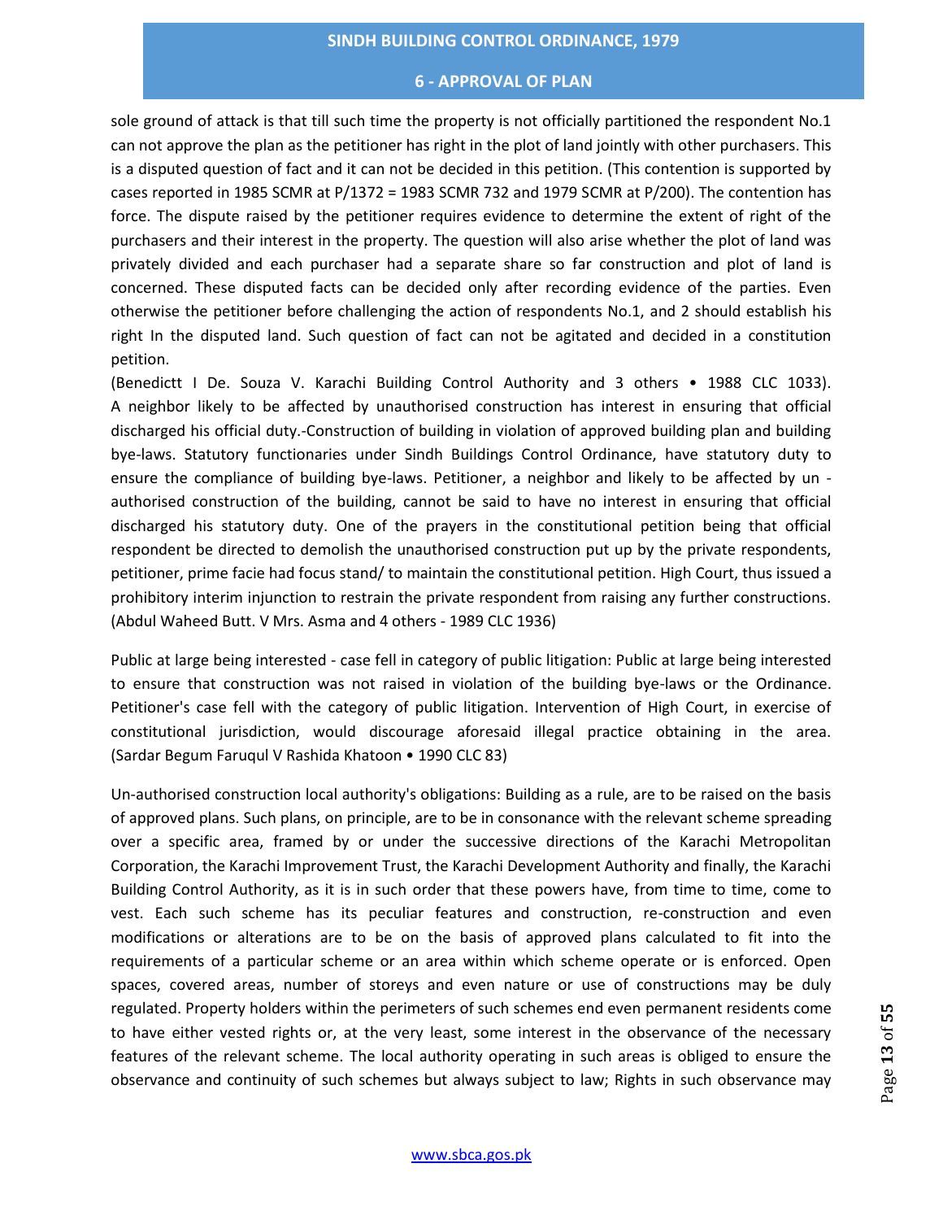sole ground of attack is that till such time the property is not officially partitioned the respondent No.1 can not approve the plan as the petitioner has right in the plot of land jointly with other purchasers. This is a disputed question of fact and it can not be decided in this petition. (This contention is supported by cases reported in 1985 SCMR at P/1372 = 1983 SCMR 732 and 1979 SCMR at P/200). The contention has force. The dispute raised by the petitioner requires evidence to determine the extent of right of the purchasers and their interest in the property. The question will also arise whether the plot of land was privately divided and each purchaser had a separate share so far construction and plot of land is concerned. These disputed facts can be decided only after recording evidence of the parties. Even otherwise the petitioner before challenging the action of respondents No.1, and 2 should establish his right In the disputed land. Such question of fact can not be agitated and decided in a constitution petition.

(Benedictt I De. Souza V. Karachi Building Control Authority and 3 others • 1988 CLC 1033). A neighbor likely to be affected by unauthorised construction has interest in ensuring that official discharged his official duty.-Construction of building in violation of approved building plan and building bye-laws. Statutory functionaries under Sindh Buildings Control Ordinance, have statutory duty to ensure the compliance of building bye-laws. Petitioner, a neighbor and likely to be affected by un - authorised construction of the building, cannot be said to have no interest in ensuring that official discharged his statutory duty. One of the prayers in the constitutional petition being that official respondent be directed to demolish the unauthorised construction put up by the private respondents, petitioner, prime facie had focus stand/ to maintain the constitutional petition. High Court, thus issued a prohibitory interim injunction to restrain the private respondent from raising any further constructions. (Abdul Waheed Butt. V Mrs. Asma and 4 others - 1989 CLC 1936)

Public at large being interested - case fell in category of public litigation: Public at large being interested to ensure that construction was not raised in violation of the building bye-laws or the Ordinance. Petitioner's case fell with the category of public litigation. Intervention of High Court, in exercise of constitutional jurisdiction, would discourage aforesaid illegal practice obtaining in the area. (Sardar Begum Faruqul V Rashida Khatoon • 1990 CLC 83)

Un-authorised construction local authority's obligations: Building as a rule, are to be raised on the basis of approved plans. Such plans, on principle, are to be in consonance with the relevant scheme spreading over a specific area, framed by or under the successive directions of the Karachi Metropolitan Corporation, the Karachi Improvement Trust, the Karachi Development Authority and finally, the Karachi Building Control Authority, as it is in such order that these powers have, from time to time, come to vest. Each such scheme has its peculiar features and construction, re-construction and even modifications or alterations are to be on the basis of approved plans calculated to fit into the requirements of a particular scheme or an area within which scheme operate or is enforced. Open spaces, covered areas, number of storeys and even nature or use of constructions may be duly regulated. Property holders within the perimeters of such schemes end even permanent residents come to have either vested rights or, at the very least, some interest in the observance of the necessary features of the relevant scheme. The local authority operating in such areas is obliged to ensure the observance and continuity of such schemes but always subject to law; Rights in such observance may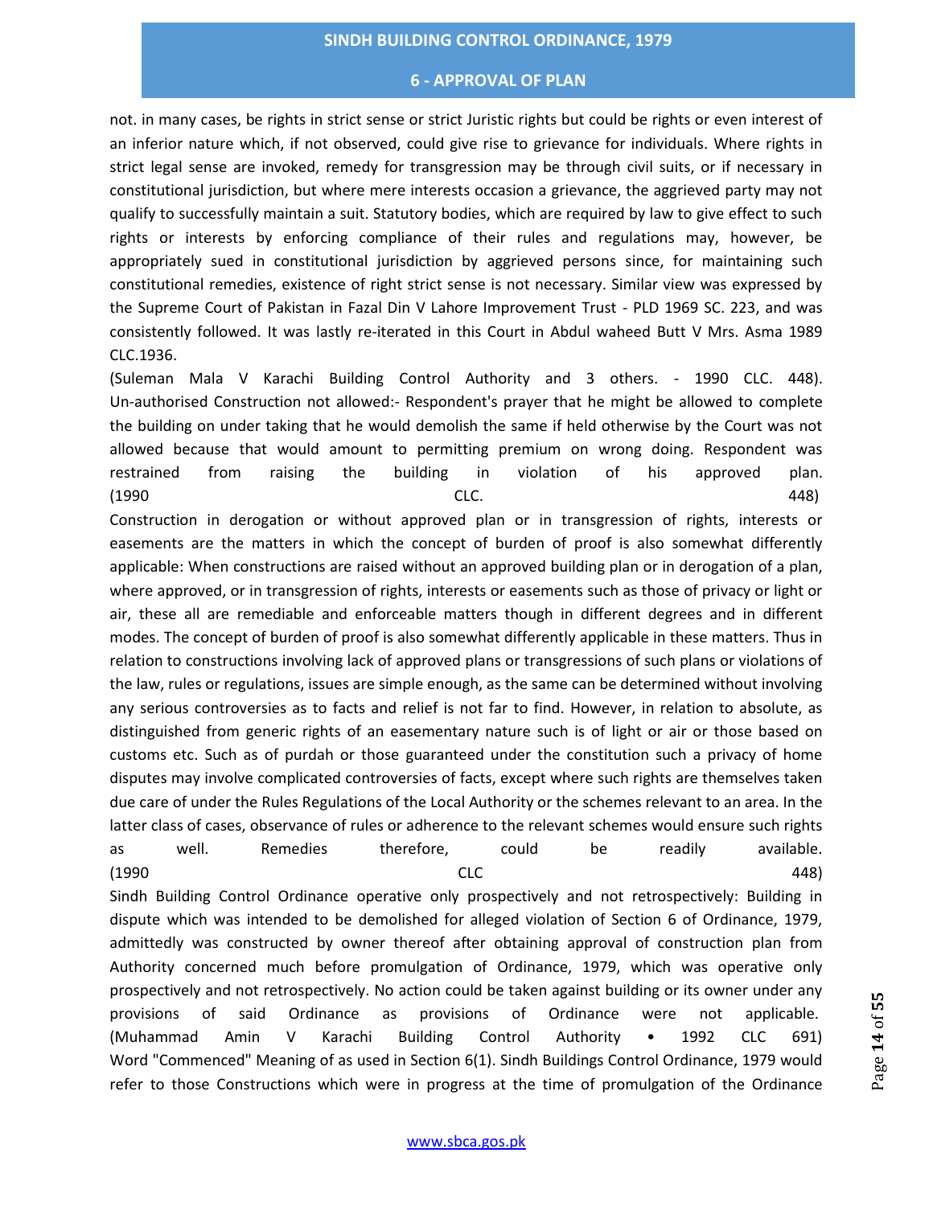not. in many cases, be rights in strict sense or strict Juristic rights but could be rights or even interest of an inferior nature which, if not observed, could give rise to grievance for individuals. Where rights in strict legal sense are invoked, remedy for transgression may be through civil suits, or if necessary in constitutional jurisdiction, but where mere interests occasion a grievance, the aggrieved party may not qualify to successfully maintain a suit. Statutory bodies, which are required by law to give effect to such rights or interests by enforcing compliance of their rules and regulations may, however, be appropriately sued in constitutional jurisdiction by aggrieved persons since, for maintaining such constitutional remedies, existence of right strict sense is not necessary. Similar view was expressed by the Supreme Court of Pakistan in Fazal Din V Lahore Improvement Trust - PLD 1969 SC. 223, and was consistently followed. It was lastly re-iterated in this Court in Abdul waheed Butt V Mrs. Asma 1989 CLC.1936.

(Suleman Mala V Karachi Building Control Authority and 3 others. - 1990 CLC. 448). Un-authorised Construction not allowed:- Respondent's prayer that he might be allowed to complete the building on under taking that he would demolish the same if held otherwise by the Court was not allowed because that would amount to permitting premium on wrong doing. Respondent was restrained from raising the building in violation of his approved plan. (1990 CLC. 448)

Construction in derogation or without approved plan or in transgression of rights, interests or easements are the matters in which the concept of burden of proof is also somewhat differently applicable: When constructions are raised without an approved building plan or in derogation of a plan, where approved, or in transgression of rights, interests or easements such as those of privacy or light or air, these all are remediable and enforceable matters though in different degrees and in different modes. The concept of burden of proof is also somewhat differently applicable in these matters. Thus in relation to constructions involving lack of approved plans or transgressions of such plans or violations of the law, rules or regulations, issues are simple enough, as the same can be determined without involving any serious controversies as to facts and relief is not far to find. However, in relation to absolute, as distinguished from generic rights of an easementary nature such is of light or air or those based on customs etc. Such as of purdah or those guaranteed under the constitution such a privacy of home disputes may involve complicated controversies of facts, except where such rights are themselves taken due care of under the Rules Regulations of the Local Authority or the schemes relevant to an area. In the latter class of cases, observance of rules or adherence to the relevant schemes would ensure such rights as well. Remedies therefore, could be readily available. (1990 CLC 448)

Sindh Building Control Ordinance operative only prospectively and not retrospectively: Building in dispute which was intended to be demolished for alleged violation of Section 6 of Ordinance, 1979, admittedly was constructed by owner thereof after obtaining approval of construction plan from Authority concerned much before promulgation of Ordinance, 1979, which was operative only prospectively and not retrospectively. No action could be taken against building or its owner under any provisions of said Ordinance as provisions of Ordinance were not applicable. (Muhammad Amin V Karachi Building Control Authority • 1992 CLC 691)

Word "Commenced" Meaning of as used in Section 6(1). Sindh Buildings Control Ordinance, 1979 would refer to those Constructions which were in progress at the time of promulgation of the Ordinance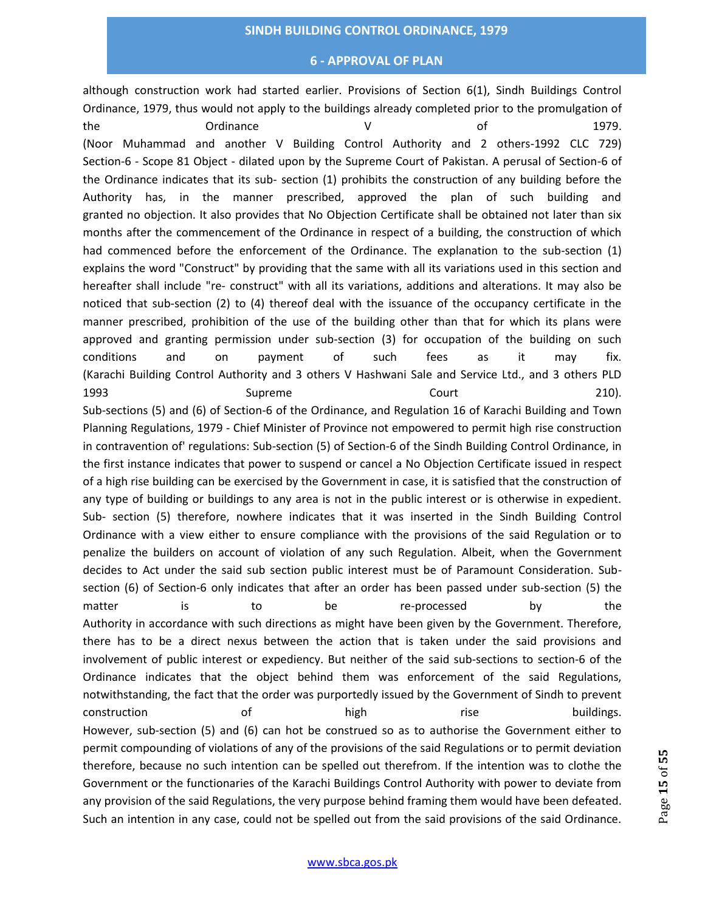although construction work had started earlier. Provisions of Section 6(1), Sindh Buildings Control Ordinance, 1979, thus would not apply to the buildings already completed prior to the promulgation of the Ordinance V of 1979.
(Noor Muhammad and another V Building Control Authority and 2 others-1992 CLC 729)
Section-6 - Scope 81 Object - dilated upon by the Supreme Court of Pakistan. A perusal of Section-6 of the Ordinance indicates that its sub- section (1) prohibits the construction of any building before the Authority has, in the manner prescribed, approved the plan of such building and granted no objection. It also provides that No Objection Certificate shall be obtained not later than six months after the commencement of the Ordinance in respect of a building, the construction of which had commenced before the enforcement of the Ordinance. The explanation to the sub-section (1) explains the word "Construct" by providing that the same with all its variations used in this section and hereafter shall include "re- construct" with all its variations, additions and alterations. It may also be noticed that sub-section (2) to (4) thereof deal with the issuance of the occupancy certificate in the manner prescribed, prohibition of the use of the building other than that for which its plans were approved and granting permission under sub-section (3) for occupation of the building on such conditions and on payment of such fees as it may fix.
(Karachi Building Control Authority and 3 others V Hashwani Sale and Service Ltd., and 3 others PLD 1993 Supreme Court 210).
Sub-sections (5) and (6) of Section-6 of the Ordinance, and Regulation 16 of Karachi Building and Town Planning Regulations, 1979 - Chief Minister of Province not empowered to permit high rise construction in contravention of' regulations: Sub-section (5) of Section-6 of the Sindh Building Control Ordinance, in the first instance indicates that power to suspend or cancel a No Objection Certificate issued in respect of a high rise building can be exercised by the Government in case, it is satisfied that the construction of any type of building or buildings to any area is not in the public interest or is otherwise in expedient. Sub- section (5) therefore, nowhere indicates that it was inserted in the Sindh Building Control Ordinance with a view either to ensure compliance with the provisions of the said Regulation or to penalize the builders on account of violation of any such Regulation. Albeit, when the Government decides to Act under the said sub section public interest must be of Paramount Consideration. Sub-section (6) of Section-6 only indicates that after an order has been passed under sub-section (5) the matter is to be re-processed by the Authority in accordance with such directions as might have been given by the Government. Therefore, there has to be a direct nexus between the action that is taken under the said provisions and involvement of public interest or expediency. But neither of the said sub-sections to section-6 of the Ordinance indicates that the object behind them was enforcement of the said Regulations, notwithstanding, the fact that the order was purportedly issued by the Government of Sindh to prevent construction of high rise buildings.
However, sub-section (5) and (6) can hot be construed so as to authorise the Government either to permit compounding of violations of any of the provisions of the said Regulations or to permit deviation therefore, because no such intention can be spelled out therefrom. If the intention was to clothe the Government or the functionaries of the Karachi Buildings Control Authority with power to deviate from any provision of the said Regulations, the very purpose behind framing them would have been defeated. Such an intention in any case, could not be spelled out from the said provisions of the said Ordinance.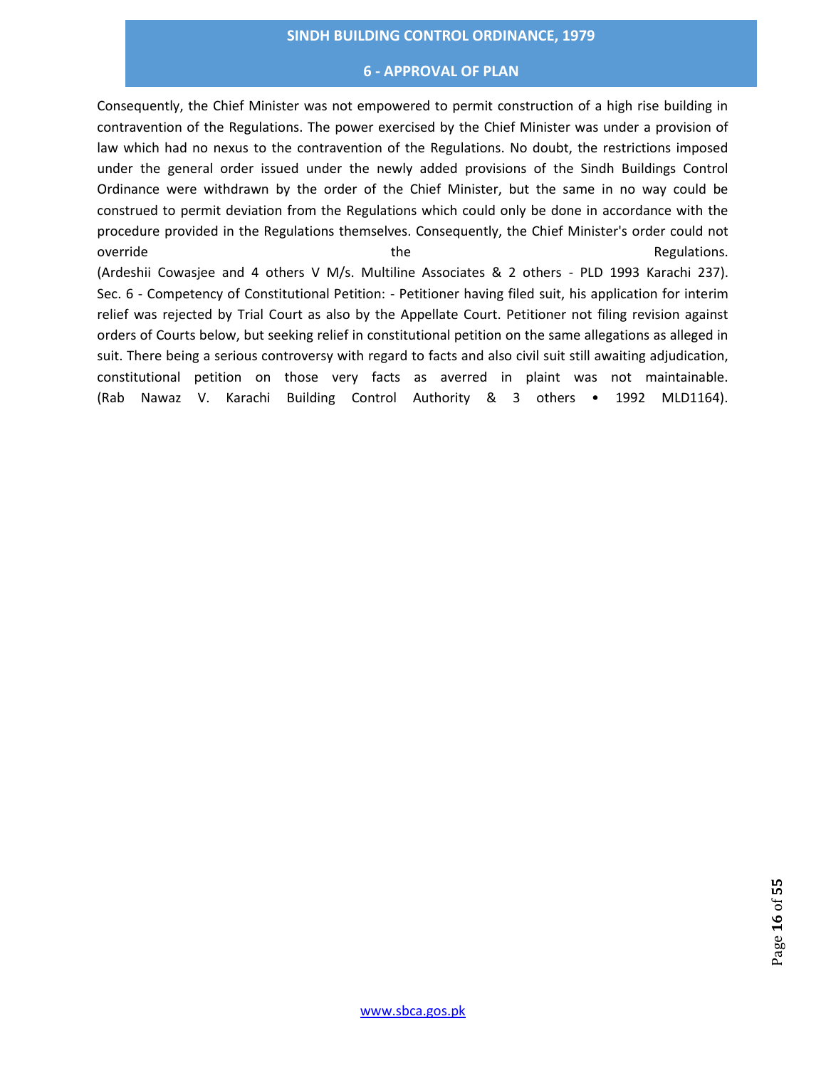Consequently, the Chief Minister was not empowered to permit construction of a high rise building in contravention of the Regulations. The power exercised by the Chief Minister was under a provision of law which had no nexus to the contravention of the Regulations. No doubt, the restrictions imposed under the general order issued under the newly added provisions of the Sindh Buildings Control Ordinance were withdrawn by the order of the Chief Minister, but the same in no way could be construed to permit deviation from the Regulations which could only be done in accordance with the procedure provided in the Regulations themselves. Consequently, the Chief Minister's order could not override the Regulations.
(Ardeshii Cowasjee and 4 others V M/s. Multiline Associates & 2 others - PLD 1993 Karachi 237).

Sec. 6 - Competency of Constitutional Petition: - Petitioner having filed suit, his application for interim relief was rejected by Trial Court as also by the Appellate Court. Petitioner not filing revision against orders of Courts below, but seeking relief in constitutional petition on the same allegations as alleged in suit. There being a serious controversy with regard to facts and also civil suit still awaiting adjudication, constitutional petition on those very facts as averred in plaint was not maintainable.
(Rab Nawaz V. Karachi Building Control Authority & 3 others • 1992 MLD1164).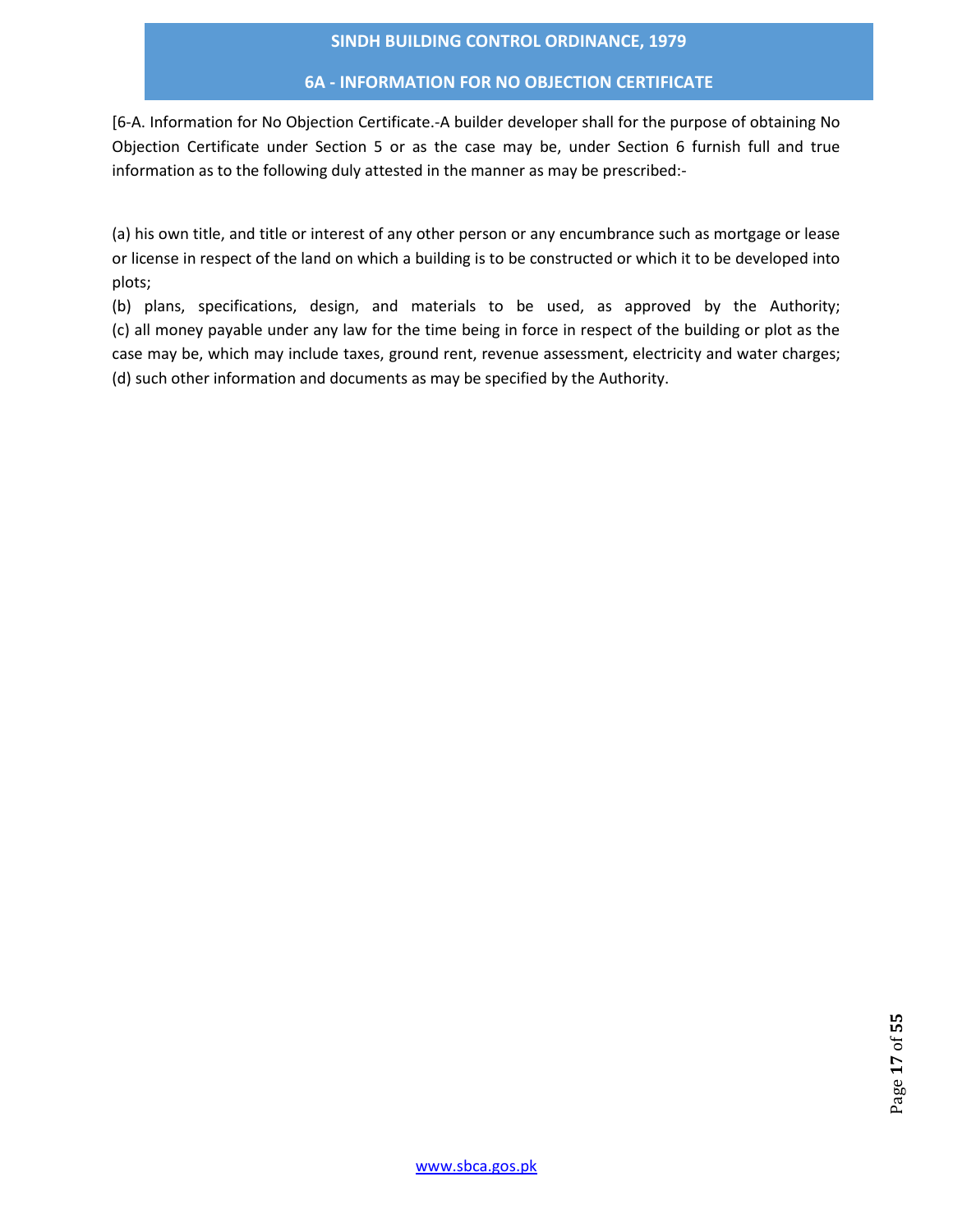## 6A - INFORMATION FOR NO OBJECTION CERTIFICATE

[6-A. Information for No Objection Certificate.-A builder developer shall for the purpose of obtaining No Objection Certificate under Section 5 or as the case may be, under Section 6 furnish full and true information as to the following duly attested in the manner as may be prescribed:-

(a) his own title, and title or interest of any other person or any encumbrance such as mortgage or lease or license in respect of the land on which a building is to be constructed or which it to be developed into plots;

(b) plans, specifications, design, and materials to be used, as approved by the Authority;

(c) all money payable under any law for the time being in force in respect of the building or plot as the case may be, which may include taxes, ground rent, revenue assessment, electricity and water charges;

(d) such other information and documents as may be specified by the Authority.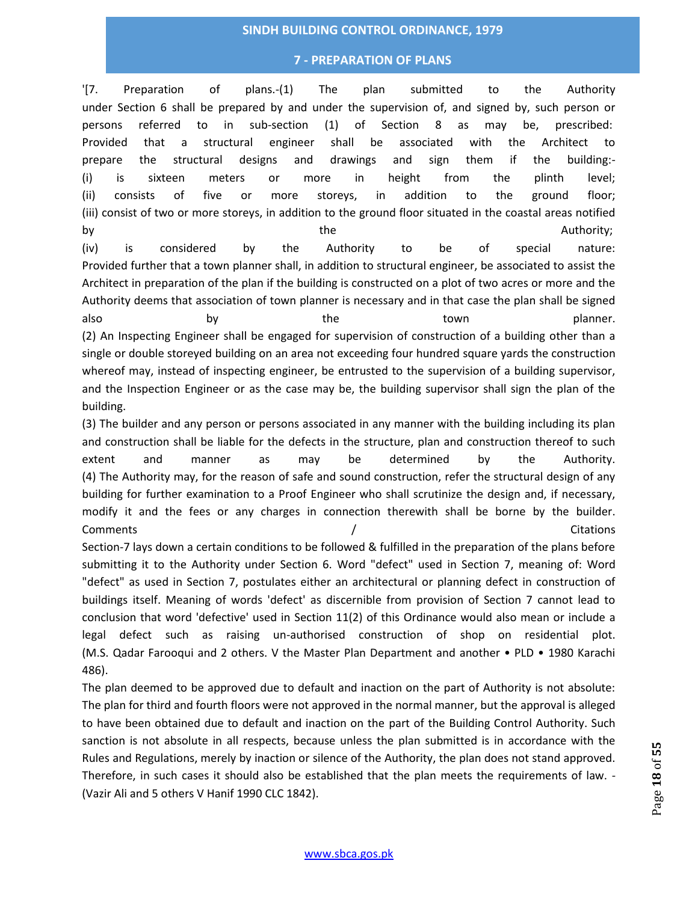'[7. Preparation of plans.-(1) The plan submitted to the Authority under Section 6 shall be prepared by and under the supervision of, and signed by, such person or persons referred to in sub-section (1) of Section 8 as may be, prescribed:

Provided that a structural engineer shall be associated with the Architect to prepare the structural designs and drawings and sign them if the building:-

(i) is sixteen meters or more in height from the plinth level;

(ii) consists of five or more storeys, in addition to the ground floor;

(iii) consist of two or more storeys, in addition to the ground floor situated in the coastal areas notified by the Authority;

(iv) is considered by the Authority to be of special nature:

Provided further that a town planner shall, in addition to structural engineer, be associated to assist the Architect in preparation of the plan if the building is constructed on a plot of two acres or more and the Authority deems that association of town planner is necessary and in that case the plan shall be signed also by the town planner.

(2) An Inspecting Engineer shall be engaged for supervision of construction of a building other than a single or double storeyed building on an area not exceeding four hundred square yards the construction whereof may, instead of inspecting engineer, be entrusted to the supervision of a building supervisor, and the Inspection Engineer or as the case may be, the building supervisor shall sign the plan of the building.

(3) The builder and any person or persons associated in any manner with the building including its plan and construction shall be liable for the defects in the structure, plan and construction thereof to such extent and manner as may be determined by the Authority.

(4) The Authority may, for the reason of safe and sound construction, refer the structural design of any building for further examination to a Proof Engineer who shall scrutinize the design and, if necessary, modify it and the fees or any charges in connection therewith shall be borne by the builder.

Comments / Citations

Section-7 lays down a certain conditions to be followed & fulfilled in the preparation of the plans before submitting it to the Authority under Section 6. Word "defect" used in Section 7, meaning of: Word "defect" as used in Section 7, postulates either an architectural or planning defect in construction of buildings itself. Meaning of words 'defect' as discernible from provision of Section 7 cannot lead to conclusion that word 'defective' used in Section 11(2) of this Ordinance would also mean or include a legal defect such as raising un-authorised construction of shop on residential plot. (M.S. Qadar Farooqui and 2 others. V the Master Plan Department and another • PLD • 1980 Karachi 486).

The plan deemed to be approved due to default and inaction on the part of Authority is not absolute: The plan for third and fourth floors were not approved in the normal manner, but the approval is alleged to have been obtained due to default and inaction on the part of the Building Control Authority. Such sanction is not absolute in all respects, because unless the plan submitted is in accordance with the Rules and Regulations, merely by inaction or silence of the Authority, the plan does not stand approved. Therefore, in such cases it should also be established that the plan meets the requirements of law. - (Vazir Ali and 5 others V Hanif 1990 CLC 1842).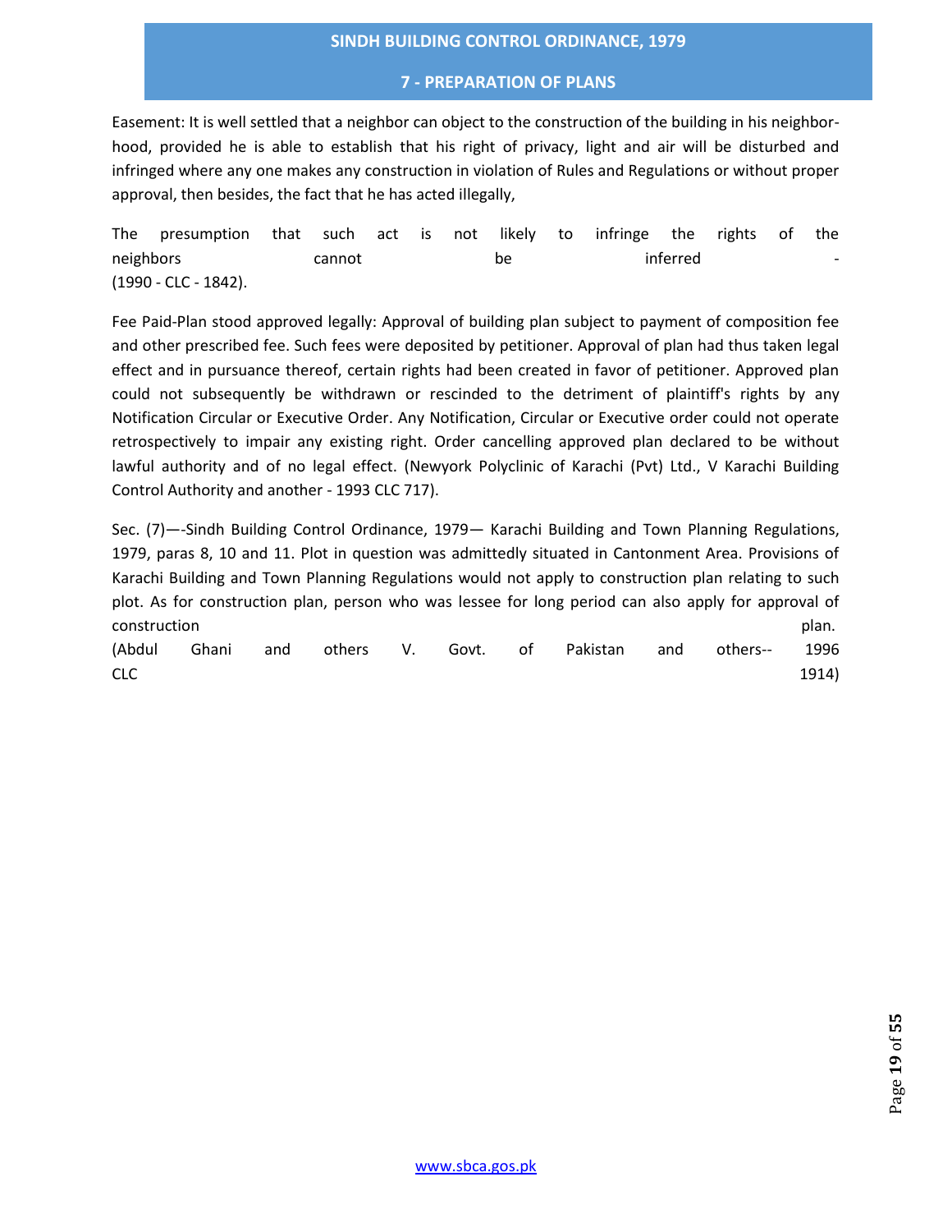Easement: It is well settled that a neighbor can object to the construction of the building in his neighborhood, provided he is able to establish that his right of privacy, light and air will be disturbed and infringed where any one makes any construction in violation of Rules and Regulations or without proper approval, then besides, the fact that he has acted illegally,

The presumption that such act is not likely to infringe the rights of the neighbors cannot be inferred - (1990 - CLC - 1842).

Fee Paid-Plan stood approved legally: Approval of building plan subject to payment of composition fee and other prescribed fee. Such fees were deposited by petitioner. Approval of plan had thus taken legal effect and in pursuance thereof, certain rights had been created in favor of petitioner. Approved plan could not subsequently be withdrawn or rescinded to the detriment of plaintiff's rights by any Notification Circular or Executive Order. Any Notification, Circular or Executive order could not operate retrospectively to impair any existing right. Order cancelling approved plan declared to be without lawful authority and of no legal effect. (Newyork Polyclinic of Karachi (Pvt) Ltd., V Karachi Building Control Authority and another - 1993 CLC 717).

Sec. (7)—-Sindh Building Control Ordinance, 1979— Karachi Building and Town Planning Regulations, 1979, paras 8, 10 and 11. Plot in question was admittedly situated in Cantonment Area. Provisions of Karachi Building and Town Planning Regulations would not apply to construction plan relating to such plot. As for construction plan, person who was lessee for long period can also apply for approval of construction plan. (Abdul Ghani and others V. Govt. of Pakistan and others-- 1996 CLC 1914)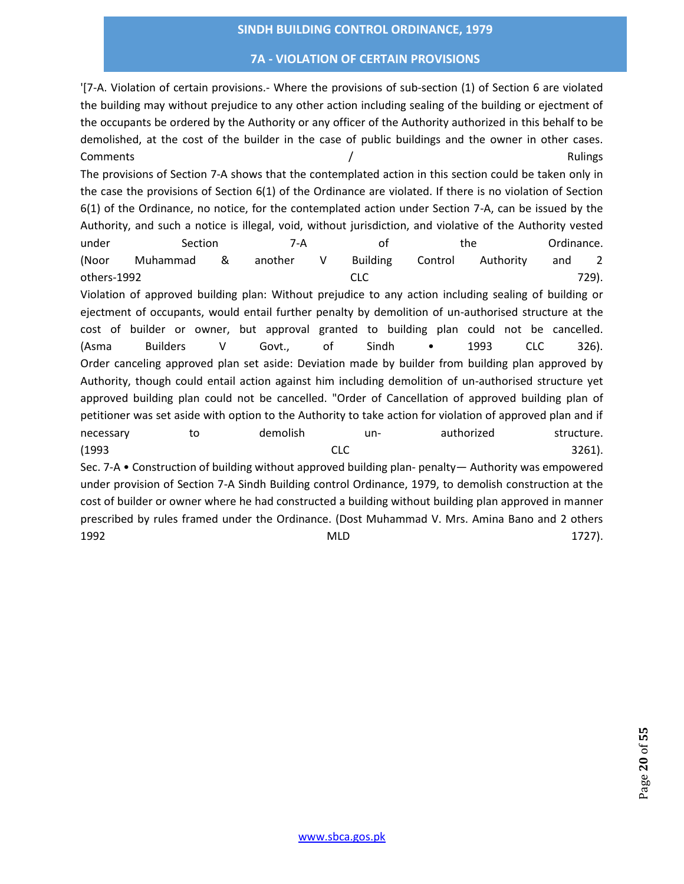'[7-A. Violation of certain provisions.- Where the provisions of sub-section (1) of Section 6 are violated the building may without prejudice to any other action including sealing of the building or ejectment of the occupants be ordered by the Authority or any officer of the Authority authorized in this behalf to be demolished, at the cost of the builder in the case of public buildings and the owner in other cases.

Comments / Rulings

The provisions of Section 7-A shows that the contemplated action in this section could be taken only in the case the provisions of Section 6(1) of the Ordinance are violated. If there is no violation of Section 6(1) of the Ordinance, no notice, for the contemplated action under Section 7-A, can be issued by the Authority, and such a notice is illegal, void, without jurisdiction, and violative of the Authority vested under Section 7-A of the Ordinance. (Noor Muhammad & another V Building Control Authority and 2 others-1992 CLC 729).

Violation of approved building plan: Without prejudice to any action including sealing of building or ejectment of occupants, would entail further penalty by demolition of un-authorised structure at the cost of builder or owner, but approval granted to building plan could not be cancelled. (Asma Builders V Govt., of Sindh • 1993 CLC 326).

Order canceling approved plan set aside: Deviation made by builder from building plan approved by Authority, though could entail action against him including demolition of un-authorised structure yet approved building plan could not be cancelled. "Order of Cancellation of approved building plan of petitioner was set aside with option to the Authority to take action for violation of approved plan and if necessary to demolish un- authorized structure. (1993 CLC 3261).

Sec. 7-A • Construction of building without approved building plan- penalty— Authority was empowered under provision of Section 7-A Sindh Building control Ordinance, 1979, to demolish construction at the cost of builder or owner where he had constructed a building without building plan approved in manner prescribed by rules framed under the Ordinance. (Dost Muhammad V. Mrs. Amina Bano and 2 others 1992 MLD 1727).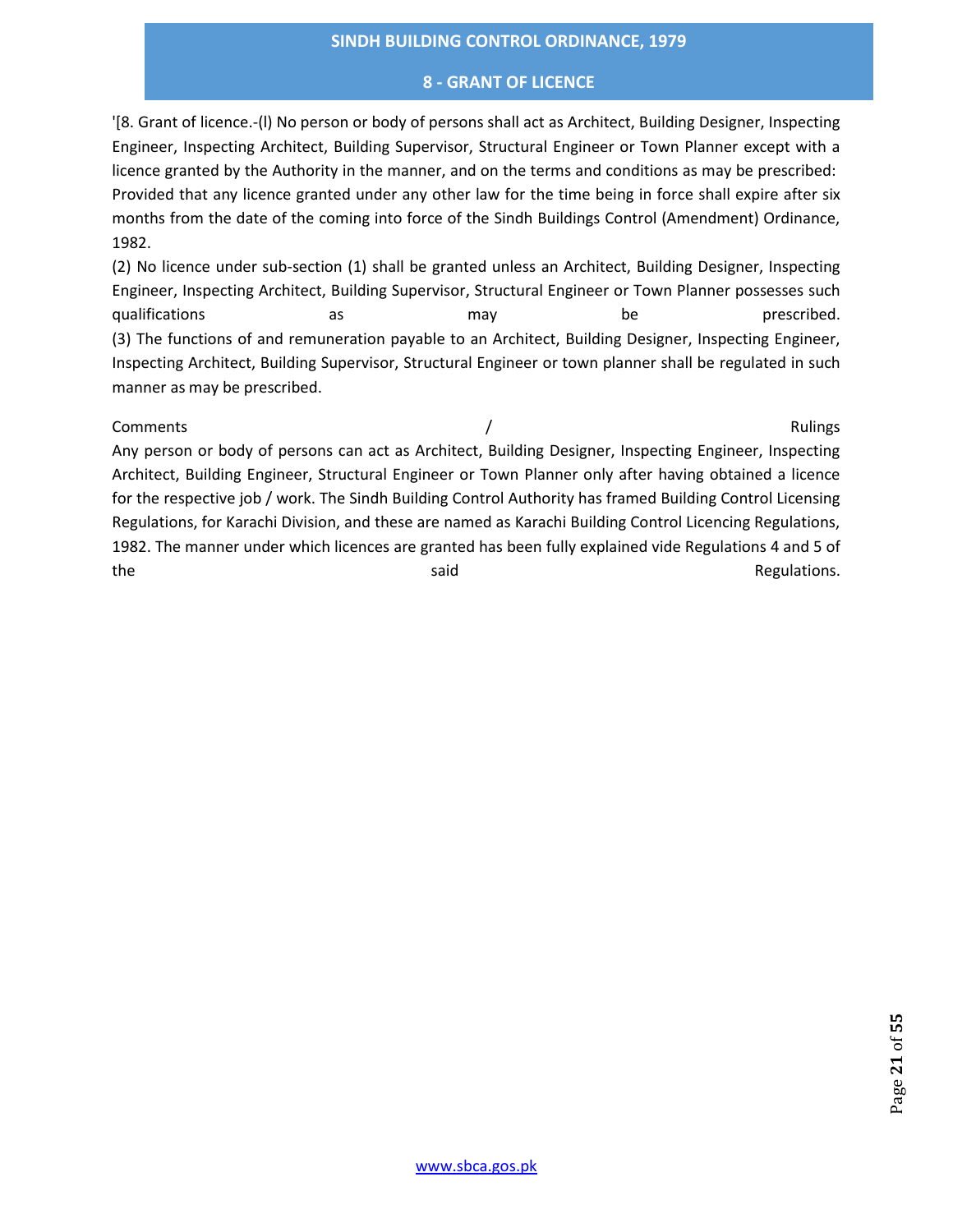'[8. Grant of licence.-(l) No person or body of persons shall act as Architect, Building Designer, Inspecting Engineer, Inspecting Architect, Building Supervisor, Structural Engineer or Town Planner except with a licence granted by the Authority in the manner, and on the terms and conditions as may be prescribed:
Provided that any licence granted under any other law for the time being in force shall expire after six months from the date of the coming into force of the Sindh Buildings Control (Amendment) Ordinance, 1982.

(2) No licence under sub-section (1) shall be granted unless an Architect, Building Designer, Inspecting Engineer, Inspecting Architect, Building Supervisor, Structural Engineer or Town Planner possesses such qualifications as may be prescribed.

(3) The functions of and remuneration payable to an Architect, Building Designer, Inspecting Engineer, Inspecting Architect, Building Supervisor, Structural Engineer or town planner shall be regulated in such manner as may be prescribed.

Comments / Rulings

Any person or body of persons can act as Architect, Building Designer, Inspecting Engineer, Inspecting Architect, Building Engineer, Structural Engineer or Town Planner only after having obtained a licence for the respective job / work. The Sindh Building Control Authority has framed Building Control Licensing Regulations, for Karachi Division, and these are named as Karachi Building Control Licencing Regulations, 1982. The manner under which licences are granted has been fully explained vide Regulations 4 and 5 of the said Regulations.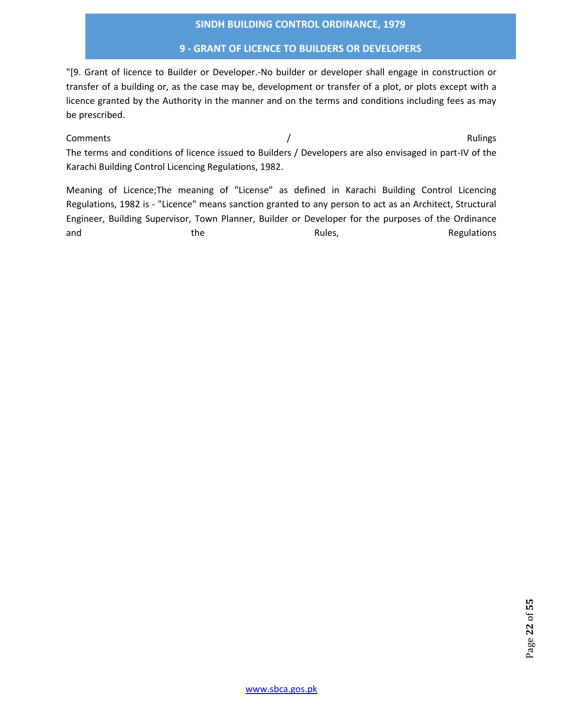## SINDH BUILDING CONTROL ORDINANCE, 1979

### 9 - GRANT OF LICENCE TO BUILDERS OR DEVELOPERS

"[9. Grant of licence to Builder or Developer.-No builder or developer shall engage in construction or transfer of a building or, as the case may be, development or transfer of a plot, or plots except with a licence granted by the Authority in the manner and on the terms and conditions including fees as may be prescribed.

Comments / Rulings
The terms and conditions of licence issued to Builders / Developers are also envisaged in part-IV of the Karachi Building Control Licencing Regulations, 1982.

Meaning of Licence;The meaning of "License" as defined in Karachi Building Control Licencing Regulations, 1982 is - "Licence" means sanction granted to any person to act as an Architect, Structural Engineer, Building Supervisor, Town Planner, Builder or Developer for the purposes of the Ordinance and the Rules, Regulations

www.sbca.gos.pk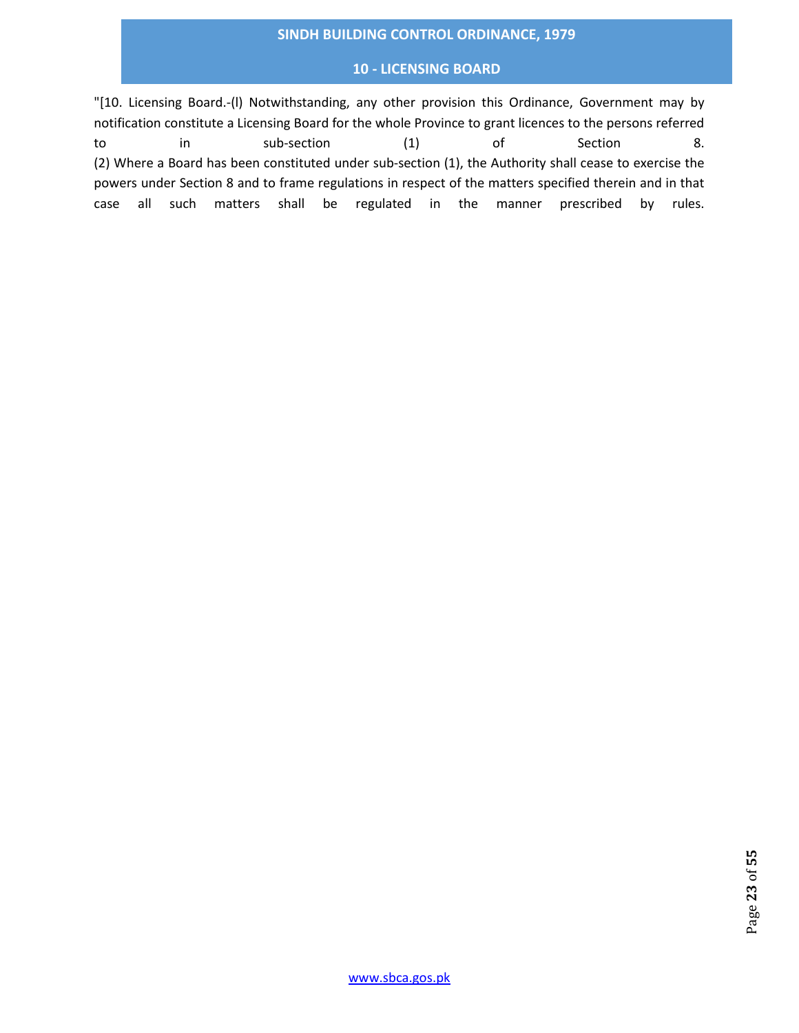# SINDH BUILDING CONTROL ORDINANCE, 1979

## 10 - LICENSING BOARD

"[10. Licensing Board.-(l) Notwithstanding, any other provision this Ordinance, Government may by notification constitute a Licensing Board for the whole Province to grant licences to the persons referred to in sub-section (1) of Section 8.

(2) Where a Board has been constituted under sub-section (1), the Authority shall cease to exercise the powers under Section 8 and to frame regulations in respect of the matters specified therein and in that case all such matters shall be regulated in the manner prescribed by rules.

www.sbca.gos.pk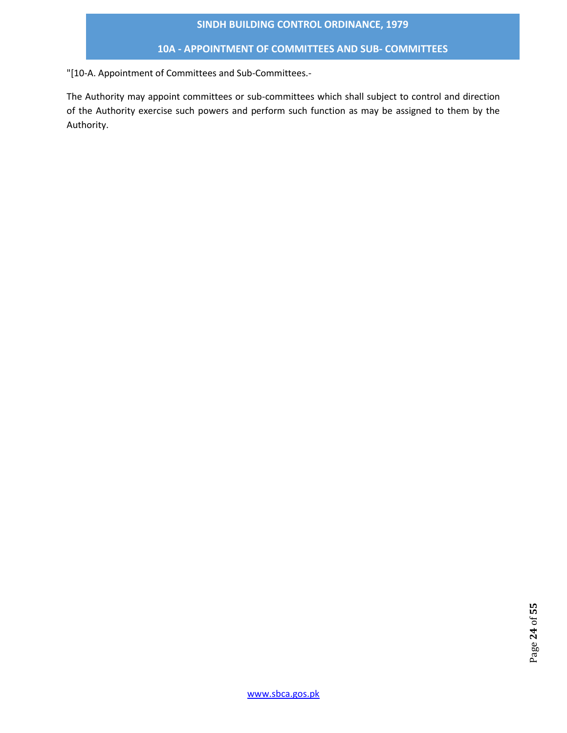"[10-A. Appointment of Committees and Sub-Committees.-

The Authority may appoint committees or sub-committees which shall subject to control and direction of the Authority exercise such powers and perform such function as may be assigned to them by the Authority.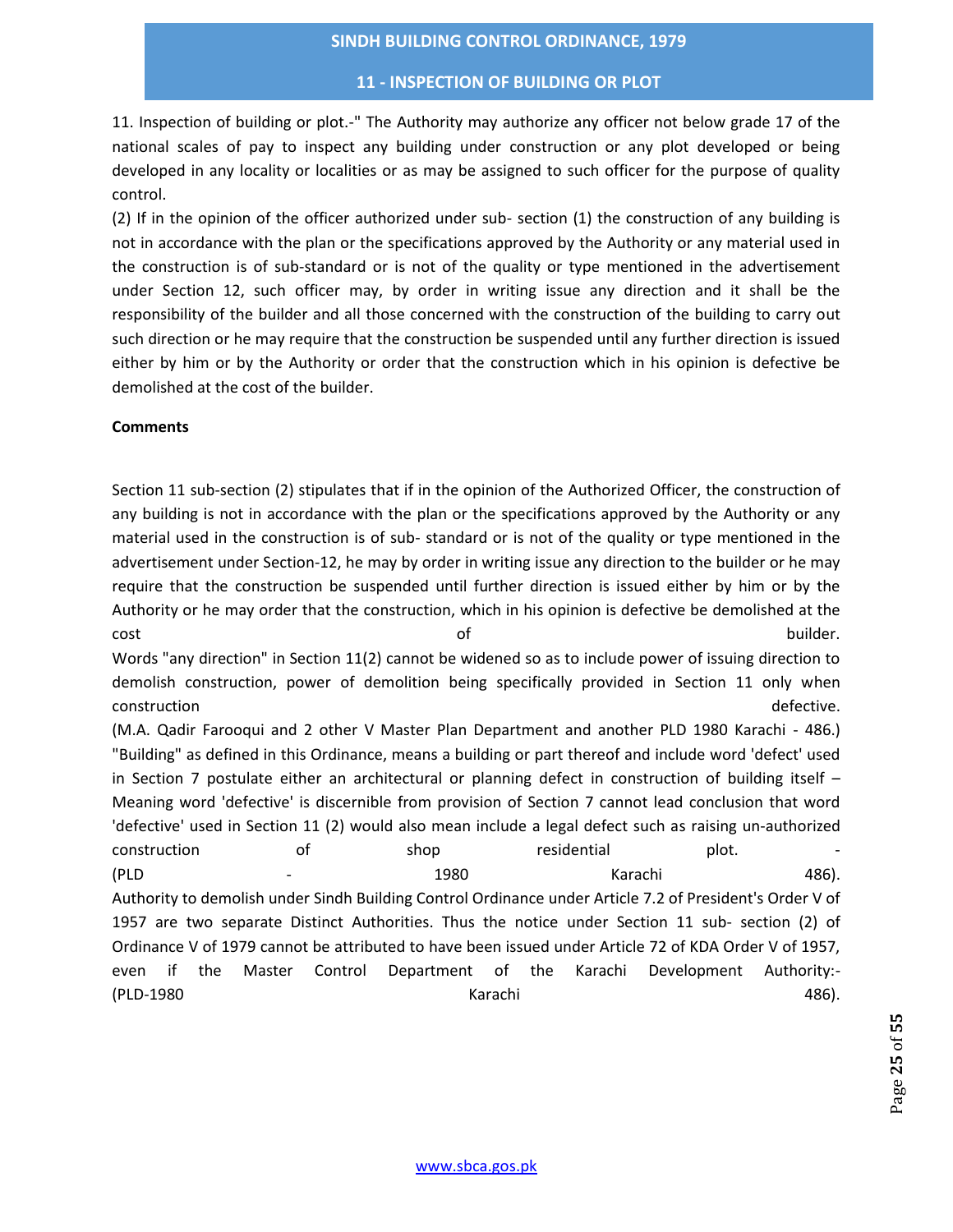## 11 - INSPECTION OF BUILDING OR PLOT

11. Inspection of building or plot.-" The Authority may authorize any officer not below grade 17 of the national scales of pay to inspect any building under construction or any plot developed or being developed in any locality or localities or as may be assigned to such officer for the purpose of quality control.

(2) If in the opinion of the officer authorized under sub- section (1) the construction of any building is not in accordance with the plan or the specifications approved by the Authority or any material used in the construction is of sub-standard or is not of the quality or type mentioned in the advertisement under Section 12, such officer may, by order in writing issue any direction and it shall be the responsibility of the builder and all those concerned with the construction of the building to carry out such direction or he may require that the construction be suspended until any further direction is issued either by him or by the Authority or order that the construction which in his opinion is defective be demolished at the cost of the builder.

**Comments**

Section 11 sub-section (2) stipulates that if in the opinion of the Authorized Officer, the construction of any building is not in accordance with the plan or the specifications approved by the Authority or any material used in the construction is of sub- standard or is not of the quality or type mentioned in the advertisement under Section-12, he may by order in writing issue any direction to the builder or he may require that the construction be suspended until further direction is issued either by him or by the Authority or he may order that the construction, which in his opinion is defective be demolished at the cost of builder.

Words "any direction" in Section 11(2) cannot be widened so as to include power of issuing direction to demolish construction, power of demolition being specifically provided in Section 11 only when construction defective.

(M.A. Qadir Farooqui and 2 other V Master Plan Department and another PLD 1980 Karachi - 486.)

"Building" as defined in this Ordinance, means a building or part thereof and include word 'defect' used in Section 7 postulate either an architectural or planning defect in construction of building itself – Meaning word 'defective' is discernible from provision of Section 7 cannot lead conclusion that word 'defective' used in Section 11 (2) would also mean include a legal defect such as raising un-authorized construction of shop residential plot. -

(PLD - 1980 Karachi 486).

Authority to demolish under Sindh Building Control Ordinance under Article 7.2 of President's Order V of 1957 are two separate Distinct Authorities. Thus the notice under Section 11 sub- section (2) of Ordinance V of 1979 cannot be attributed to have been issued under Article 72 of KDA Order V of 1957, even if the Master Control Department of the Karachi Development Authority:-

(PLD-1980 Karachi 486).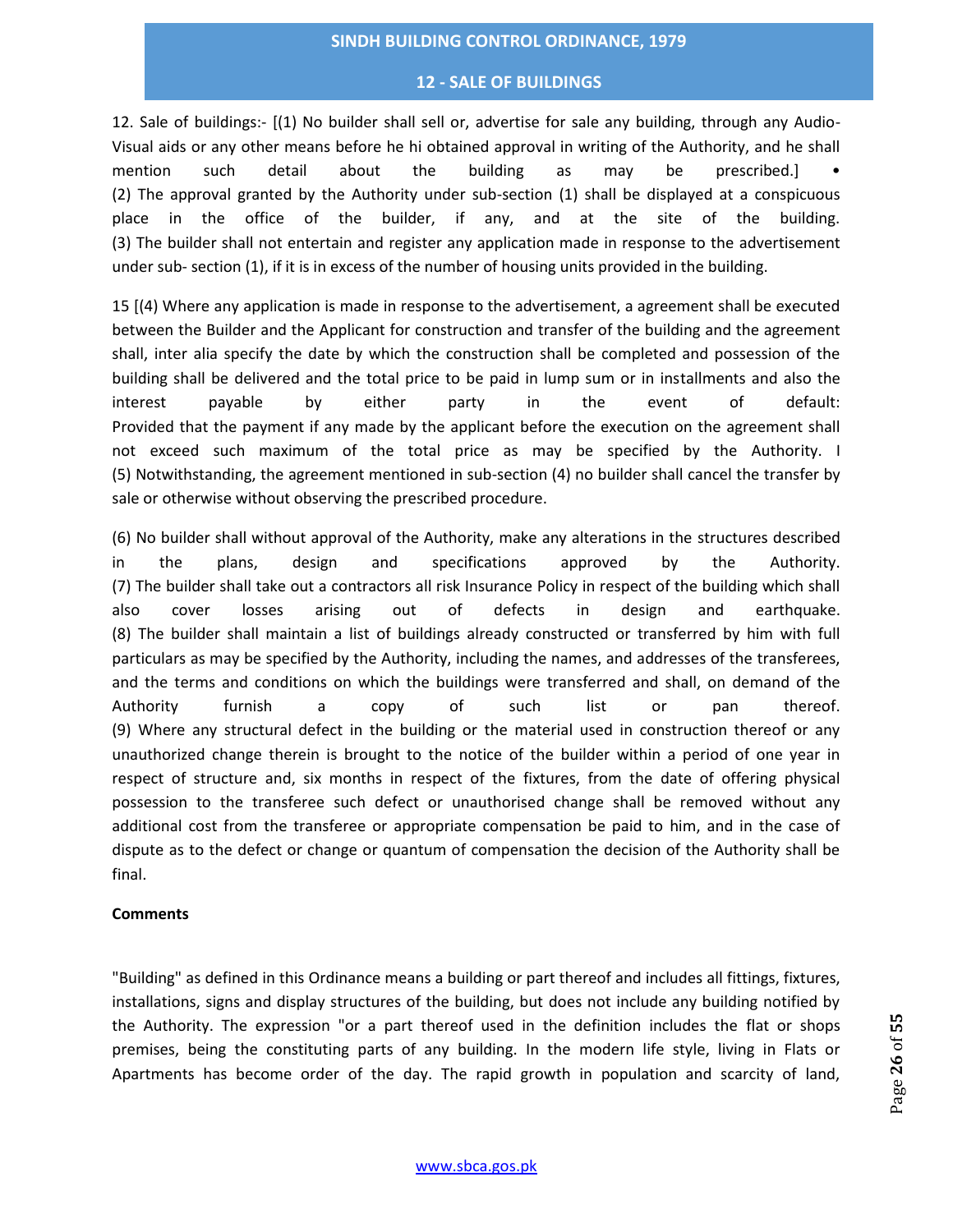12. Sale of buildings:- [(1) No builder shall sell or, advertise for sale any building, through any Audio-Visual aids or any other means before he hi obtained approval in writing of the Authority, and he shall mention such detail about the building as may be prescribed.] •
(2) The approval granted by the Authority under sub-section (1) shall be displayed at a conspicuous place in the office of the builder, if any, and at the site of the building.
(3) The builder shall not entertain and register any application made in response to the advertisement under sub- section (1), if it is in excess of the number of housing units provided in the building.

15 [(4) Where any application is made in response to the advertisement, a agreement shall be executed between the Builder and the Applicant for construction and transfer of the building and the agreement shall, inter alia specify the date by which the construction shall be completed and possession of the building shall be delivered and the total price to be paid in lump sum or in installments and also the interest payable by either party in the event of default:
Provided that the payment if any made by the applicant before the execution on the agreement shall not exceed such maximum of the total price as may be specified by the Authority. I
(5) Notwithstanding, the agreement mentioned in sub-section (4) no builder shall cancel the transfer by sale or otherwise without observing the prescribed procedure.

(6) No builder shall without approval of the Authority, make any alterations in the structures described in the plans, design and specifications approved by the Authority.
(7) The builder shall take out a contractors all risk Insurance Policy in respect of the building which shall also cover losses arising out of defects in design and earthquake.
(8) The builder shall maintain a list of buildings already constructed or transferred by him with full particulars as may be specified by the Authority, including the names, and addresses of the transferees, and the terms and conditions on which the buildings were transferred and shall, on demand of the Authority furnish a copy of such list or pan thereof.
(9) Where any structural defect in the building or the material used in construction thereof or any unauthorized change therein is brought to the notice of the builder within a period of one year in respect of structure and, six months in respect of the fixtures, from the date of offering physical possession to the transferee such defect or unauthorised change shall be removed without any additional cost from the transferee or appropriate compensation be paid to him, and in the case of dispute as to the defect or change or quantum of compensation the decision of the Authority shall be final.

**Comments**

"Building" as defined in this Ordinance means a building or part thereof and includes all fittings, fixtures, installations, signs and display structures of the building, but does not include any building notified by the Authority. The expression "or a part thereof used in the definition includes the flat or shops premises, being the constituting parts of any building. In the modern life style, living in Flats or Apartments has become order of the day. The rapid growth in population and scarcity of land,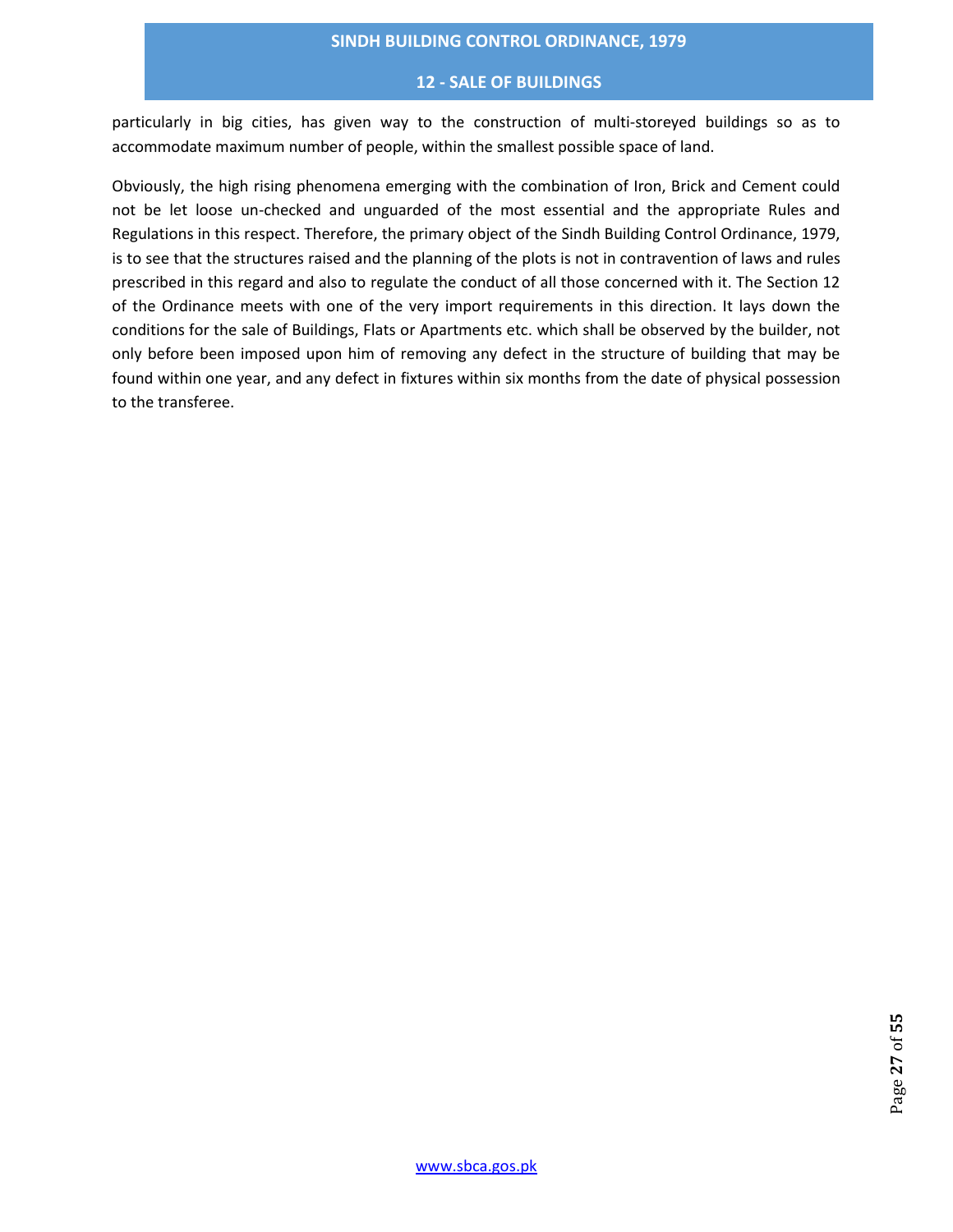particularly in big cities, has given way to the construction of multi-storeyed buildings so as to accommodate maximum number of people, within the smallest possible space of land.

Obviously, the high rising phenomena emerging with the combination of Iron, Brick and Cement could not be let loose un-checked and unguarded of the most essential and the appropriate Rules and Regulations in this respect. Therefore, the primary object of the Sindh Building Control Ordinance, 1979, is to see that the structures raised and the planning of the plots is not in contravention of laws and rules prescribed in this regard and also to regulate the conduct of all those concerned with it. The Section 12 of the Ordinance meets with one of the very import requirements in this direction. It lays down the conditions for the sale of Buildings, Flats or Apartments etc. which shall be observed by the builder, not only before been imposed upon him of removing any defect in the structure of building that may be found within one year, and any defect in fixtures within six months from the date of physical possession to the transferee.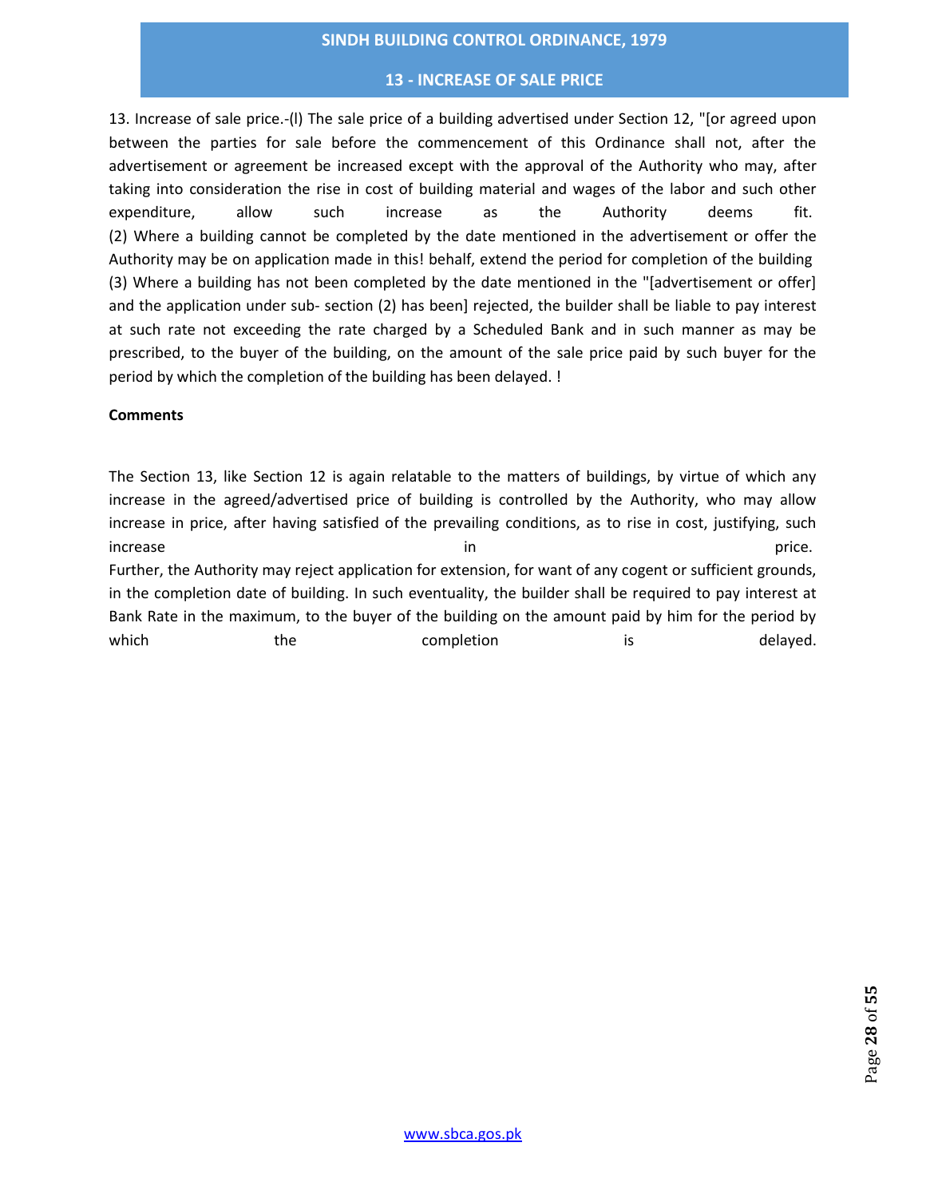## 13 - INCREASE OF SALE PRICE

13. Increase of sale price.-(l) The sale price of a building advertised under Section 12, "[or agreed upon between the parties for sale before the commencement of this Ordinance shall not, after the advertisement or agreement be increased except with the approval of the Authority who may, after taking into consideration the rise in cost of building material and wages of the labor and such other expenditure, allow such increase as the Authority deems fit.

(2) Where a building cannot be completed by the date mentioned in the advertisement or offer the Authority may be on application made in this! behalf, extend the period for completion of the building

(3) Where a building has not been completed by the date mentioned in the "[advertisement or offer] and the application under sub- section (2) has been] rejected, the builder shall be liable to pay interest at such rate not exceeding the rate charged by a Scheduled Bank and in such manner as may be prescribed, to the buyer of the building, on the amount of the sale price paid by such buyer for the period by which the completion of the building has been delayed. !

**Comments**

The Section 13, like Section 12 is again relatable to the matters of buildings, by virtue of which any increase in the agreed/advertised price of building is controlled by the Authority, who may allow increase in price, after having satisfied of the prevailing conditions, as to rise in cost, justifying, such increase in price.

Further, the Authority may reject application for extension, for want of any cogent or sufficient grounds, in the completion date of building. In such eventuality, the builder shall be required to pay interest at Bank Rate in the maximum, to the buyer of the building on the amount paid by him for the period by which the completion is delayed.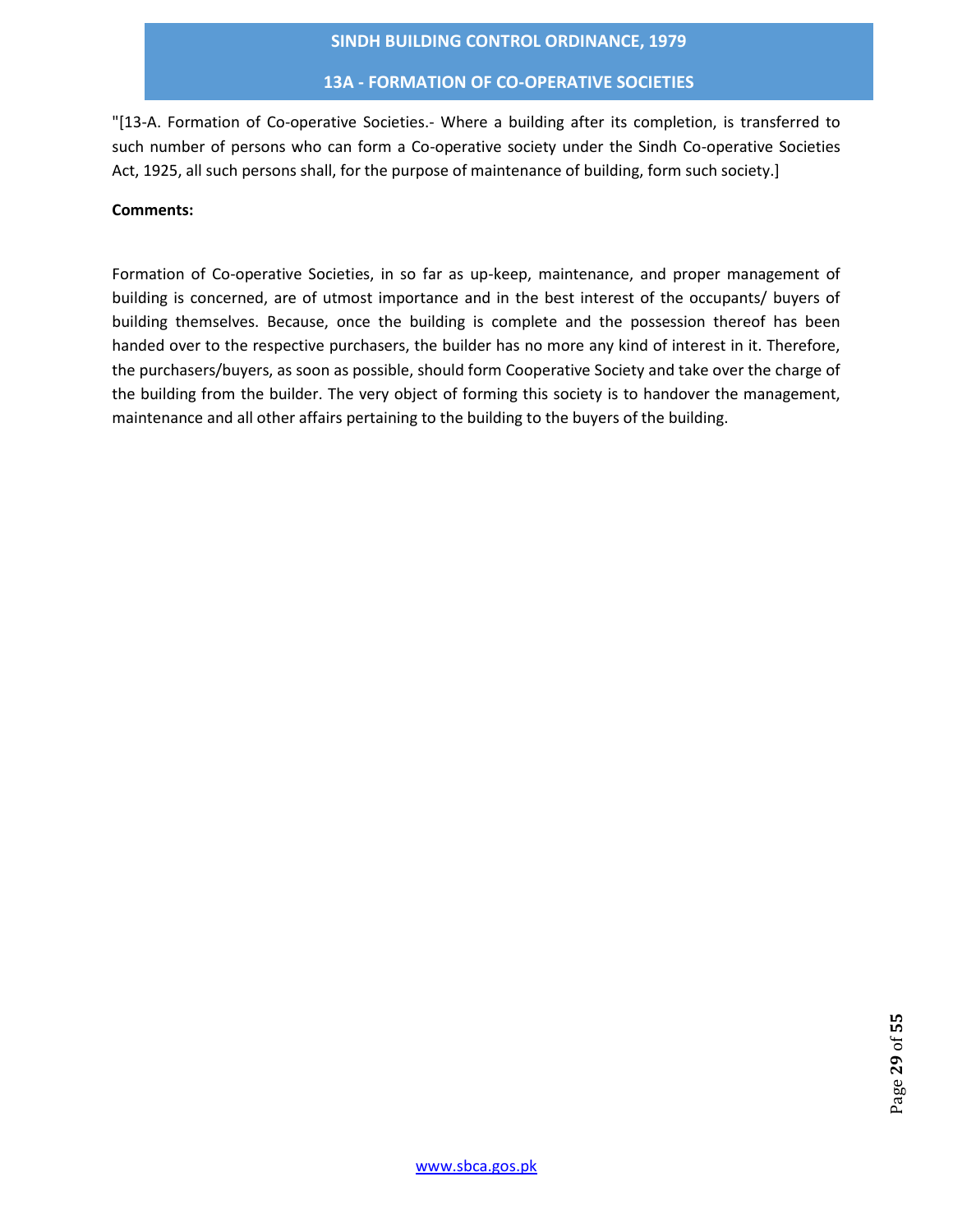"[13-A. Formation of Co-operative Societies.- Where a building after its completion, is transferred to such number of persons who can form a Co-operative society under the Sindh Co-operative Societies Act, 1925, all such persons shall, for the purpose of maintenance of building, form such society.]

**Comments:**

Formation of Co-operative Societies, in so far as up-keep, maintenance, and proper management of building is concerned, are of utmost importance and in the best interest of the occupants/ buyers of building themselves. Because, once the building is complete and the possession thereof has been handed over to the respective purchasers, the builder has no more any kind of interest in it. Therefore, the purchasers/buyers, as soon as possible, should form Cooperative Society and take over the charge of the building from the builder. The very object of forming this society is to handover the management, maintenance and all other affairs pertaining to the building to the buyers of the building.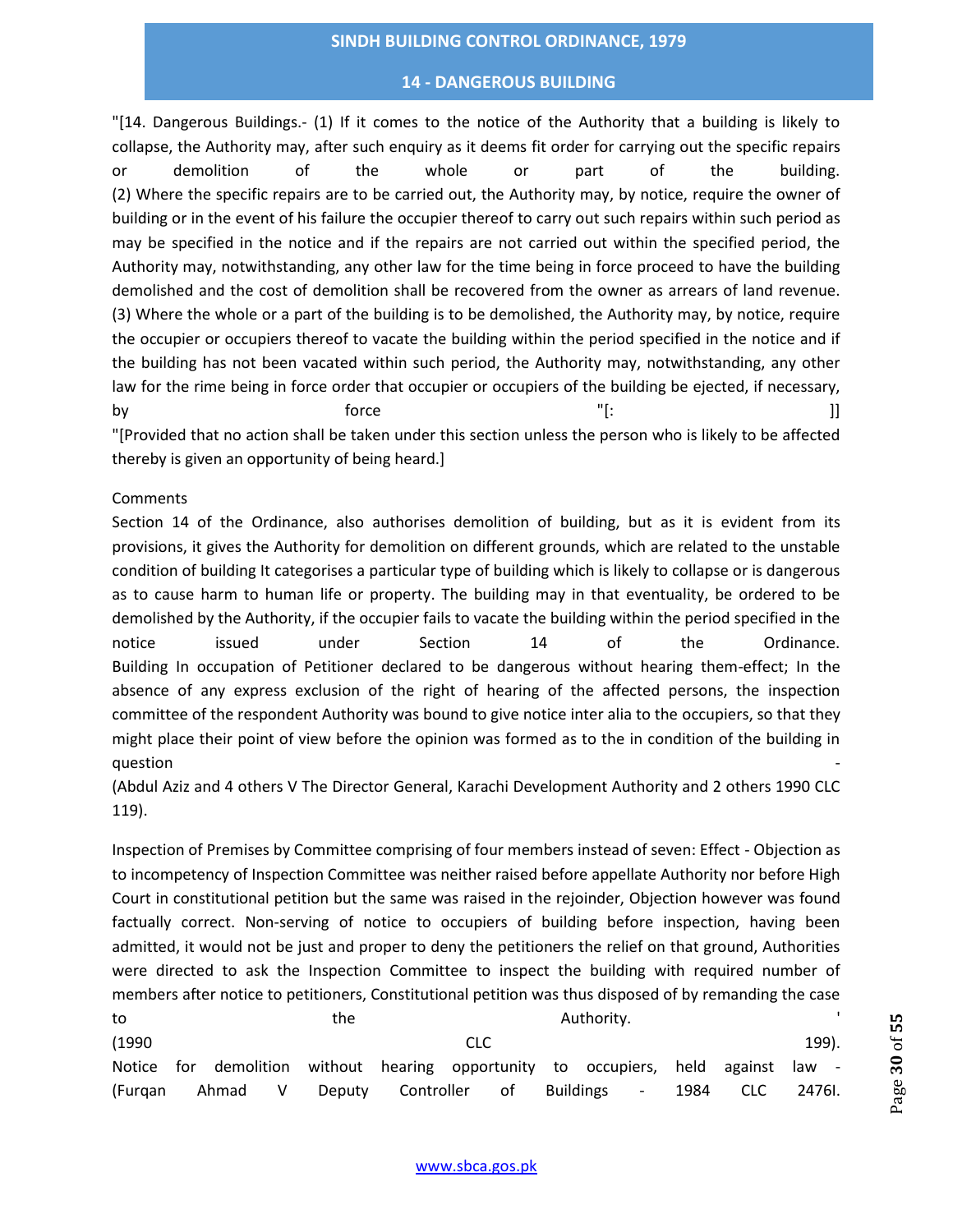"[14. Dangerous Buildings.- (1) If it comes to the notice of the Authority that a building is likely to collapse, the Authority may, after such enquiry as it deems fit order for carrying out the specific repairs or demolition of the whole or part of the building.
(2) Where the specific repairs are to be carried out, the Authority may, by notice, require the owner of building or in the event of his failure the occupier thereof to carry out such repairs within such period as may be specified in the notice and if the repairs are not carried out within the specified period, the Authority may, notwithstanding, any other law for the time being in force proceed to have the building demolished and the cost of demolition shall be recovered from the owner as arrears of land revenue.
(3) Where the whole or a part of the building is to be demolished, the Authority may, by notice, require the occupier or occupiers thereof to vacate the building within the period specified in the notice and if the building has not been vacated within such period, the Authority may, notwithstanding, any other law for the rime being in force order that occupier or occupiers of the building be ejected, if necessary, by force "[: ]]
"[Provided that no action shall be taken under this section unless the person who is likely to be affected thereby is given an opportunity of being heard.]

Comments

Section 14 of the Ordinance, also authorises demolition of building, but as it is evident from its provisions, it gives the Authority for demolition on different grounds, which are related to the unstable condition of building It categorises a particular type of building which is likely to collapse or is dangerous as to cause harm to human life or property. The building may in that eventuality, be ordered to be demolished by the Authority, if the occupier fails to vacate the building within the period specified in the notice issued under Section 14 of the Ordinance.
Building In occupation of Petitioner declared to be dangerous without hearing them-effect; In the absence of any express exclusion of the right of hearing of the affected persons, the inspection committee of the respondent Authority was bound to give notice inter alia to the occupiers, so that they might place their point of view before the opinion was formed as to the in condition of the building in question -
(Abdul Aziz and 4 others V The Director General, Karachi Development Authority and 2 others 1990 CLC 119).

Inspection of Premises by Committee comprising of four members instead of seven: Effect - Objection as to incompetency of Inspection Committee was neither raised before appellate Authority nor before High Court in constitutional petition but the same was raised in the rejoinder, Objection however was found factually correct. Non-serving of notice to occupiers of building before inspection, having been admitted, it would not be just and proper to deny the petitioners the relief on that ground, Authorities were directed to ask the Inspection Committee to inspect the building with required number of members after notice to petitioners, Constitutional petition was thus disposed of by remanding the case to the Authority. '
(1990 CLC 199).
Notice for demolition without hearing opportunity to occupiers, held against law -
(Furqan Ahmad V Deputy Controller of Buildings - 1984 CLC 2476I.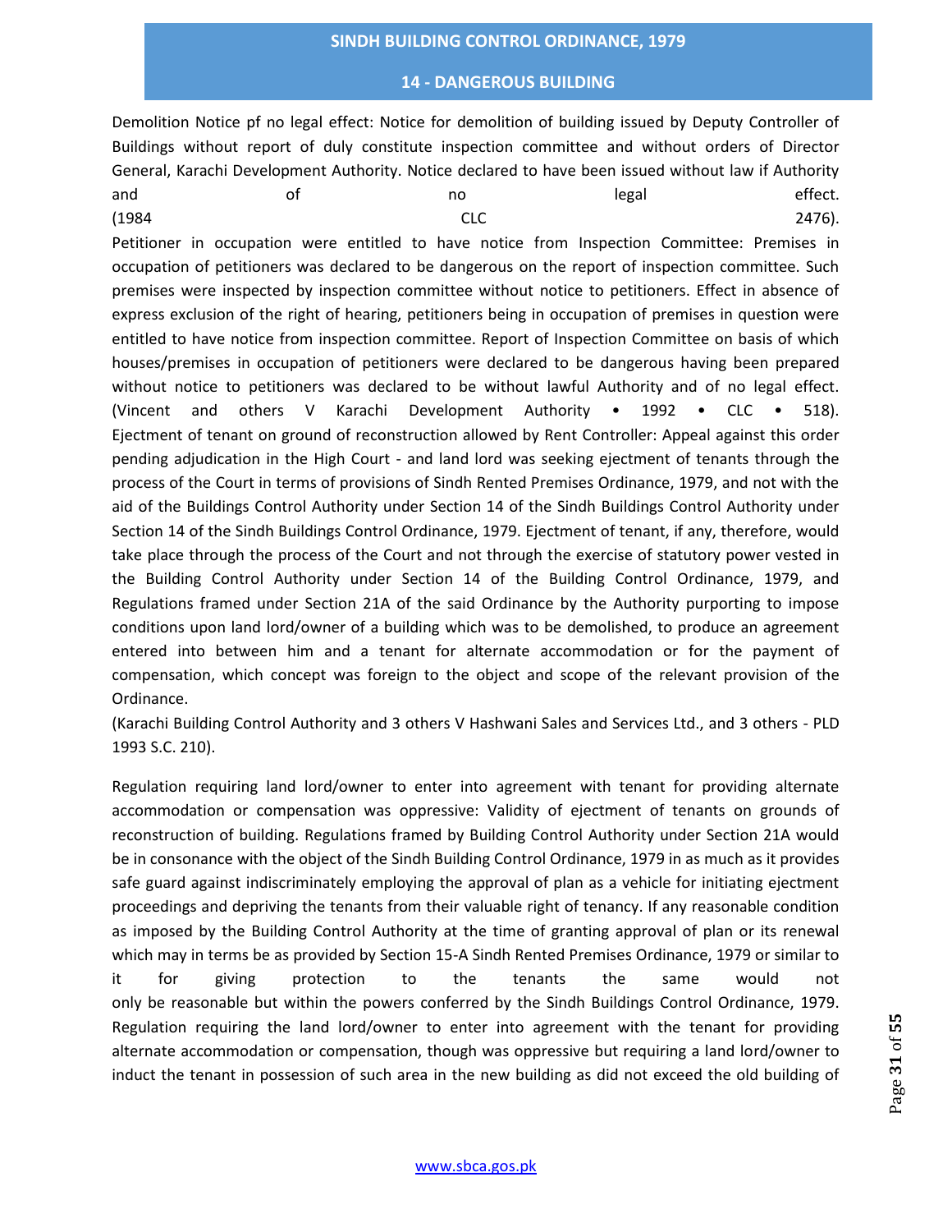Demolition Notice pf no legal effect: Notice for demolition of building issued by Deputy Controller of Buildings without report of duly constitute inspection committee and without orders of Director General, Karachi Development Authority. Notice declared to have been issued without law if Authority and of no legal effect. (1984 CLC 2476).

Petitioner in occupation were entitled to have notice from Inspection Committee: Premises in occupation of petitioners was declared to be dangerous on the report of inspection committee. Such premises were inspected by inspection committee without notice to petitioners. Effect in absence of express exclusion of the right of hearing, petitioners being in occupation of premises in question were entitled to have notice from inspection committee. Report of Inspection Committee on basis of which houses/premises in occupation of petitioners were declared to be dangerous having been prepared without notice to petitioners was declared to be without lawful Authority and of no legal effect. (Vincent and others V Karachi Development Authority • 1992 • CLC • 518).

Ejectment of tenant on ground of reconstruction allowed by Rent Controller: Appeal against this order pending adjudication in the High Court - and land lord was seeking ejectment of tenants through the process of the Court in terms of provisions of Sindh Rented Premises Ordinance, 1979, and not with the aid of the Buildings Control Authority under Section 14 of the Sindh Buildings Control Authority under Section 14 of the Sindh Buildings Control Ordinance, 1979. Ejectment of tenant, if any, therefore, would take place through the process of the Court and not through the exercise of statutory power vested in the Building Control Authority under Section 14 of the Building Control Ordinance, 1979, and Regulations framed under Section 21A of the said Ordinance by the Authority purporting to impose conditions upon land lord/owner of a building which was to be demolished, to produce an agreement entered into between him and a tenant for alternate accommodation or for the payment of compensation, which concept was foreign to the object and scope of the relevant provision of the Ordinance.

(Karachi Building Control Authority and 3 others V Hashwani Sales and Services Ltd., and 3 others - PLD 1993 S.C. 210).

Regulation requiring land lord/owner to enter into agreement with tenant for providing alternate accommodation or compensation was oppressive: Validity of ejectment of tenants on grounds of reconstruction of building. Regulations framed by Building Control Authority under Section 21A would be in consonance with the object of the Sindh Building Control Ordinance, 1979 in as much as it provides safe guard against indiscriminately employing the approval of plan as a vehicle for initiating ejectment proceedings and depriving the tenants from their valuable right of tenancy. If any reasonable condition as imposed by the Building Control Authority at the time of granting approval of plan or its renewal which may in terms be as provided by Section 15-A Sindh Rented Premises Ordinance, 1979 or similar to it for giving protection to the tenants the same would not only be reasonable but within the powers conferred by the Sindh Buildings Control Ordinance, 1979. Regulation requiring the land lord/owner to enter into agreement with the tenant for providing alternate accommodation or compensation, though was oppressive but requiring a land lord/owner to induct the tenant in possession of such area in the new building as did not exceed the old building of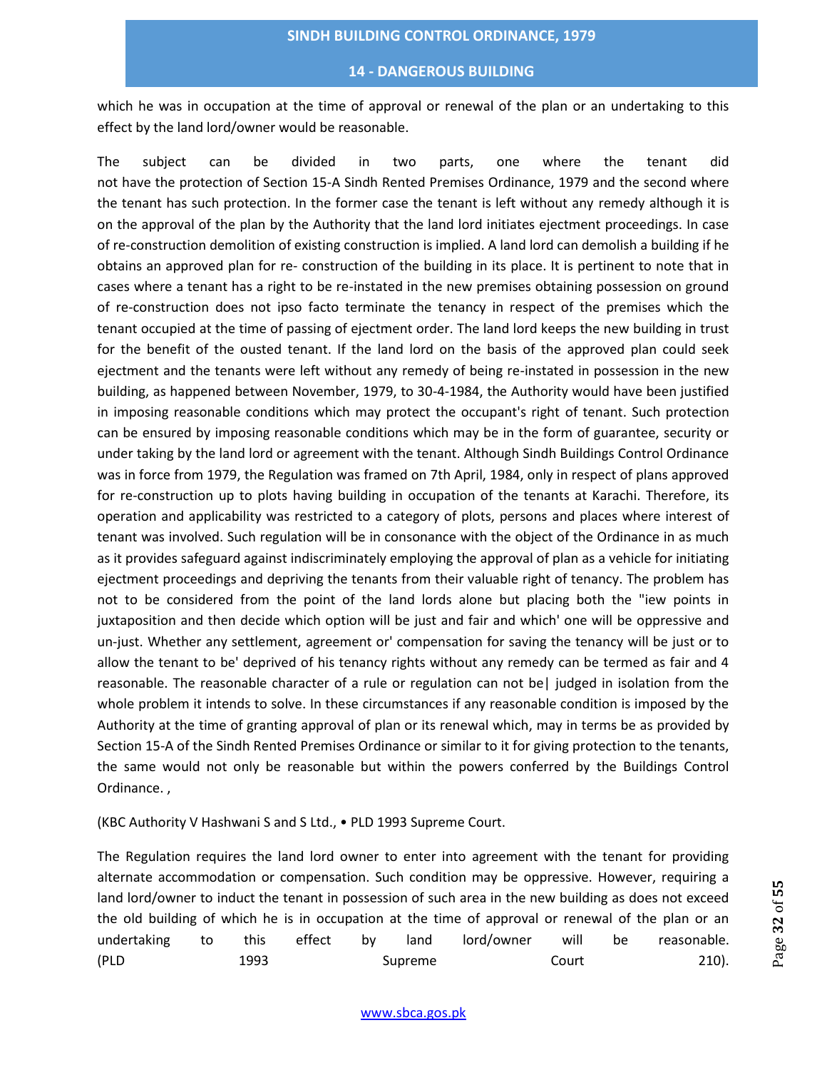which he was in occupation at the time of approval or renewal of the plan or an undertaking to this effect by the land lord/owner would be reasonable.

The subject can be divided in two parts, one where the tenant did not have the protection of Section 15-A Sindh Rented Premises Ordinance, 1979 and the second where the tenant has such protection. In the former case the tenant is left without any remedy although it is on the approval of the plan by the Authority that the land lord initiates ejectment proceedings. In case of re-construction demolition of existing construction is implied. A land lord can demolish a building if he obtains an approved plan for re- construction of the building in its place. It is pertinent to note that in cases where a tenant has a right to be re-instated in the new premises obtaining possession on ground of re-construction does not ipso facto terminate the tenancy in respect of the premises which the tenant occupied at the time of passing of ejectment order. The land lord keeps the new building in trust for the benefit of the ousted tenant. If the land lord on the basis of the approved plan could seek ejectment and the tenants were left without any remedy of being re-instated in possession in the new building, as happened between November, 1979, to 30-4-1984, the Authority would have been justified in imposing reasonable conditions which may protect the occupant's right of tenant. Such protection can be ensured by imposing reasonable conditions which may be in the form of guarantee, security or under taking by the land lord or agreement with the tenant. Although Sindh Buildings Control Ordinance was in force from 1979, the Regulation was framed on 7th April, 1984, only in respect of plans approved for re-construction up to plots having building in occupation of the tenants at Karachi. Therefore, its operation and applicability was restricted to a category of plots, persons and places where interest of tenant was involved. Such regulation will be in consonance with the object of the Ordinance in as much as it provides safeguard against indiscriminately employing the approval of plan as a vehicle for initiating ejectment proceedings and depriving the tenants from their valuable right of tenancy. The problem has not to be considered from the point of the land lords alone but placing both the "iew points in juxtaposition and then decide which option will be just and fair and which' one will be oppressive and un-just. Whether any settlement, agreement or' compensation for saving the tenancy will be just or to allow the tenant to be' deprived of his tenancy rights without any remedy can be termed as fair and 4 reasonable. The reasonable character of a rule or regulation can not be| judged in isolation from the whole problem it intends to solve. In these circumstances if any reasonable condition is imposed by the Authority at the time of granting approval of plan or its renewal which, may in terms be as provided by Section 15-A of the Sindh Rented Premises Ordinance or similar to it for giving protection to the tenants, the same would not only be reasonable but within the powers conferred by the Buildings Control Ordinance. ,

(KBC Authority V Hashwani S and S Ltd., • PLD 1993 Supreme Court.

The Regulation requires the land lord owner to enter into agreement with the tenant for providing alternate accommodation or compensation. Such condition may be oppressive. However, requiring a land lord/owner to induct the tenant in possession of such area in the new building as does not exceed the old building of which he is in occupation at the time of approval or renewal of the plan or an undertaking to this effect by land lord/owner will be reasonable. (PLD 1993 Supreme Court 210).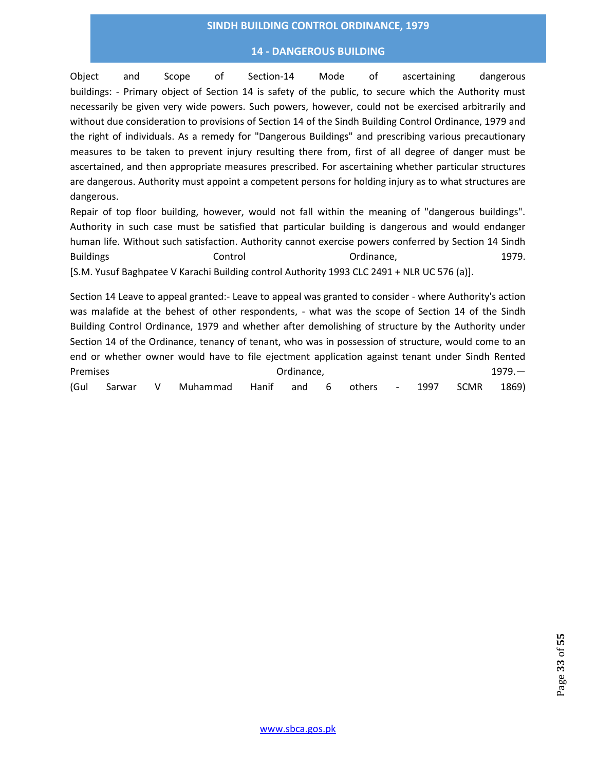## 14 - DANGEROUS BUILDING

Object and Scope of Section-14 Mode of ascertaining dangerous buildings: - Primary object of Section 14 is safety of the public, to secure which the Authority must necessarily be given very wide powers. Such powers, however, could not be exercised arbitrarily and without due consideration to provisions of Section 14 of the Sindh Building Control Ordinance, 1979 and the right of individuals. As a remedy for "Dangerous Buildings" and prescribing various precautionary measures to be taken to prevent injury resulting there from, first of all degree of danger must be ascertained, and then appropriate measures prescribed. For ascertaining whether particular structures are dangerous. Authority must appoint a competent persons for holding injury as to what structures are dangerous.

Repair of top floor building, however, would not fall within the meaning of "dangerous buildings". Authority in such case must be satisfied that particular building is dangerous and would endanger human life. Without such satisfaction. Authority cannot exercise powers conferred by Section 14 Sindh Buildings Control Ordinance, 1979.
[S.M. Yusuf Baghpatee V Karachi Building control Authority 1993 CLC 2491 + NLR UC 576 (a)].

Section 14 Leave to appeal granted:- Leave to appeal was granted to consider - where Authority's action was malafide at the behest of other respondents, - what was the scope of Section 14 of the Sindh Building Control Ordinance, 1979 and whether after demolishing of structure by the Authority under Section 14 of the Ordinance, tenancy of tenant, who was in possession of structure, would come to an end or whether owner would have to file ejectment application against tenant under Sindh Rented Premises Ordinance, 1979.—
(Gul Sarwar V Muhammad Hanif and 6 others - 1997 SCMR 1869)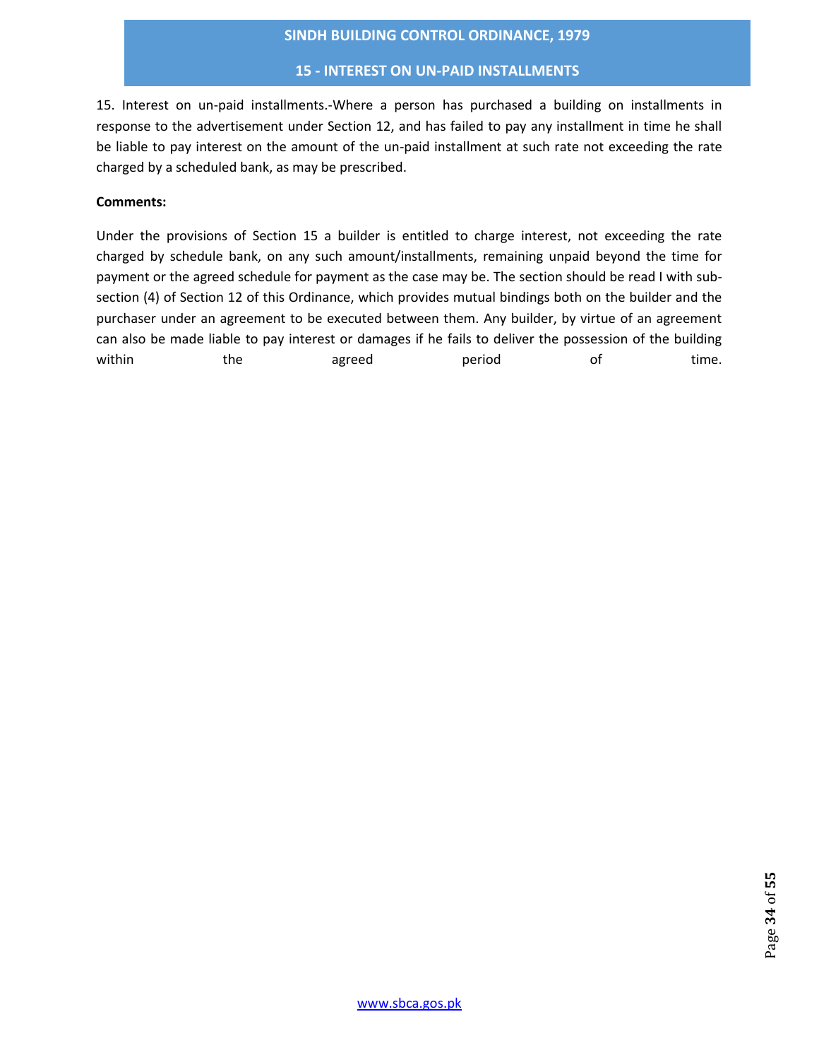15. Interest on un-paid installments.-Where a person has purchased a building on installments in response to the advertisement under Section 12, and has failed to pay any installment in time he shall be liable to pay interest on the amount of the un-paid installment at such rate not exceeding the rate charged by a scheduled bank, as may be prescribed.

**Comments:**

Under the provisions of Section 15 a builder is entitled to charge interest, not exceeding the rate charged by schedule bank, on any such amount/installments, remaining unpaid beyond the time for payment or the agreed schedule for payment as the case may be. The section should be read I with sub-section (4) of Section 12 of this Ordinance, which provides mutual bindings both on the builder and the purchaser under an agreement to be executed between them. Any builder, by virtue of an agreement can also be made liable to pay interest or damages if he fails to deliver the possession of the building within the agreed period of time.

www.sbca.gos.pk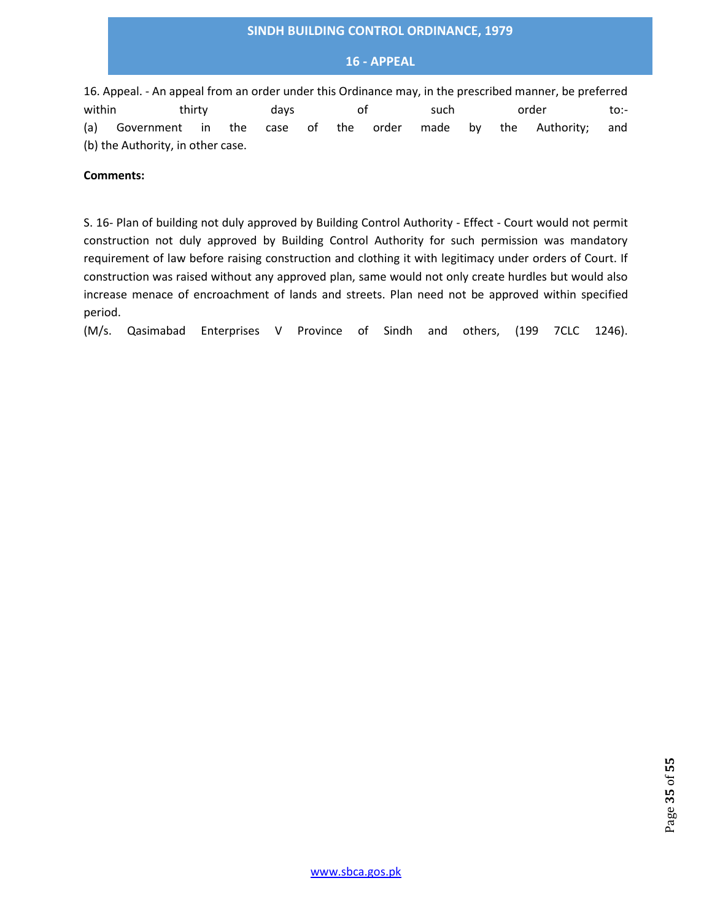## 16 - APPEAL

16. Appeal. - An appeal from an order under this Ordinance may, in the prescribed manner, be preferred within thirty days of such order to:-
(a) Government in the case of the order made by the Authority; and
(b) the Authority, in other case.

**Comments:**

S. 16- Plan of building not duly approved by Building Control Authority - Effect - Court would not permit construction not duly approved by Building Control Authority for such permission was mandatory requirement of law before raising construction and clothing it with legitimacy under orders of Court. If construction was raised without any approved plan, same would not only create hurdles but would also increase menace of encroachment of lands and streets. Plan need not be approved within specified period.
(M/s. Qasimabad Enterprises V Province of Sindh and others, (199 7CLC 1246).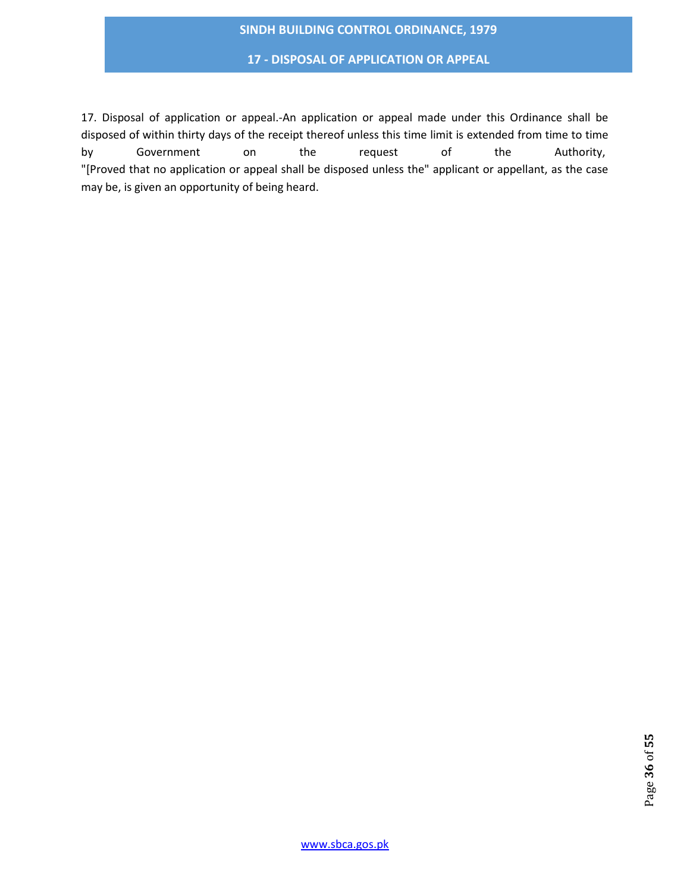17. Disposal of application or appeal.-An application or appeal made under this Ordinance shall be disposed of within thirty days of the receipt thereof unless this time limit is extended from time to time by Government on the request of the Authority,
"[Proved that no application or appeal shall be disposed unless the" applicant or appellant, as the case may be, is given an opportunity of being heard.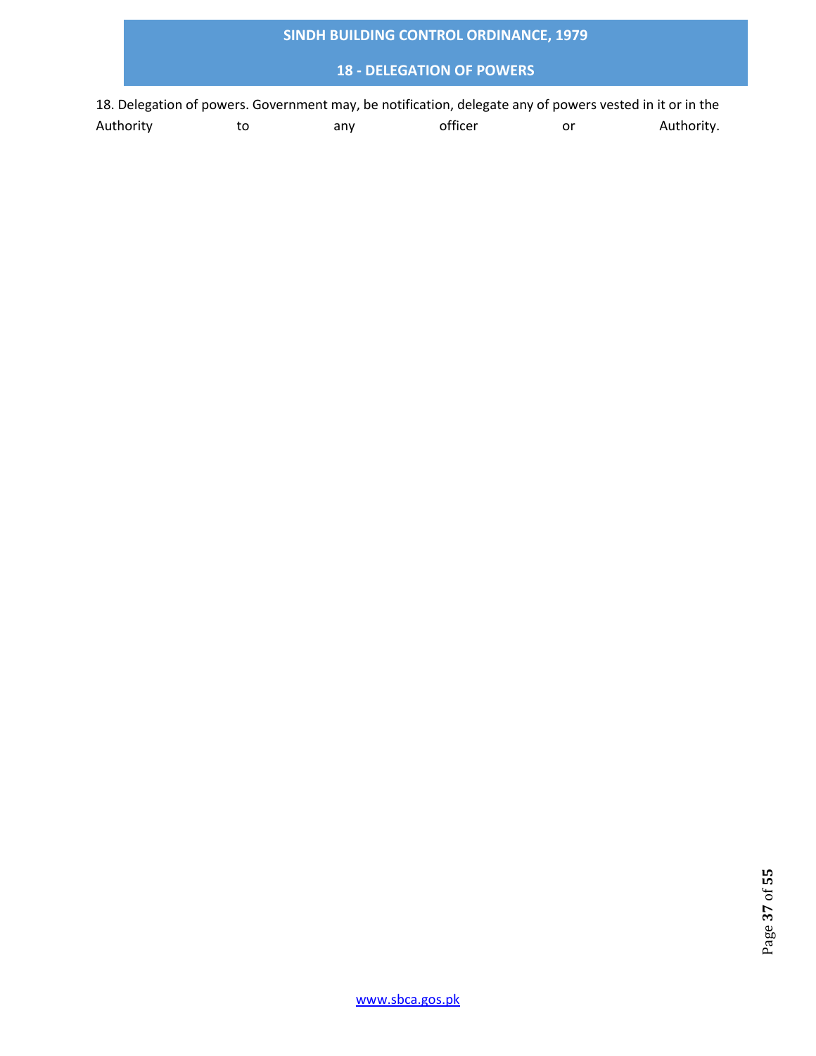18. Delegation of powers. Government may, be notification, delegate any of powers vested in it or in the Authority to any officer or Authority.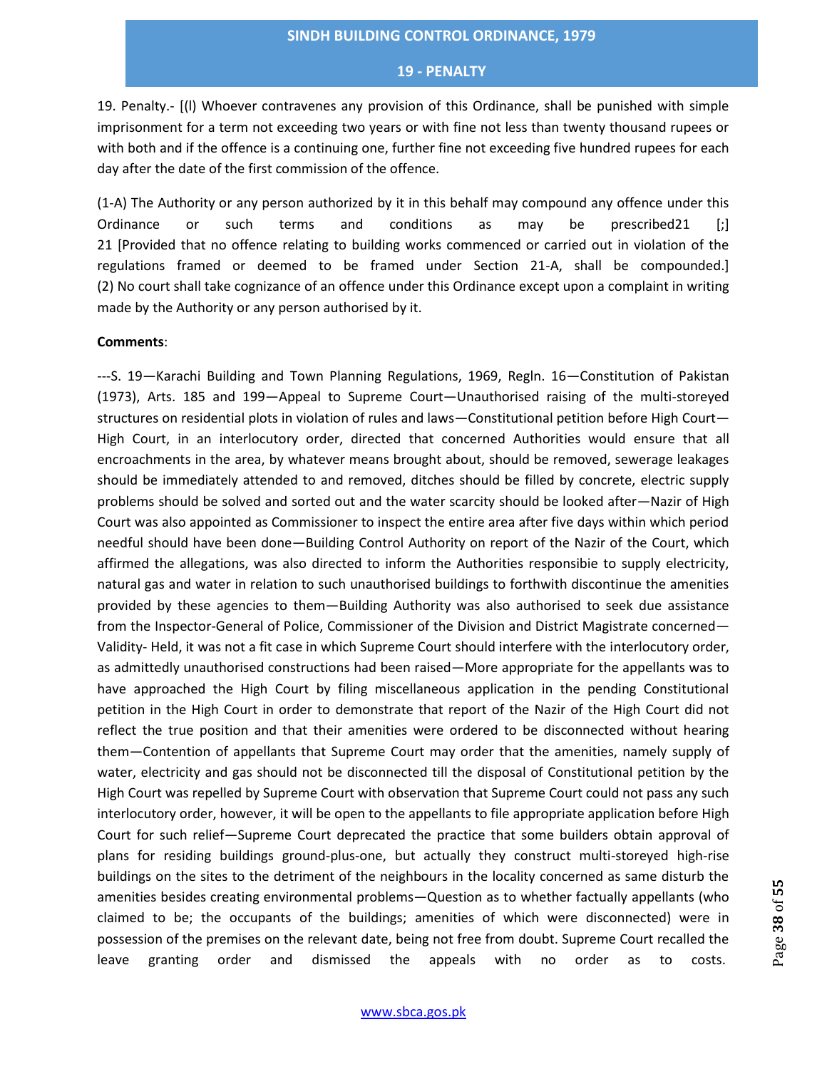19. Penalty.- [(l) Whoever contravenes any provision of this Ordinance, shall be punished with simple imprisonment for a term not exceeding two years or with fine not less than twenty thousand rupees or with both and if the offence is a continuing one, further fine not exceeding five hundred rupees for each day after the date of the first commission of the offence.

(1-A) The Authority or any person authorized by it in this behalf may compound any offence under this Ordinance or such terms and conditions as may be prescribed21 [;] 21 [Provided that no offence relating to building works commenced or carried out in violation of the regulations framed or deemed to be framed under Section 21-A, shall be compounded.] (2) No court shall take cognizance of an offence under this Ordinance except upon a complaint in writing made by the Authority or any person authorised by it.

**Comments**:

---S. 19—Karachi Building and Town Planning Regulations, 1969, Regln. 16—Constitution of Pakistan (1973), Arts. 185 and 199—Appeal to Supreme Court—Unauthorised raising of the multi-storeyed structures on residential plots in violation of rules and laws—Constitutional petition before High Court—High Court, in an interlocutory order, directed that concerned Authorities would ensure that all encroachments in the area, by whatever means brought about, should be removed, sewerage leakages should be immediately attended to and removed, ditches should be filled by concrete, electric supply problems should be solved and sorted out and the water scarcity should be looked after—Nazir of High Court was also appointed as Commissioner to inspect the entire area after five days within which period needful should have been done—Building Control Authority on report of the Nazir of the Court, which affirmed the allegations, was also directed to inform the Authorities responsibie to supply electricity, natural gas and water in relation to such unauthorised buildings to forthwith discontinue the amenities provided by these agencies to them—Building Authority was also authorised to seek due assistance from the Inspector-General of Police, Commissioner of the Division and District Magistrate concerned—Validity- Held, it was not a fit case in which Supreme Court should interfere with the interlocutory order, as admittedly unauthorised constructions had been raised—More appropriate for the appellants was to have approached the High Court by filing miscellaneous application in the pending Constitutional petition in the High Court in order to demonstrate that report of the Nazir of the High Court did not reflect the true position and that their amenities were ordered to be disconnected without hearing them—Contention of appellants that Supreme Court may order that the amenities, namely supply of water, electricity and gas should not be disconnected till the disposal of Constitutional petition by the High Court was repelled by Supreme Court with observation that Supreme Court could not pass any such interlocutory order, however, it will be open to the appellants to file appropriate application before High Court for such relief—Supreme Court deprecated the practice that some builders obtain approval of plans for residing buildings ground-plus-one, but actually they construct multi-storeyed high-rise buildings on the sites to the detriment of the neighbours in the locality concerned as same disturb the amenities besides creating environmental problems—Question as to whether factually appellants (who claimed to be; the occupants of the buildings; amenities of which were disconnected) were in possession of the premises on the relevant date, being not free from doubt. Supreme Court recalled the leave granting order and dismissed the appeals with no order as to costs.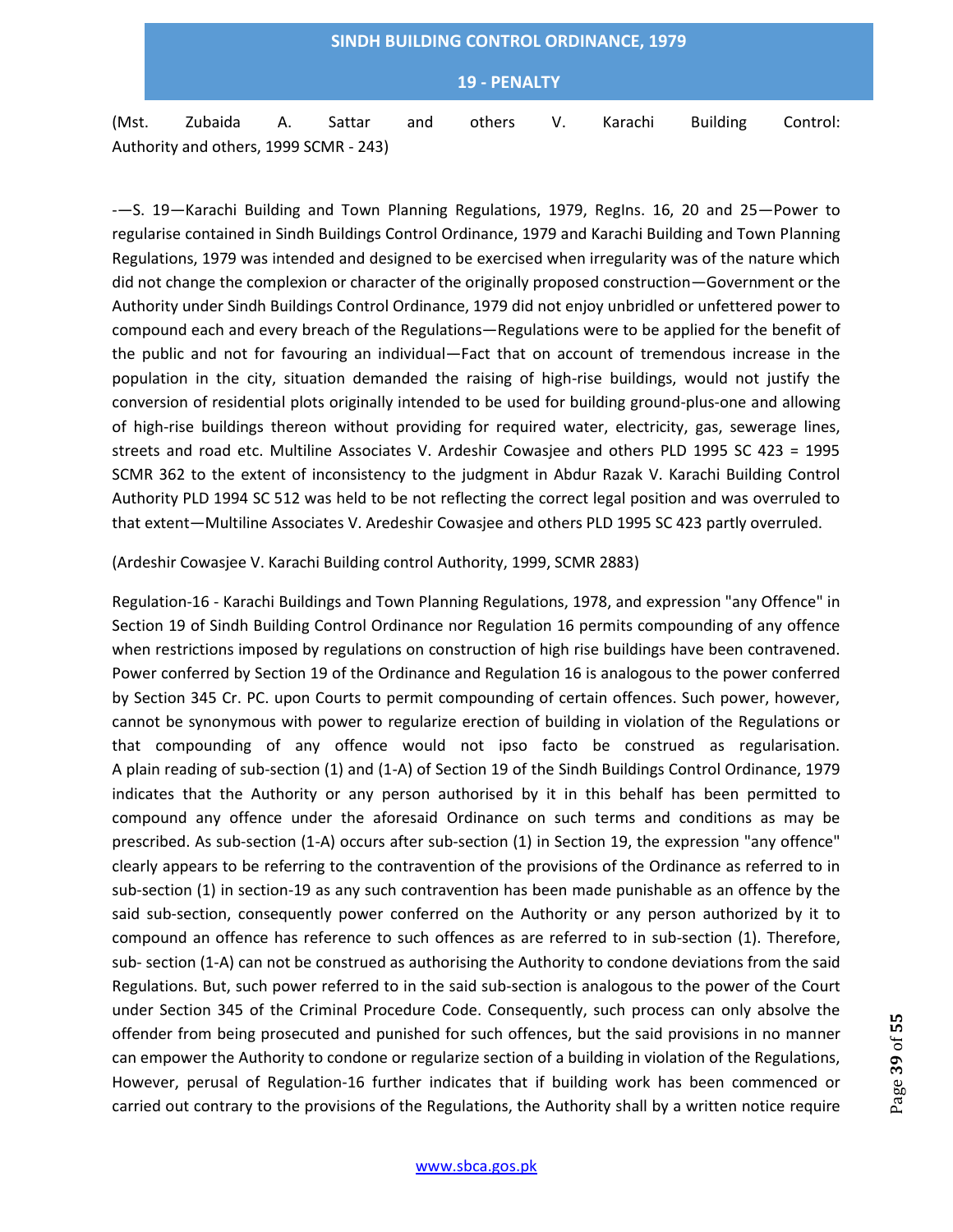(Mst. Zubaida A. Sattar and others V. Karachi Building Control: Authority and others, 1999 SCMR - 243)

-—S. 19—Karachi Building and Town Planning Regulations, 1979, Reglns. 16, 20 and 25—Power to regularise contained in Sindh Buildings Control Ordinance, 1979 and Karachi Building and Town Planning Regulations, 1979 was intended and designed to be exercised when irregularity was of the nature which did not change the complexion or character of the originally proposed construction—Government or the Authority under Sindh Buildings Control Ordinance, 1979 did not enjoy unbridled or unfettered power to compound each and every breach of the Regulations—Regulations were to be applied for the benefit of the public and not for favouring an individual—Fact that on account of tremendous increase in the population in the city, situation demanded the raising of high-rise buildings, would not justify the conversion of residential plots originally intended to be used for building ground-plus-one and allowing of high-rise buildings thereon without providing for required water, electricity, gas, sewerage lines, streets and road etc. Multiline Associates V. Ardeshir Cowasjee and others PLD 1995 SC 423 = 1995 SCMR 362 to the extent of inconsistency to the judgment in Abdur Razak V. Karachi Building Control Authority PLD 1994 SC 512 was held to be not reflecting the correct legal position and was overruled to that extent—Multiline Associates V. Aredeshir Cowasjee and others PLD 1995 SC 423 partly overruled.

(Ardeshir Cowasjee V. Karachi Building control Authority, 1999, SCMR 2883)

Regulation-16 - Karachi Buildings and Town Planning Regulations, 1978, and expression "any Offence" in Section 19 of Sindh Building Control Ordinance nor Regulation 16 permits compounding of any offence when restrictions imposed by regulations on construction of high rise buildings have been contravened. Power conferred by Section 19 of the Ordinance and Regulation 16 is analogous to the power conferred by Section 345 Cr. PC. upon Courts to permit compounding of certain offences. Such power, however, cannot be synonymous with power to regularize erection of building in violation of the Regulations or that compounding of any offence would not ipso facto be construed as regularisation. A plain reading of sub-section (1) and (1-A) of Section 19 of the Sindh Buildings Control Ordinance, 1979 indicates that the Authority or any person authorised by it in this behalf has been permitted to compound any offence under the aforesaid Ordinance on such terms and conditions as may be prescribed. As sub-section (1-A) occurs after sub-section (1) in Section 19, the expression "any offence" clearly appears to be referring to the contravention of the provisions of the Ordinance as referred to in sub-section (1) in section-19 as any such contravention has been made punishable as an offence by the said sub-section, consequently power conferred on the Authority or any person authorized by it to compound an offence has reference to such offences as are referred to in sub-section (1). Therefore, sub- section (1-A) can not be construed as authorising the Authority to condone deviations from the said Regulations. But, such power referred to in the said sub-section is analogous to the power of the Court under Section 345 of the Criminal Procedure Code. Consequently, such process can only absolve the offender from being prosecuted and punished for such offences, but the said provisions in no manner can empower the Authority to condone or regularize section of a building in violation of the Regulations, However, perusal of Regulation-16 further indicates that if building work has been commenced or carried out contrary to the provisions of the Regulations, the Authority shall by a written notice require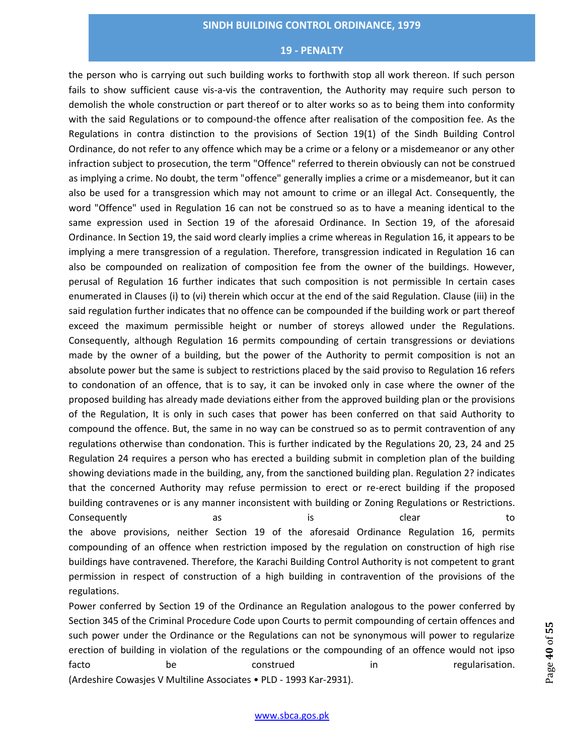the person who is carrying out such building works to forthwith stop all work thereon. If such person fails to show sufficient cause vis-a-vis the contravention, the Authority may require such person to demolish the whole construction or part thereof or to alter works so as to being them into conformity with the said Regulations or to compound-the offence after realisation of the composition fee. As the Regulations in contra distinction to the provisions of Section 19(1) of the Sindh Building Control Ordinance, do not refer to any offence which may be a crime or a felony or a misdemeanor or any other infraction subject to prosecution, the term "Offence" referred to therein obviously can not be construed as implying a crime. No doubt, the term "offence" generally implies a crime or a misdemeanor, but it can also be used for a transgression which may not amount to crime or an illegal Act. Consequently, the word "Offence" used in Regulation 16 can not be construed so as to have a meaning identical to the same expression used in Section 19 of the aforesaid Ordinance. In Section 19, of the aforesaid Ordinance. In Section 19, the said word clearly implies a crime whereas in Regulation 16, it appears to be implying a mere transgression of a regulation. Therefore, transgression indicated in Regulation 16 can also be compounded on realization of composition fee from the owner of the buildings. However, perusal of Regulation 16 further indicates that such composition is not permissible In certain cases enumerated in Clauses (i) to (vi) therein which occur at the end of the said Regulation. Clause (iii) in the said regulation further indicates that no offence can be compounded if the building work or part thereof exceed the maximum permissible height or number of storeys allowed under the Regulations. Consequently, although Regulation 16 permits compounding of certain transgressions or deviations made by the owner of a building, but the power of the Authority to permit composition is not an absolute power but the same is subject to restrictions placed by the said proviso to Regulation 16 refers to condonation of an offence, that is to say, it can be invoked only in case where the owner of the proposed building has already made deviations either from the approved building plan or the provisions of the Regulation, It is only in such cases that power has been conferred on that said Authority to compound the offence. But, the same in no way can be construed so as to permit contravention of any regulations otherwise than condonation. This is further indicated by the Regulations 20, 23, 24 and 25 Regulation 24 requires a person who has erected a building submit in completion plan of the building showing deviations made in the building, any, from the sanctioned building plan. Regulation 2? indicates that the concerned Authority may refuse permission to erect or re-erect building if the proposed building contravenes or is any manner inconsistent with building or Zoning Regulations or Restrictions. Consequently as is clear to the above provisions, neither Section 19 of the aforesaid Ordinance Regulation 16, permits compounding of an offence when restriction imposed by the regulation on construction of high rise buildings have contravened. Therefore, the Karachi Building Control Authority is not competent to grant permission in respect of construction of a high building in contravention of the provisions of the regulations.

Power conferred by Section 19 of the Ordinance an Regulation analogous to the power conferred by Section 345 of the Criminal Procedure Code upon Courts to permit compounding of certain offences and such power under the Ordinance or the Regulations can not be synonymous will power to regularize erection of building in violation of the regulations or the compounding of an offence would not ipso facto be construed in regularisation. (Ardeshire Cowasjes V Multiline Associates • PLD - 1993 Kar-2931).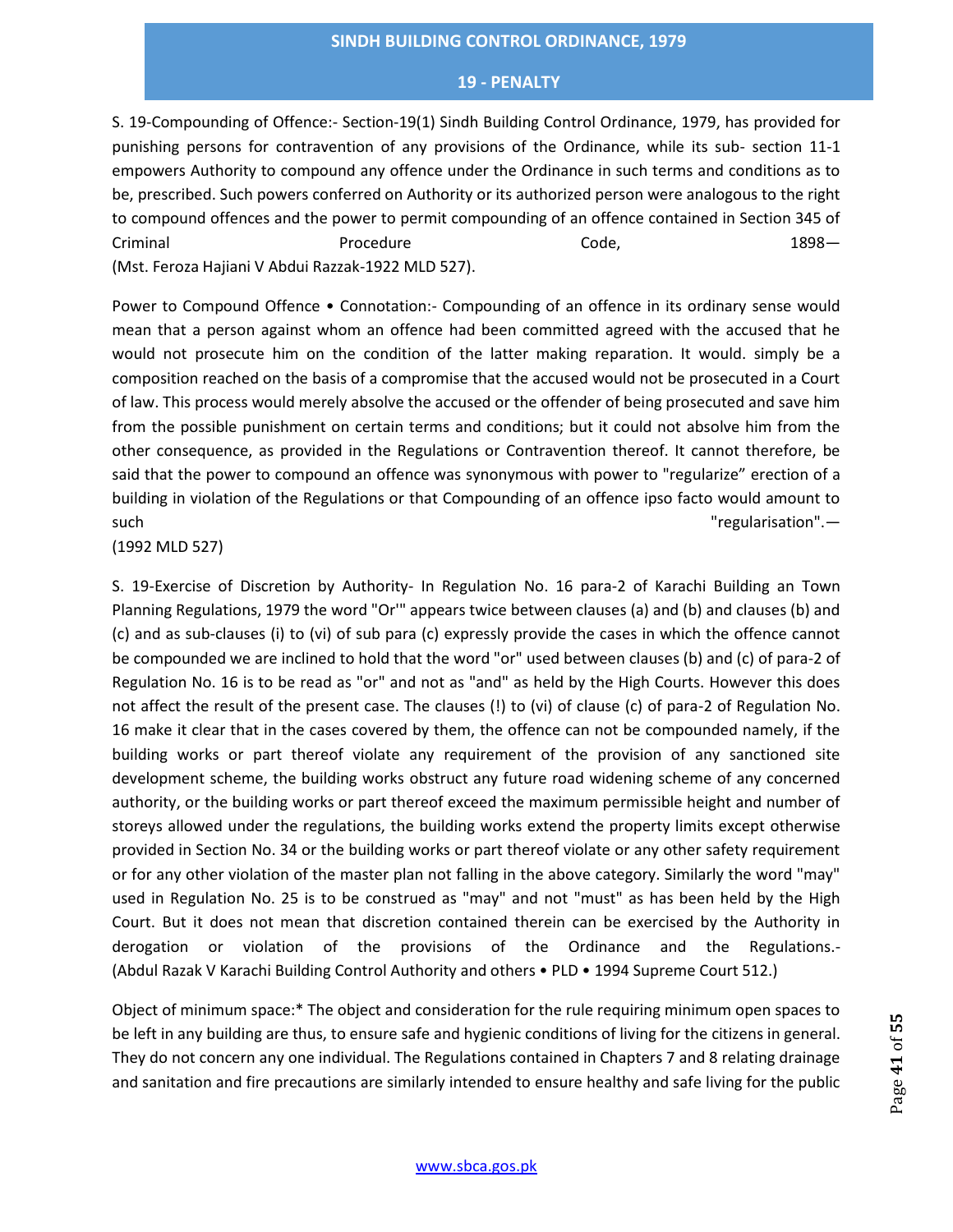S. 19-Compounding of Offence:- Section-19(1) Sindh Building Control Ordinance, 1979, has provided for punishing persons for contravention of any provisions of the Ordinance, while its sub- section 11-1 empowers Authority to compound any offence under the Ordinance in such terms and conditions as to be, prescribed. Such powers conferred on Authority or its authorized person were analogous to the right to compound offences and the power to permit compounding of an offence contained in Section 345 of Criminal Procedure Code, 1898— (Mst. Feroza Hajiani V Abdui Razzak-1922 MLD 527).

Power to Compound Offence • Connotation:- Compounding of an offence in its ordinary sense would mean that a person against whom an offence had been committed agreed with the accused that he would not prosecute him on the condition of the latter making reparation. It would. simply be a composition reached on the basis of a compromise that the accused would not be prosecuted in a Court of law. This process would merely absolve the accused or the offender of being prosecuted and save him from the possible punishment on certain terms and conditions; but it could not absolve him from the other consequence, as provided in the Regulations or Contravention thereof. It cannot therefore, be said that the power to compound an offence was synonymous with power to "regularize" erection of a building in violation of the Regulations or that Compounding of an offence ipso facto would amount to such "regularisation".— (1992 MLD 527)

S. 19-Exercise of Discretion by Authority- In Regulation No. 16 para-2 of Karachi Building an Town Planning Regulations, 1979 the word "Or'" appears twice between clauses (a) and (b) and clauses (b) and (c) and as sub-clauses (i) to (vi) of sub para (c) expressly provide the cases in which the offence cannot be compounded we are inclined to hold that the word "or" used between clauses (b) and (c) of para-2 of Regulation No. 16 is to be read as "or" and not as "and" as held by the High Courts. However this does not affect the result of the present case. The clauses (!) to (vi) of clause (c) of para-2 of Regulation No. 16 make it clear that in the cases covered by them, the offence can not be compounded namely, if the building works or part thereof violate any requirement of the provision of any sanctioned site development scheme, the building works obstruct any future road widening scheme of any concerned authority, or the building works or part thereof exceed the maximum permissible height and number of storeys allowed under the regulations, the building works extend the property limits except otherwise provided in Section No. 34 or the building works or part thereof violate or any other safety requirement or for any other violation of the master plan not falling in the above category. Similarly the word "may" used in Regulation No. 25 is to be construed as "may" and not "must" as has been held by the High Court. But it does not mean that discretion contained therein can be exercised by the Authority in derogation or violation of the provisions of the Ordinance and the Regulations.- (Abdul Razak V Karachi Building Control Authority and others • PLD • 1994 Supreme Court 512.)

Object of minimum space:* The object and consideration for the rule requiring minimum open spaces to be left in any building are thus, to ensure safe and hygienic conditions of living for the citizens in general. They do not concern any one individual. The Regulations contained in Chapters 7 and 8 relating drainage and sanitation and fire precautions are similarly intended to ensure healthy and safe living for the public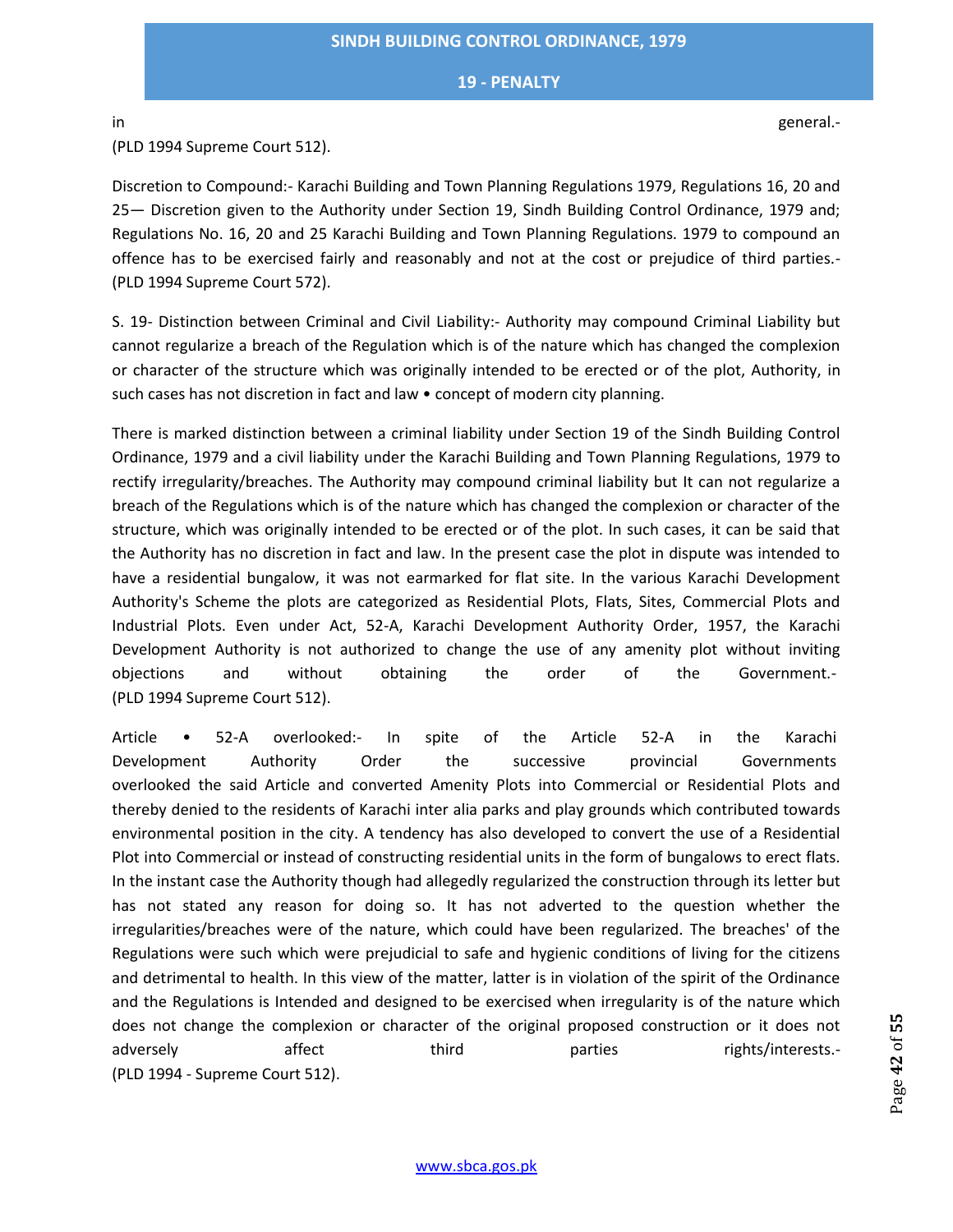in general.-
(PLD 1994 Supreme Court 512).

Discretion to Compound:- Karachi Building and Town Planning Regulations 1979, Regulations 16, 20 and 25— Discretion given to the Authority under Section 19, Sindh Building Control Ordinance, 1979 and; Regulations No. 16, 20 and 25 Karachi Building and Town Planning Regulations. 1979 to compound an offence has to be exercised fairly and reasonably and not at the cost or prejudice of third parties.-
(PLD 1994 Supreme Court 572).

S. 19- Distinction between Criminal and Civil Liability:- Authority may compound Criminal Liability but cannot regularize a breach of the Regulation which is of the nature which has changed the complexion or character of the structure which was originally intended to be erected or of the plot, Authority, in such cases has not discretion in fact and law • concept of modern city planning.

There is marked distinction between a criminal liability under Section 19 of the Sindh Building Control Ordinance, 1979 and a civil liability under the Karachi Building and Town Planning Regulations, 1979 to rectify irregularity/breaches. The Authority may compound criminal liability but It can not regularize a breach of the Regulations which is of the nature which has changed the complexion or character of the structure, which was originally intended to be erected or of the plot. In such cases, it can be said that the Authority has no discretion in fact and law. In the present case the plot in dispute was intended to have a residential bungalow, it was not earmarked for flat site. In the various Karachi Development Authority's Scheme the plots are categorized as Residential Plots, Flats, Sites, Commercial Plots and Industrial Plots. Even under Act, 52-A, Karachi Development Authority Order, 1957, the Karachi Development Authority is not authorized to change the use of any amenity plot without inviting objections and without obtaining the order of the Government.-
(PLD 1994 Supreme Court 512).

Article • 52-A overlooked:- In spite of the Article 52-A in the Karachi Development Authority Order the successive provincial Governments overlooked the said Article and converted Amenity Plots into Commercial or Residential Plots and thereby denied to the residents of Karachi inter alia parks and play grounds which contributed towards environmental position in the city. A tendency has also developed to convert the use of a Residential Plot into Commercial or instead of constructing residential units in the form of bungalows to erect flats. In the instant case the Authority though had allegedly regularized the construction through its letter but has not stated any reason for doing so. It has not adverted to the question whether the irregularities/breaches were of the nature, which could have been regularized. The breaches' of the Regulations were such which were prejudicial to safe and hygienic conditions of living for the citizens and detrimental to health. In this view of the matter, latter is in violation of the spirit of the Ordinance and the Regulations is Intended and designed to be exercised when irregularity is of the nature which does not change the complexion or character of the original proposed construction or it does not adversely affect third parties rights/interests.-
(PLD 1994 - Supreme Court 512).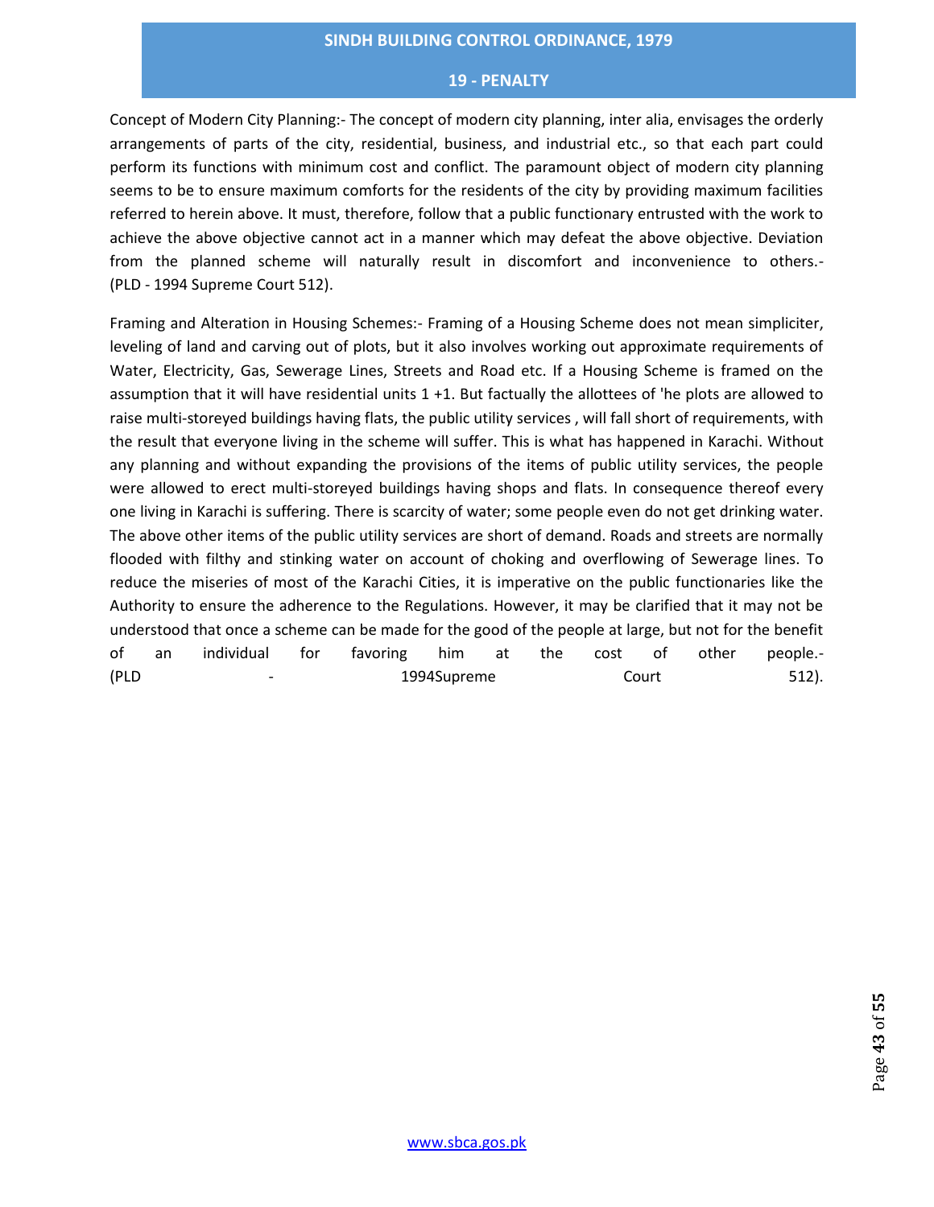Concept of Modern City Planning:- The concept of modern city planning, inter alia, envisages the orderly arrangements of parts of the city, residential, business, and industrial etc., so that each part could perform its functions with minimum cost and conflict. The paramount object of modern city planning seems to be to ensure maximum comforts for the residents of the city by providing maximum facilities referred to herein above. It must, therefore, follow that a public functionary entrusted with the work to achieve the above objective cannot act in a manner which may defeat the above objective. Deviation from the planned scheme will naturally result in discomfort and inconvenience to others.- (PLD - 1994 Supreme Court 512).

Framing and Alteration in Housing Schemes:- Framing of a Housing Scheme does not mean simpliciter, leveling of land and carving out of plots, but it also involves working out approximate requirements of Water, Electricity, Gas, Sewerage Lines, Streets and Road etc. If a Housing Scheme is framed on the assumption that it will have residential units 1 +1. But factually the allottees of 'he plots are allowed to raise multi-storeyed buildings having flats, the public utility services , will fall short of requirements, with the result that everyone living in the scheme will suffer. This is what has happened in Karachi. Without any planning and without expanding the provisions of the items of public utility services, the people were allowed to erect multi-storeyed buildings having shops and flats. In consequence thereof every one living in Karachi is suffering. There is scarcity of water; some people even do not get drinking water. The above other items of the public utility services are short of demand. Roads and streets are normally flooded with filthy and stinking water on account of choking and overflowing of Sewerage lines. To reduce the miseries of most of the Karachi Cities, it is imperative on the public functionaries like the Authority to ensure the adherence to the Regulations. However, it may be clarified that it may not be understood that once a scheme can be made for the good of the people at large, but not for the benefit of an individual for favoring him at the cost of other people.- (PLD - 1994Supreme Court 512).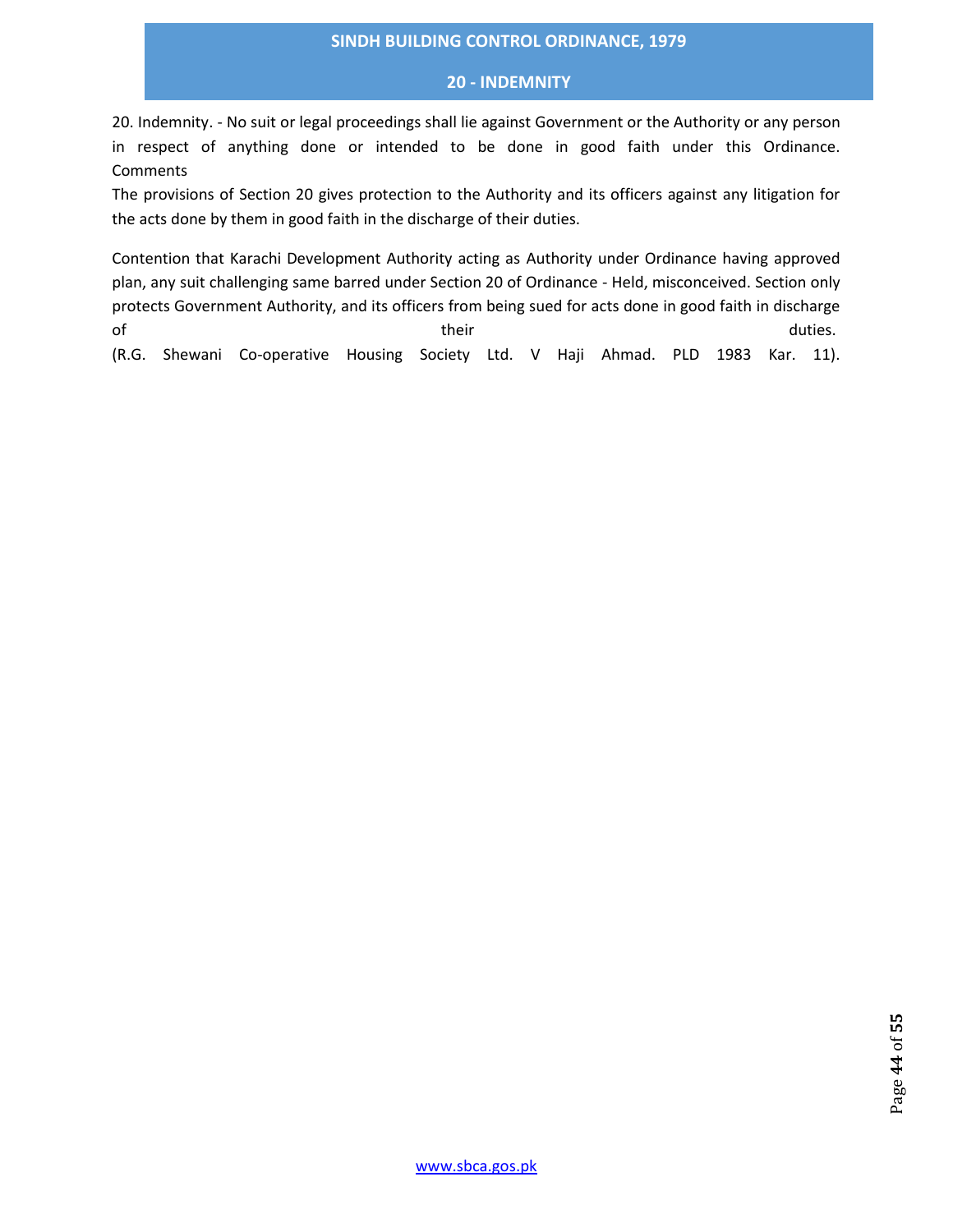## 20 - INDEMNITY

20. Indemnity. - No suit or legal proceedings shall lie against Government or the Authority or any person in respect of anything done or intended to be done in good faith under this Ordinance.

Comments

The provisions of Section 20 gives protection to the Authority and its officers against any litigation for the acts done by them in good faith in the discharge of their duties.

Contention that Karachi Development Authority acting as Authority under Ordinance having approved plan, any suit challenging same barred under Section 20 of Ordinance - Held, misconceived. Section only protects Government Authority, and its officers from being sued for acts done in good faith in discharge of their duties.

(R.G. Shewani Co-operative Housing Society Ltd. V Haji Ahmad. PLD 1983 Kar. 11).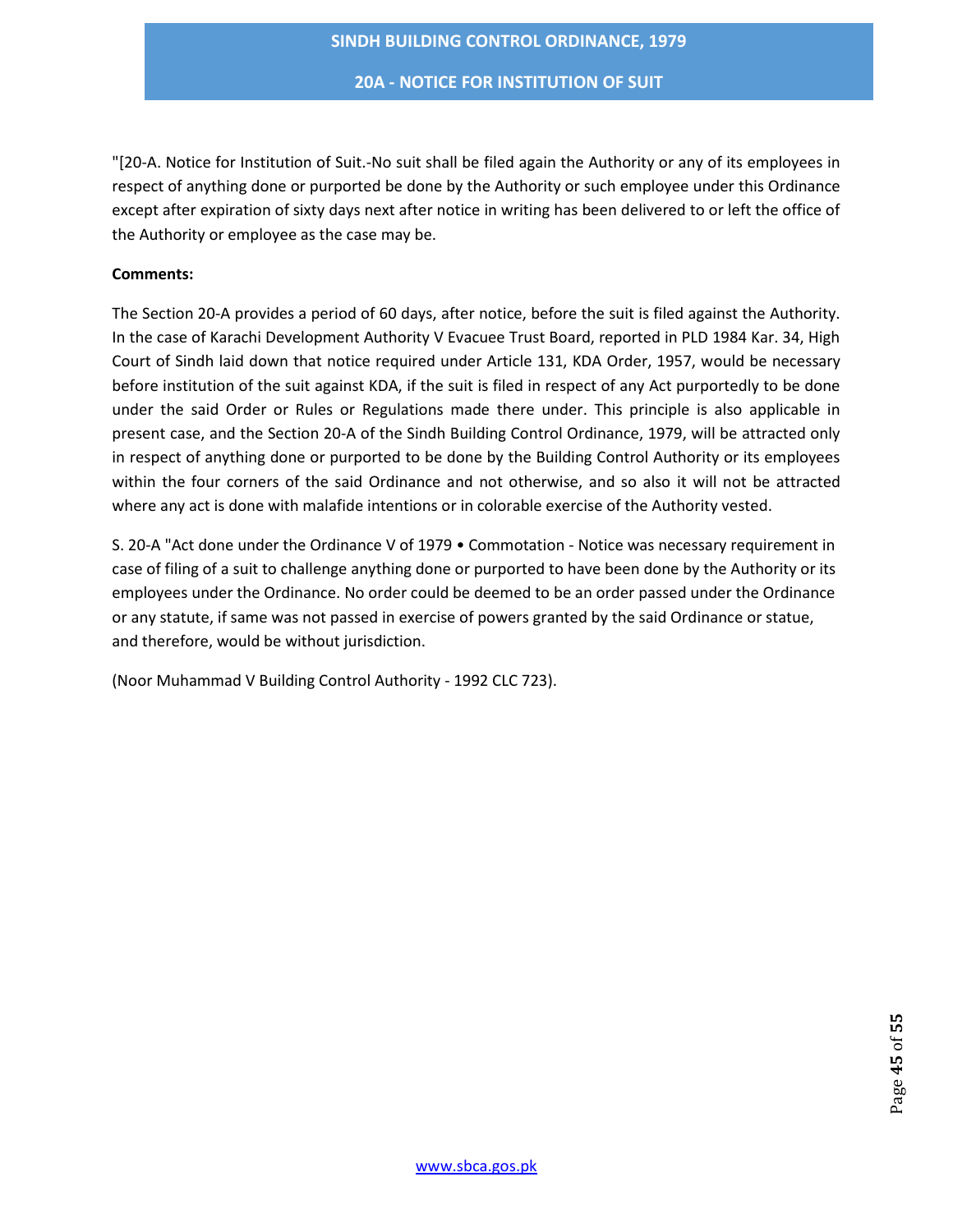"[20-A. Notice for Institution of Suit.-No suit shall be filed again the Authority or any of its employees in respect of anything done or purported be done by the Authority or such employee under this Ordinance except after expiration of sixty days next after notice in writing has been delivered to or left the office of the Authority or employee as the case may be.

**Comments:**

The Section 20-A provides a period of 60 days, after notice, before the suit is filed against the Authority. In the case of Karachi Development Authority V Evacuee Trust Board, reported in PLD 1984 Kar. 34, High Court of Sindh laid down that notice required under Article 131, KDA Order, 1957, would be necessary before institution of the suit against KDA, if the suit is filed in respect of any Act purportedly to be done under the said Order or Rules or Regulations made there under. This principle is also applicable in present case, and the Section 20-A of the Sindh Building Control Ordinance, 1979, will be attracted only in respect of anything done or purported to be done by the Building Control Authority or its employees within the four corners of the said Ordinance and not otherwise, and so also it will not be attracted where any act is done with malafide intentions or in colorable exercise of the Authority vested.

S. 20-A "Act done under the Ordinance V of 1979 • Commotation - Notice was necessary requirement in case of filing of a suit to challenge anything done or purported to have been done by the Authority or its employees under the Ordinance. No order could be deemed to be an order passed under the Ordinance or any statute, if same was not passed in exercise of powers granted by the said Ordinance or statue, and therefore, would be without jurisdiction.

(Noor Muhammad V Building Control Authority - 1992 CLC 723).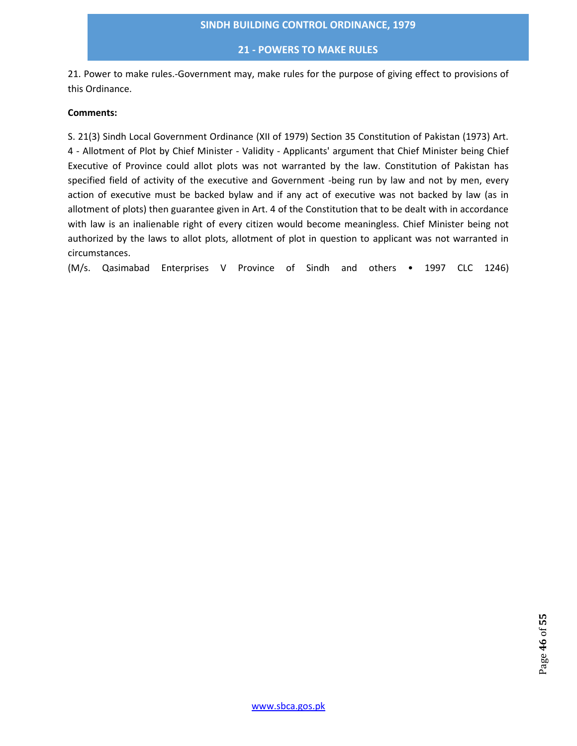## 21 - POWERS TO MAKE RULES

21. Power to make rules.-Government may, make rules for the purpose of giving effect to provisions of this Ordinance.

**Comments:**

S. 21(3) Sindh Local Government Ordinance (XII of 1979) Section 35 Constitution of Pakistan (1973) Art. 4 - Allotment of Plot by Chief Minister - Validity - Applicants' argument that Chief Minister being Chief Executive of Province could allot plots was not warranted by the law. Constitution of Pakistan has specified field of activity of the executive and Government -being run by law and not by men, every action of executive must be backed bylaw and if any act of executive was not backed by law (as in allotment of plots) then guarantee given in Art. 4 of the Constitution that to be dealt with in accordance with law is an inalienable right of every citizen would become meaningless. Chief Minister being not authorized by the laws to allot plots, allotment of plot in question to applicant was not warranted in circumstances.

(M/s. Qasimabad Enterprises V Province of Sindh and others • 1997 CLC 1246)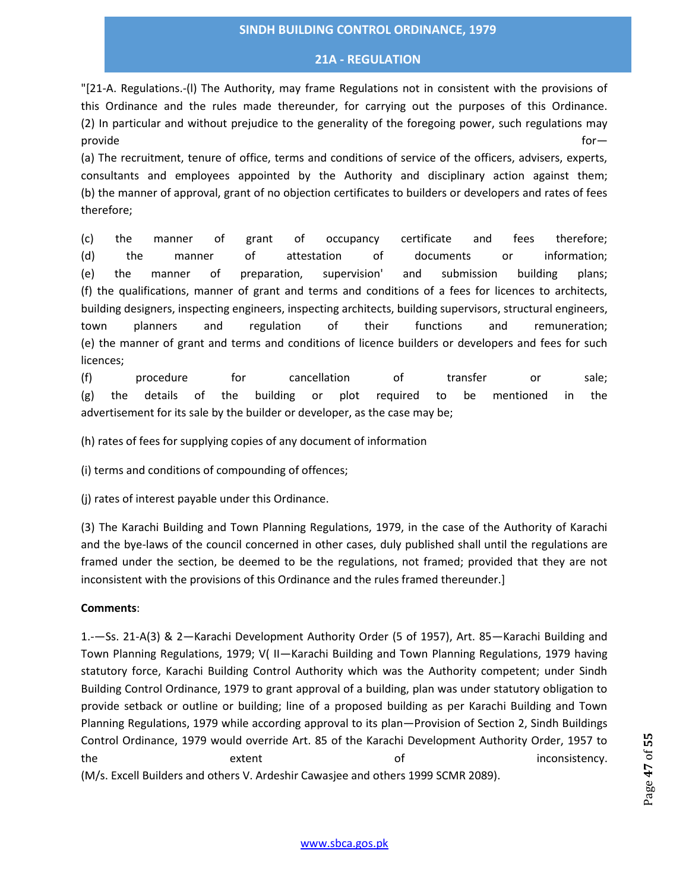## SINDH BUILDING CONTROL ORDINANCE, 1979

### 21A - REGULATION

"[21-A. Regulations.-(l) The Authority, may frame Regulations not in consistent with the provisions of this Ordinance and the rules made thereunder, for carrying out the purposes of this Ordinance. (2) In particular and without prejudice to the generality of the foregoing power, such regulations may provide for—

(a) The recruitment, tenure of office, terms and conditions of service of the officers, advisers, experts, consultants and employees appointed by the Authority and disciplinary action against them; (b) the manner of approval, grant of no objection certificates to builders or developers and rates of fees therefore;

(c) the manner of grant of occupancy certificate and fees therefore;
(d) the manner of attestation of documents or information;
(e) the manner of preparation, supervision' and submission building plans;
(f) the qualifications, manner of grant and terms and conditions of a fees for licences to architects, building designers, inspecting engineers, inspecting architects, building supervisors, structural engineers, town planners and regulation of their functions and remuneration;
(e) the manner of grant and terms and conditions of licence builders or developers and fees for such licences;
(f) procedure for cancellation of transfer or sale;
(g) the details of the building or plot required to be mentioned in the advertisement for its sale by the builder or developer, as the case may be;

(h) rates of fees for supplying copies of any document of information

(i) terms and conditions of compounding of offences;

(j) rates of interest payable under this Ordinance.

(3) The Karachi Building and Town Planning Regulations, 1979, in the case of the Authority of Karachi and the bye-laws of the council concerned in other cases, duly published shall until the regulations are framed under the section, be deemed to be the regulations, not framed; provided that they are not inconsistent with the provisions of this Ordinance and the rules framed thereunder.]

**Comments**:

1.-—Ss. 21-A(3) & 2—Karachi Development Authority Order (5 of 1957), Art. 85—Karachi Building and Town Planning Regulations, 1979; V( II—Karachi Building and Town Planning Regulations, 1979 having statutory force, Karachi Building Control Authority which was the Authority competent; under Sindh Building Control Ordinance, 1979 to grant approval of a building, plan was under statutory obligation to provide setback or outline or building; line of a proposed building as per Karachi Building and Town Planning Regulations, 1979 while according approval to its plan—Provision of Section 2, Sindh Buildings Control Ordinance, 1979 would override Art. 85 of the Karachi Development Authority Order, 1957 to the extent of inconsistency. (M/s. Excell Builders and others V. Ardeshir Cawasjee and others 1999 SCMR 2089).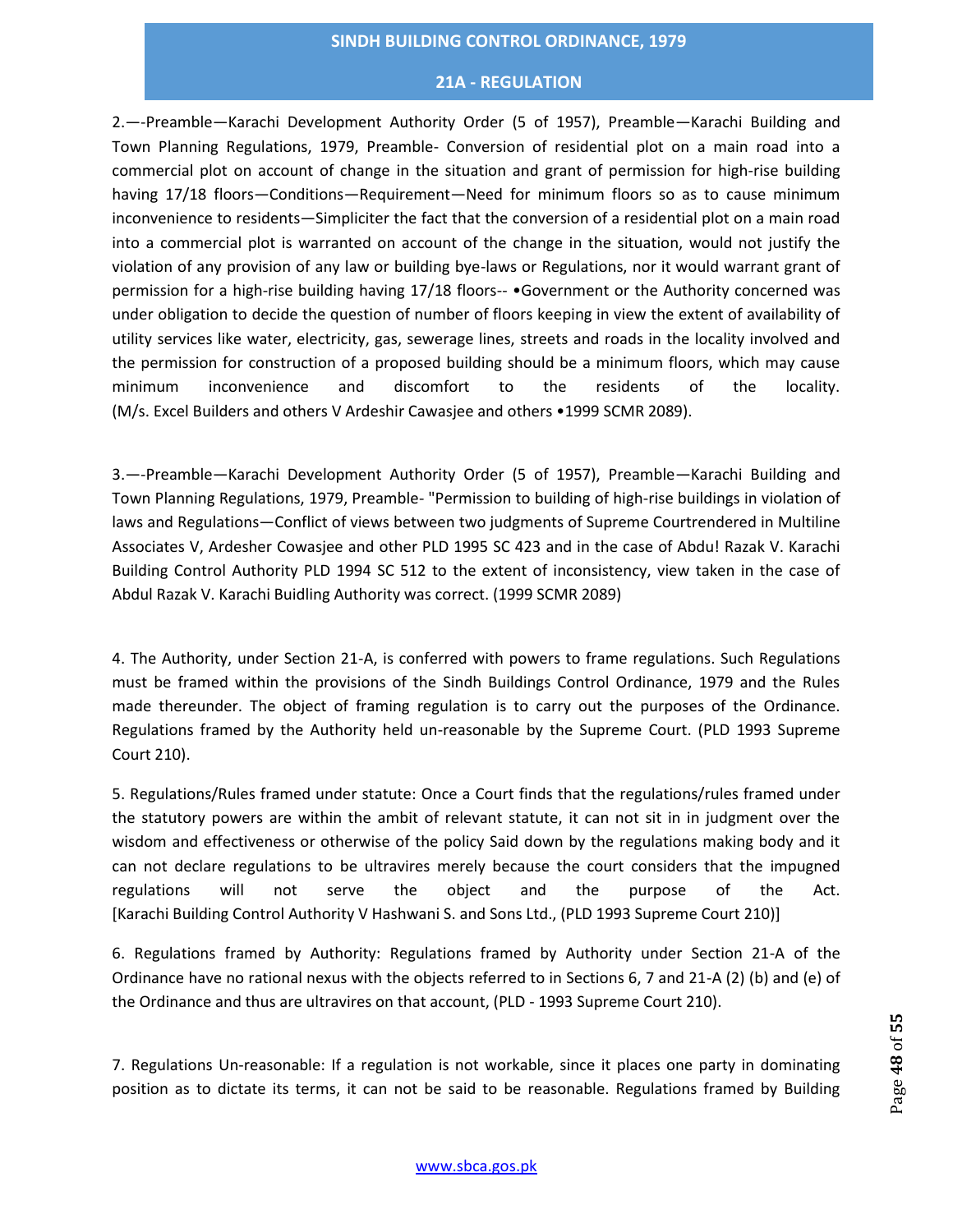2.—-Preamble—Karachi Development Authority Order (5 of 1957), Preamble—Karachi Building and Town Planning Regulations, 1979, Preamble- Conversion of residential plot on a main road into a commercial plot on account of change in the situation and grant of permission for high-rise building having 17/18 floors—Conditions—Requirement—Need for minimum floors so as to cause minimum inconvenience to residents—Simpliciter the fact that the conversion of a residential plot on a main road into a commercial plot is warranted on account of the change in the situation, would not justify the violation of any provision of any law or building bye-laws or Regulations, nor it would warrant grant of permission for a high-rise building having 17/18 floors-- •Government or the Authority concerned was under obligation to decide the question of number of floors keeping in view the extent of availability of utility services like water, electricity, gas, sewerage lines, streets and roads in the locality involved and the permission for construction of a proposed building should be a minimum floors, which may cause minimum inconvenience and discomfort to the residents of the locality. (M/s. Excel Builders and others V Ardeshir Cawasjee and others •1999 SCMR 2089).

3.—-Preamble—Karachi Development Authority Order (5 of 1957), Preamble—Karachi Building and Town Planning Regulations, 1979, Preamble- "Permission to building of high-rise buildings in violation of laws and Regulations—Conflict of views between two judgments of Supreme Courtrendered in Multiline Associates V, Ardesher Cowasjee and other PLD 1995 SC 423 and in the case of Abdu! Razak V. Karachi Building Control Authority PLD 1994 SC 512 to the extent of inconsistency, view taken in the case of Abdul Razak V. Karachi Buidling Authority was correct. (1999 SCMR 2089)

4. The Authority, under Section 21-A, is conferred with powers to frame regulations. Such Regulations must be framed within the provisions of the Sindh Buildings Control Ordinance, 1979 and the Rules made thereunder. The object of framing regulation is to carry out the purposes of the Ordinance. Regulations framed by the Authority held un-reasonable by the Supreme Court. (PLD 1993 Supreme Court 210).

5. Regulations/Rules framed under statute: Once a Court finds that the regulations/rules framed under the statutory powers are within the ambit of relevant statute, it can not sit in in judgment over the wisdom and effectiveness or otherwise of the policy Said down by the regulations making body and it can not declare regulations to be ultravires merely because the court considers that the impugned regulations will not serve the object and the purpose of the Act. [Karachi Building Control Authority V Hashwani S. and Sons Ltd., (PLD 1993 Supreme Court 210)]

6. Regulations framed by Authority: Regulations framed by Authority under Section 21-A of the Ordinance have no rational nexus with the objects referred to in Sections 6, 7 and 21-A (2) (b) and (e) of the Ordinance and thus are ultravires on that account, (PLD - 1993 Supreme Court 210).

7. Regulations Un-reasonable: If a regulation is not workable, since it places one party in dominating position as to dictate its terms, it can not be said to be reasonable. Regulations framed by Building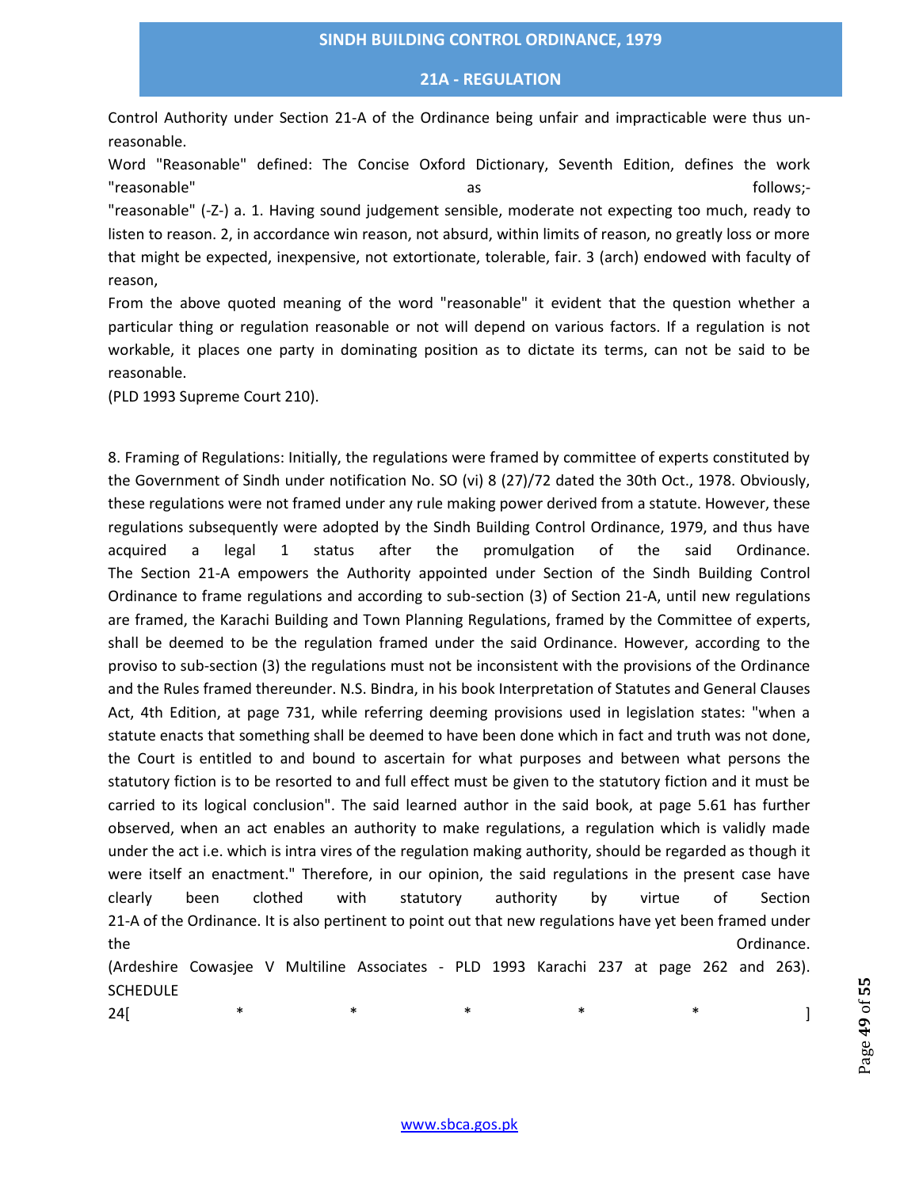Control Authority under Section 21-A of the Ordinance being unfair and impracticable were thus un-reasonable.

Word "Reasonable" defined: The Concise Oxford Dictionary, Seventh Edition, defines the work "reasonable" as follows;-

"reasonable" (-Z-) a. 1. Having sound judgement sensible, moderate not expecting too much, ready to listen to reason. 2, in accordance win reason, not absurd, within limits of reason, no greatly loss or more that might be expected, inexpensive, not extortionate, tolerable, fair. 3 (arch) endowed with faculty of reason,

From the above quoted meaning of the word "reasonable" it evident that the question whether a particular thing or regulation reasonable or not will depend on various factors. If a regulation is not workable, it places one party in dominating position as to dictate its terms, can not be said to be reasonable.

(PLD 1993 Supreme Court 210).

8. Framing of Regulations: Initially, the regulations were framed by committee of experts constituted by the Government of Sindh under notification No. SO (vi) 8 (27)/72 dated the 30th Oct., 1978. Obviously, these regulations were not framed under any rule making power derived from a statute. However, these regulations subsequently were adopted by the Sindh Building Control Ordinance, 1979, and thus have acquired a legal 1 status after the promulgation of the said Ordinance. The Section 21-A empowers the Authority appointed under Section of the Sindh Building Control Ordinance to frame regulations and according to sub-section (3) of Section 21-A, until new regulations are framed, the Karachi Building and Town Planning Regulations, framed by the Committee of experts, shall be deemed to be the regulation framed under the said Ordinance. However, according to the proviso to sub-section (3) the regulations must not be inconsistent with the provisions of the Ordinance and the Rules framed thereunder. N.S. Bindra, in his book Interpretation of Statutes and General Clauses Act, 4th Edition, at page 731, while referring deeming provisions used in legislation states: "when a statute enacts that something shall be deemed to have been done which in fact and truth was not done, the Court is entitled to and bound to ascertain for what purposes and between what persons the statutory fiction is to be resorted to and full effect must be given to the statutory fiction and it must be carried to its logical conclusion". The said learned author in the said book, at page 5.61 has further observed, when an act enables an authority to make regulations, a regulation which is validly made under the act i.e. which is intra vires of the regulation making authority, should be regarded as though it were itself an enactment." Therefore, in our opinion, the said regulations in the present case have clearly been clothed with statutory authority by virtue of Section 21-A of the Ordinance. It is also pertinent to point out that new regulations have yet been framed under the Ordinance.

(Ardeshire Cowasjee V Multiline Associates - PLD 1993 Karachi 237 at page 262 and 263).

SCHEDULE

24[ * * * * * ]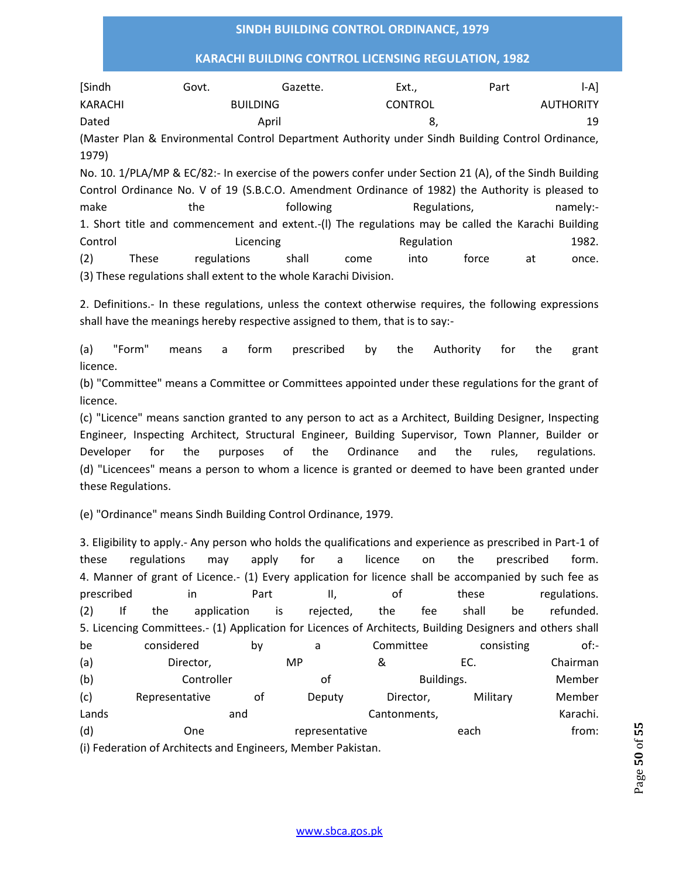[Sindh Govt. Gazette. Ext., Part I-A]
KARACHI BUILDING CONTROL AUTHORITY
Dated April 8, 19
(Master Plan & Environmental Control Department Authority under Sindh Building Control Ordinance, 1979)

No. 10. 1/PLA/MP & EC/82:- In exercise of the powers confer under Section 21 (A), of the Sindh Building Control Ordinance No. V of 19 (S.B.C.O. Amendment Ordinance of 1982) the Authority is pleased to make the following Regulations, namely:-

1. Short title and commencement and extent.-(l) The regulations may be called the Karachi Building Control Licencing Regulation 1982.
(2) These regulations shall come into force at once.
(3) These regulations shall extent to the whole Karachi Division.

2. Definitions.- In these regulations, unless the context otherwise requires, the following expressions shall have the meanings hereby respective assigned to them, that is to say:-

(a) "Form" means a form prescribed by the Authority for the grant licence.
(b) "Committee" means a Committee or Committees appointed under these regulations for the grant of licence.
(c) "Licence" means sanction granted to any person to act as a Architect, Building Designer, Inspecting Engineer, Inspecting Architect, Structural Engineer, Building Supervisor, Town Planner, Builder or Developer for the purposes of the Ordinance and the rules, regulations.
(d) "Licencees" means a person to whom a licence is granted or deemed to have been granted under these Regulations.

(e) "Ordinance" means Sindh Building Control Ordinance, 1979.

3. Eligibility to apply.- Any person who holds the qualifications and experience as prescribed in Part-1 of these regulations may apply for a licence on the prescribed form.
4. Manner of grant of Licence.- (1) Every application for licence shall be accompanied by such fee as prescribed in Part II, of these regulations.
(2) If the application is rejected, the fee shall be refunded.
5. Licencing Committees.- (1) Application for Licences of Architects, Building Designers and others shall be considered by a Committee consisting of:-
(a) Director, MP & EC. Chairman
(b) Controller of Buildings. Member
(c) Representative of Deputy Director, Military Member Lands and Cantonments, Karachi.
(d) One representative each from:
(i) Federation of Architects and Engineers, Member Pakistan.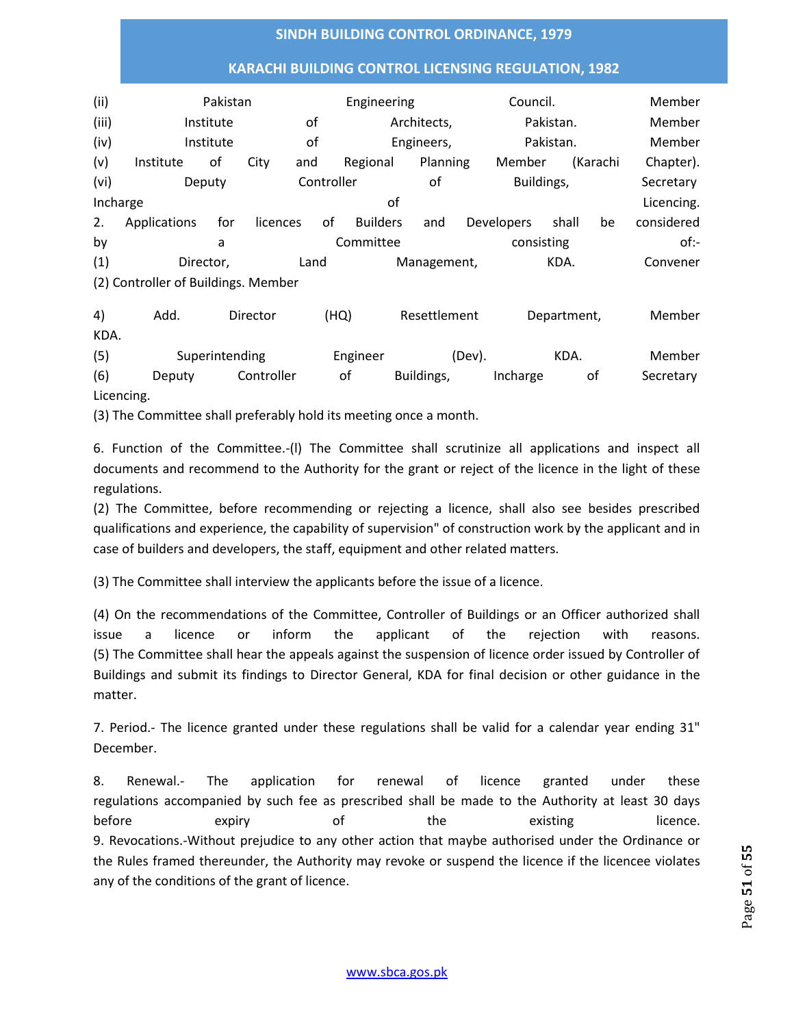(ii) Pakistan Engineering Council. Member

(iii) Institute of Architects, Pakistan. Member

(iv) Institute of Engineers, Pakistan. Member

(v) Institute of City and Regional Planning Member (Karachi Chapter).

(vi) Deputy Controller of Buildings, Secretary Incharge of Licencing.

2. Applications for licences of Builders and Developers shall be considered by a Committee consisting of:-

(1) Director, Land Management, KDA. Convener

(2) Controller of Buildings. Member

4) Add. Director (HQ) Resettlement Department, Member KDA.

(5) Superintending Engineer (Dev). KDA. Member

(6) Deputy Controller of Buildings, Incharge of Secretary Licencing.

(3) The Committee shall preferably hold its meeting once a month.

6. Function of the Committee.-(l) The Committee shall scrutinize all applications and inspect all documents and recommend to the Authority for the grant or reject of the licence in the light of these regulations.

(2) The Committee, before recommending or rejecting a licence, shall also see besides prescribed qualifications and experience, the capability of supervision" of construction work by the applicant and in case of builders and developers, the staff, equipment and other related matters.

(3) The Committee shall interview the applicants before the issue of a licence.

(4) On the recommendations of the Committee, Controller of Buildings or an Officer authorized shall issue a licence or inform the applicant of the rejection with reasons.

(5) The Committee shall hear the appeals against the suspension of licence order issued by Controller of Buildings and submit its findings to Director General, KDA for final decision or other guidance in the matter.

7. Period.- The licence granted under these regulations shall be valid for a calendar year ending 31" December.

8. Renewal.- The application for renewal of licence granted under these regulations accompanied by such fee as prescribed shall be made to the Authority at least 30 days before expiry of the existing licence.

9. Revocations.-Without prejudice to any other action that maybe authorised under the Ordinance or the Rules framed thereunder, the Authority may revoke or suspend the licence if the licencee violates any of the conditions of the grant of licence.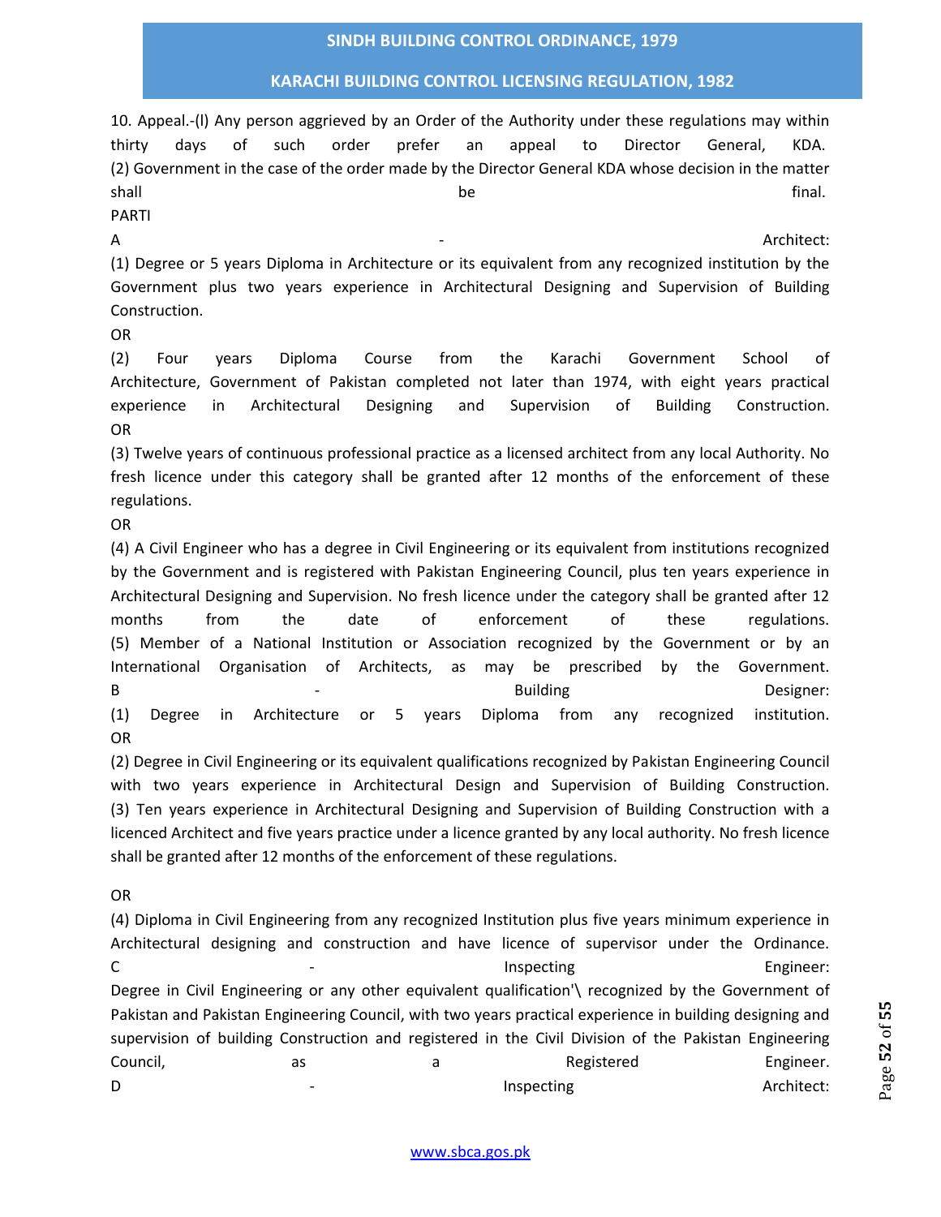10. Appeal.-(l) Any person aggrieved by an Order of the Authority under these regulations may within thirty days of such order prefer an appeal to Director General, KDA.
(2) Government in the case of the order made by the Director General KDA whose decision in the matter shall be final.

PARTI

A - Architect:

(1) Degree or 5 years Diploma in Architecture or its equivalent from any recognized institution by the Government plus two years experience in Architectural Designing and Supervision of Building Construction.

OR

(2) Four years Diploma Course from the Karachi Government School of Architecture, Government of Pakistan completed not later than 1974, with eight years practical experience in Architectural Designing and Supervision of Building Construction.

OR

(3) Twelve years of continuous professional practice as a licensed architect from any local Authority. No fresh licence under this category shall be granted after 12 months of the enforcement of these regulations.

OR

(4) A Civil Engineer who has a degree in Civil Engineering or its equivalent from institutions recognized by the Government and is registered with Pakistan Engineering Council, plus ten years experience in Architectural Designing and Supervision. No fresh licence under the category shall be granted after 12 months from the date of enforcement of these regulations.
(5) Member of a National Institution or Association recognized by the Government or by an International Organisation of Architects, as may be prescribed by the Government.

B - Building Designer:

(1) Degree in Architecture or 5 years Diploma from any recognized institution.

OR

(2) Degree in Civil Engineering or its equivalent qualifications recognized by Pakistan Engineering Council with two years experience in Architectural Design and Supervision of Building Construction.
(3) Ten years experience in Architectural Designing and Supervision of Building Construction with a licenced Architect and five years practice under a licence granted by any local authority. No fresh licence shall be granted after 12 months of the enforcement of these regulations.

OR

(4) Diploma in Civil Engineering from any recognized Institution plus five years minimum experience in Architectural designing and construction and have licence of supervisor under the Ordinance.

C - Inspecting Engineer:

Degree in Civil Engineering or any other equivalent qualification'\ recognized by the Government of Pakistan and Pakistan Engineering Council, with two years practical experience in building designing and supervision of building Construction and registered in the Civil Division of the Pakistan Engineering Council, as a Registered Engineer.

D - Inspecting Architect: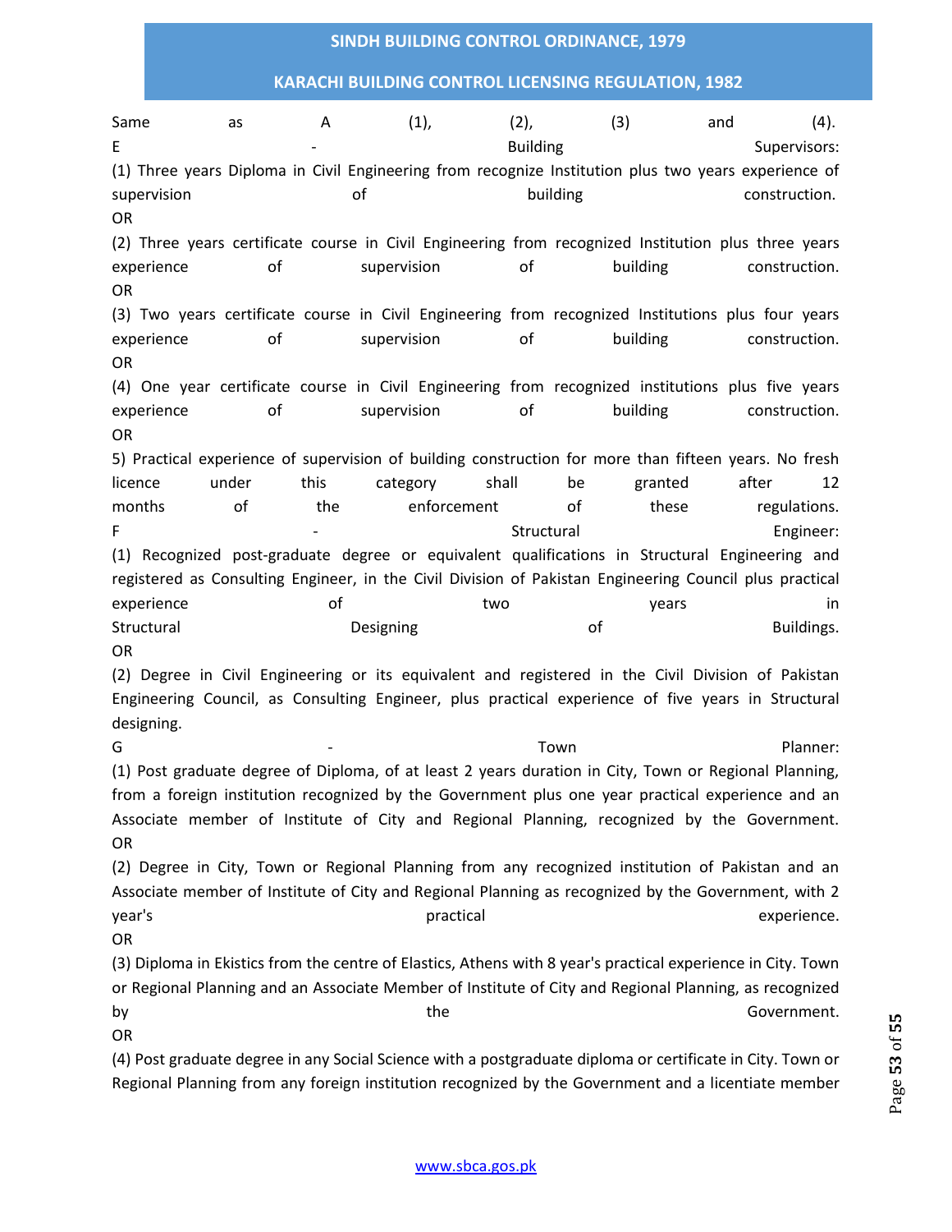Same as A (1), (2), (3) and (4).

E - Building Supervisors:

(1) Three years Diploma in Civil Engineering from recognize Institution plus two years experience of supervision of building construction.

OR

(2) Three years certificate course in Civil Engineering from recognized Institution plus three years experience of supervision of building construction.

OR

(3) Two years certificate course in Civil Engineering from recognized Institutions plus four years experience of supervision of building construction.

OR

(4) One year certificate course in Civil Engineering from recognized institutions plus five years experience of supervision of building construction.

OR

5) Practical experience of supervision of building construction for more than fifteen years. No fresh licence under this category shall be granted after 12 months of the enforcement of these regulations.

F - Structural Engineer:

(1) Recognized post-graduate degree or equivalent qualifications in Structural Engineering and registered as Consulting Engineer, in the Civil Division of Pakistan Engineering Council plus practical experience of two years in Structural Designing of Buildings.

OR

(2) Degree in Civil Engineering or its equivalent and registered in the Civil Division of Pakistan Engineering Council, as Consulting Engineer, plus practical experience of five years in Structural designing.

G - Town Planner:

(1) Post graduate degree of Diploma, of at least 2 years duration in City, Town or Regional Planning, from a foreign institution recognized by the Government plus one year practical experience and an Associate member of Institute of City and Regional Planning, recognized by the Government.

OR

(2) Degree in City, Town or Regional Planning from any recognized institution of Pakistan and an Associate member of Institute of City and Regional Planning as recognized by the Government, with 2 year's practical experience.

OR

(3) Diploma in Ekistics from the centre of Elastics, Athens with 8 year's practical experience in City. Town or Regional Planning and an Associate Member of Institute of City and Regional Planning, as recognized by the Government.

OR

(4) Post graduate degree in any Social Science with a postgraduate diploma or certificate in City. Town or Regional Planning from any foreign institution recognized by the Government and a licentiate member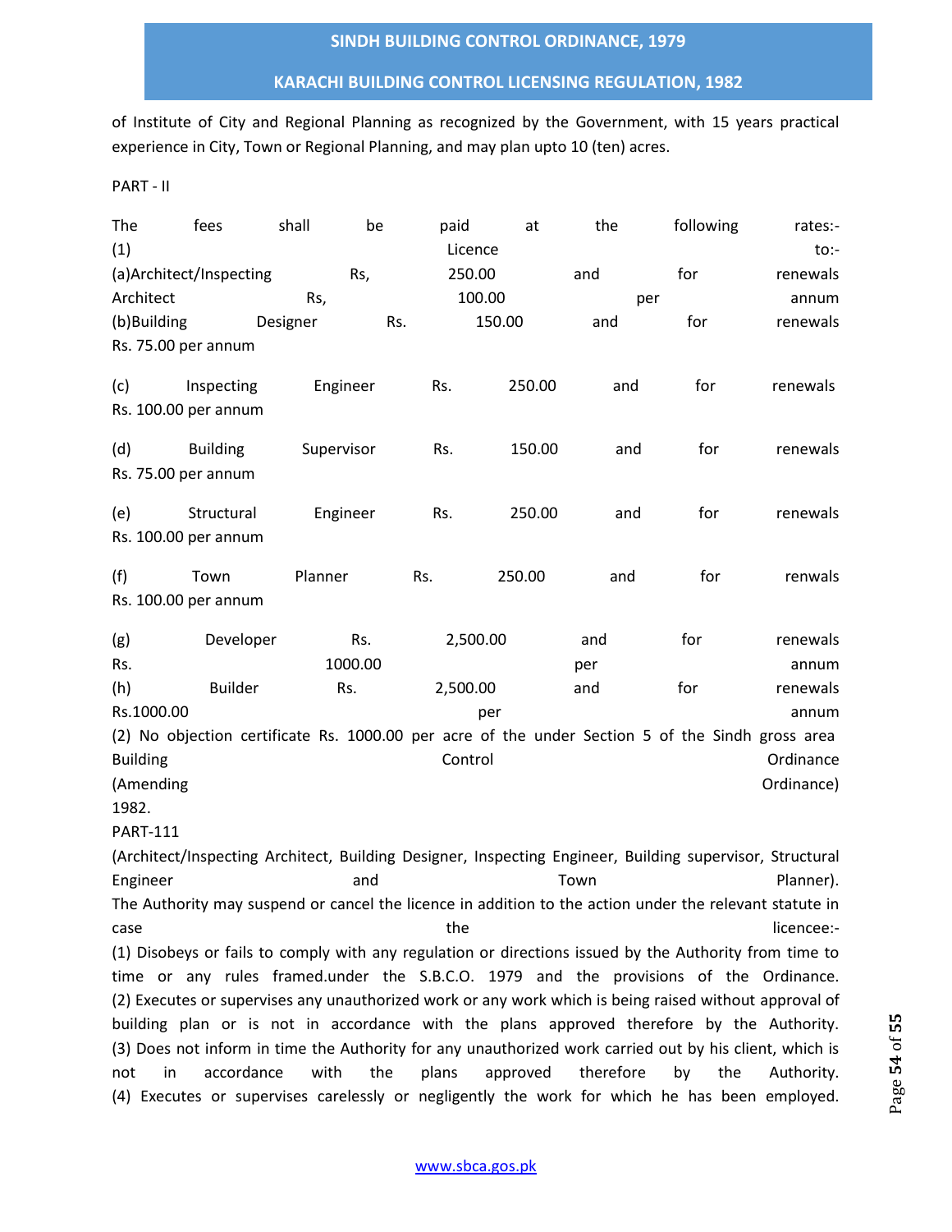of Institute of City and Regional Planning as recognized by the Government, with 15 years practical experience in City, Town or Regional Planning, and may plan upto 10 (ten) acres.

PART - II

The fees shall be paid at the following rates:-

(1) Licence to:-

(a)Architect/Inspecting Rs, 250.00 and for renewals Architect Rs, 100.00 per annum

(b)Building Designer Rs. 150.00 and for renewals Rs. 75.00 per annum

(c) Inspecting Engineer Rs. 250.00 and for renewals Rs. 100.00 per annum

(d) Building Supervisor Rs. 150.00 and for renewals Rs. 75.00 per annum

(e) Structural Engineer Rs. 250.00 and for renewals Rs. 100.00 per annum

(f) Town Planner Rs. 250.00 and for renwals Rs. 100.00 per annum

(g) Developer Rs. 2,500.00 and for renewals Rs. 1000.00 per annum

(h) Builder Rs. 2,500.00 and for renewals Rs.1000.00 per annum

(2) No objection certificate Rs. 1000.00 per acre of the under Section 5 of the Sindh gross area Building Control Ordinance (Amending Ordinance) 1982.

PART-111

(Architect/Inspecting Architect, Building Designer, Inspecting Engineer, Building supervisor, Structural Engineer and Town Planner).

The Authority may suspend or cancel the licence in addition to the action under the relevant statute in case the licencee:-

(1) Disobeys or fails to comply with any regulation or directions issued by the Authority from time to time or any rules framed.under the S.B.C.O. 1979 and the provisions of the Ordinance.

(2) Executes or supervises any unauthorized work or any work which is being raised without approval of building plan or is not in accordance with the plans approved therefore by the Authority.

(3) Does not inform in time the Authority for any unauthorized work carried out by his client, which is not in accordance with the plans approved therefore by the Authority.

(4) Executes or supervises carelessly or negligently the work for which he has been employed.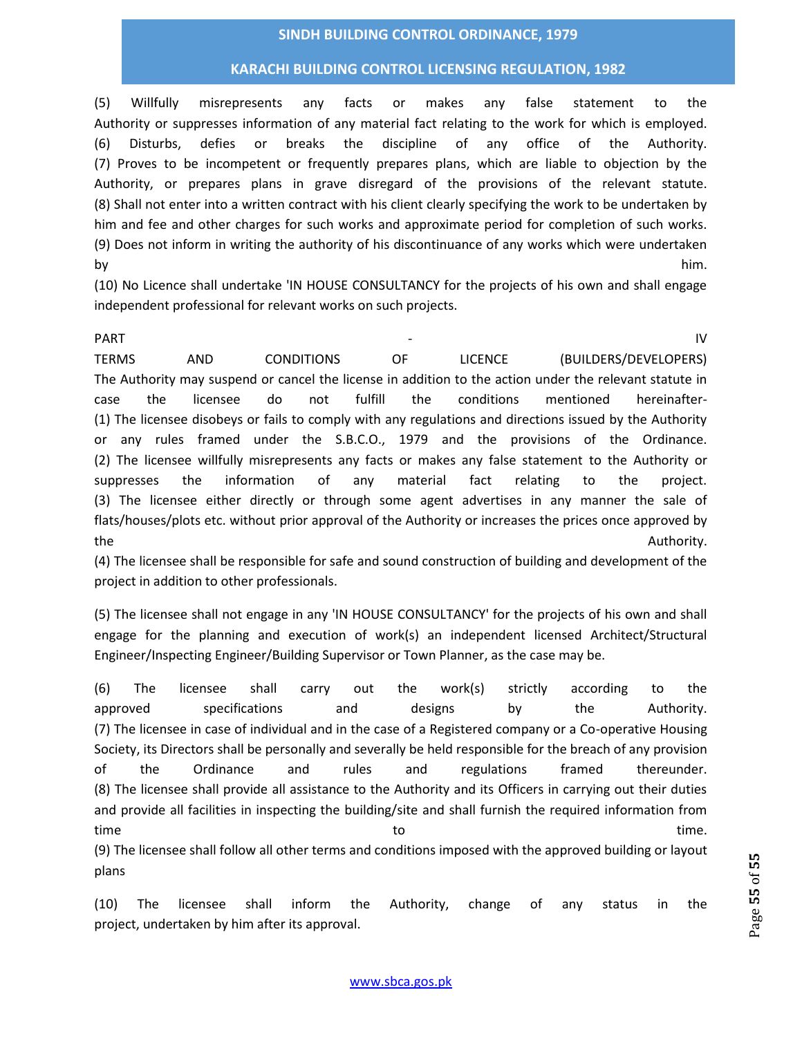(5) Willfully misrepresents any facts or makes any false statement to the Authority or suppresses information of any material fact relating to the work for which is employed.
(6) Disturbs, defies or breaks the discipline of any office of the Authority.
(7) Proves to be incompetent or frequently prepares plans, which are liable to objection by the Authority, or prepares plans in grave disregard of the provisions of the relevant statute.
(8) Shall not enter into a written contract with his client clearly specifying the work to be undertaken by him and fee and other charges for such works and approximate period for completion of such works.
(9) Does not inform in writing the authority of his discontinuance of any works which were undertaken by him.
(10) No Licence shall undertake 'IN HOUSE CONSULTANCY for the projects of his own and shall engage independent professional for relevant works on such projects.

## PART - IV
## TERMS AND CONDITIONS OF LICENCE (BUILDERS/DEVELOPERS)

The Authority may suspend or cancel the license in addition to the action under the relevant statute in case the licensee do not fulfill the conditions mentioned hereinafter-
(1) The licensee disobeys or fails to comply with any regulations and directions issued by the Authority or any rules framed under the S.B.C.O., 1979 and the provisions of the Ordinance.
(2) The licensee willfully misrepresents any facts or makes any false statement to the Authority or suppresses the information of any material fact relating to the project.
(3) The licensee either directly or through some agent advertises in any manner the sale of flats/houses/plots etc. without prior approval of the Authority or increases the prices once approved by the Authority.
(4) The licensee shall be responsible for safe and sound construction of building and development of the project in addition to other professionals.

(5) The licensee shall not engage in any 'IN HOUSE CONSULTANCY' for the projects of his own and shall engage for the planning and execution of work(s) an independent licensed Architect/Structural Engineer/Inspecting Engineer/Building Supervisor or Town Planner, as the case may be.

(6) The licensee shall carry out the work(s) strictly according to the approved specifications and designs by the Authority.
(7) The licensee in case of individual and in the case of a Registered company or a Co-operative Housing Society, its Directors shall be personally and severally be held responsible for the breach of any provision of the Ordinance and rules and regulations framed thereunder.
(8) The licensee shall provide all assistance to the Authority and its Officers in carrying out their duties and provide all facilities in inspecting the building/site and shall furnish the required information from time to time.
(9) The licensee shall follow all other terms and conditions imposed with the approved building or layout plans

(10) The licensee shall inform the Authority, change of any status in the project, undertaken by him after its approval.